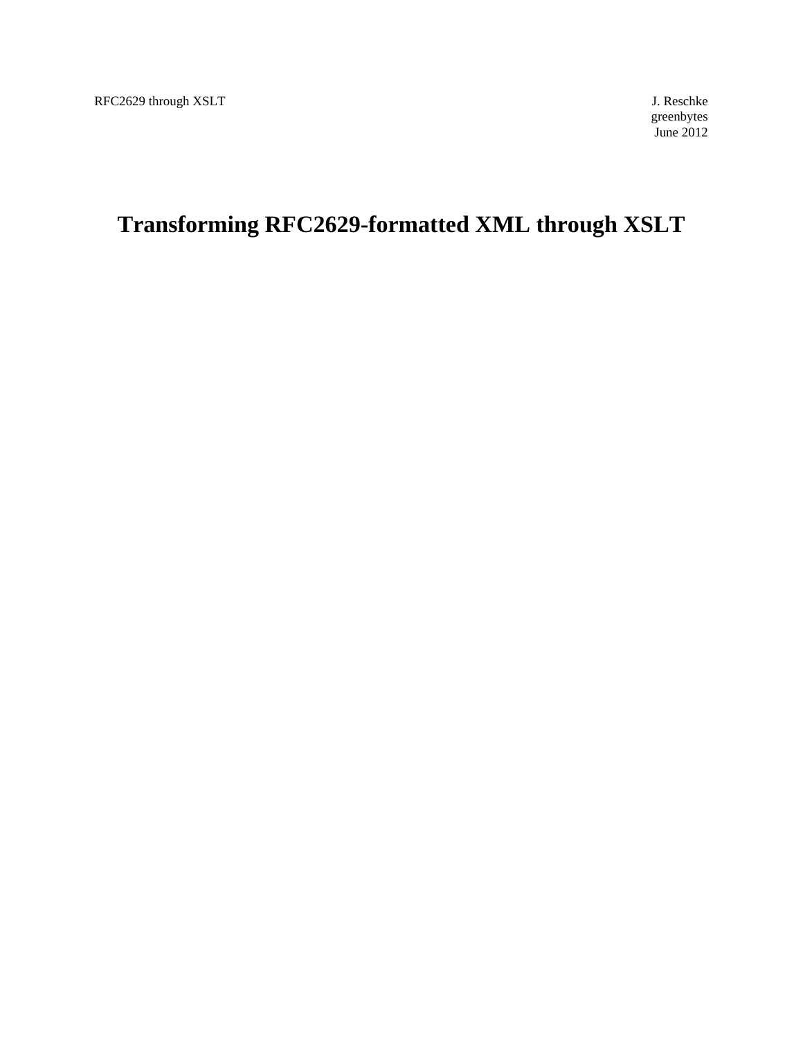RFC2629 through XSLT

J. Reschke
greenbytes
June 2012

# Transforming RFC2629-formatted XML through XSLT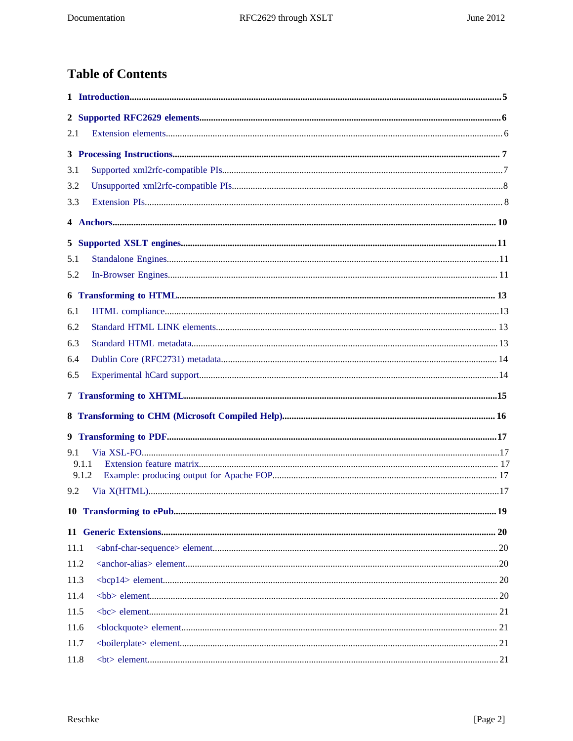# Table of Contents

**1 Introduction** .......... **5**

**2 Supported RFC2629 elements** .......... **6**

2.1 Extension elements .......... 6

**3 Processing Instructions** .......... **7**

3.1 Supported xml2rfc-compatible PIs .......... 7

3.2 Unsupported xml2rfc-compatible PIs .......... 8

3.3 Extension PIs .......... 8

**4 Anchors** .......... **10**

**5 Supported XSLT engines** .......... **11**

5.1 Standalone Engines .......... 11

5.2 In-Browser Engines .......... 11

**6 Transforming to HTML** .......... **13**

6.1 HTML compliance .......... 13

6.2 Standard HTML LINK elements .......... 13

6.3 Standard HTML metadata .......... 13

6.4 Dublin Core (RFC2731) metadata .......... 14

6.5 Experimental hCard support .......... 14

**7 Transforming to XHTML** .......... **15**

**8 Transforming to CHM (Microsoft Compiled Help)** .......... **16**

**9 Transforming to PDF** .......... **17**

9.1 Via XSL-FO .......... 17

9.1.1 Extension feature matrix .......... 17

9.1.2 Example: producing output for Apache FOP .......... 17

9.2 Via X(HTML) .......... 17

**10 Transforming to ePub** .......... **19**

**11 Generic Extensions** .......... **20**

11.1 <abnf-char-sequence> element .......... 20

11.2 <anchor-alias> element .......... 20

11.3 <bcp14> element .......... 20

11.4 <bb> element .......... 20

11.5 <bc> element .......... 21

11.6 <blockquote> element .......... 21

11.7 <boilerplate> element .......... 21

11.8 <bt> element .......... 21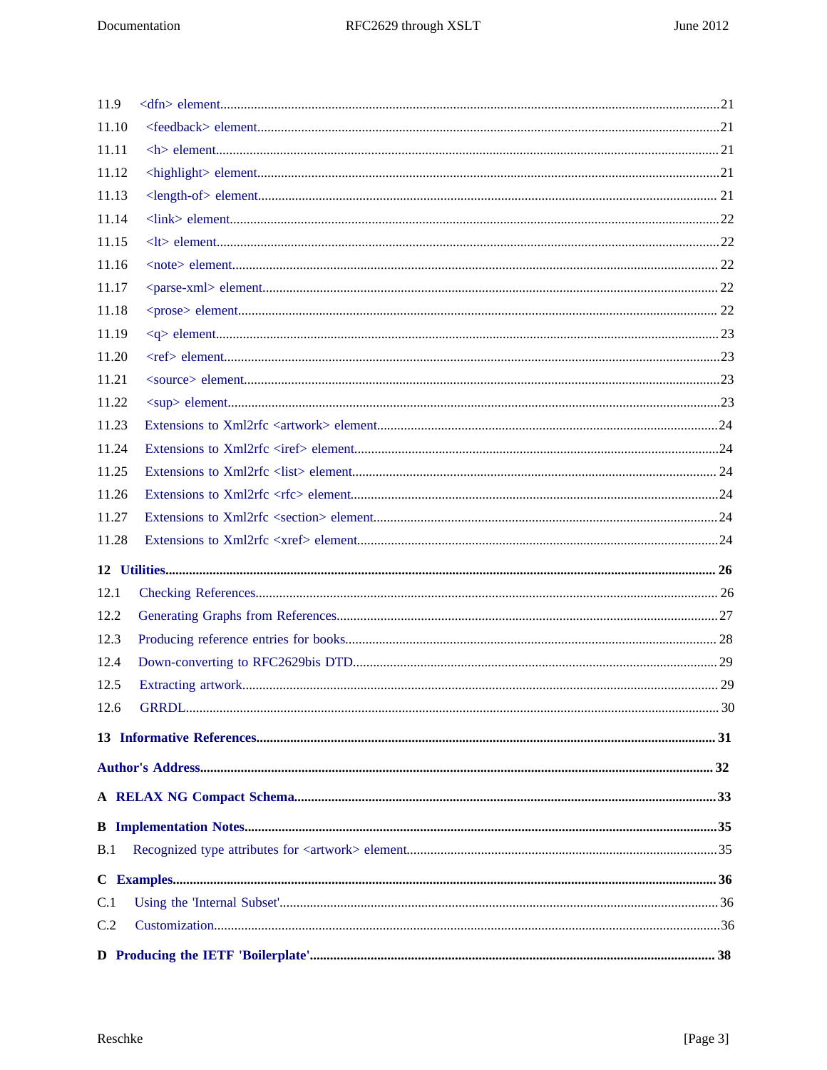11.9 <dfn> element ..... 21
11.10 <feedback> element ..... 21
11.11 <h> element ..... 21
11.12 <highlight> element ..... 21
11.13 <length-of> element ..... 21
11.14 <link> element ..... 22
11.15 <lt> element ..... 22
11.16 <note> element ..... 22
11.17 <parse-xml> element ..... 22
11.18 <prose> element ..... 22
11.19 <q> element ..... 23
11.20 <ref> element ..... 23
11.21 <source> element ..... 23
11.22 <sup> element ..... 23
11.23 Extensions to Xml2rfc <artwork> element ..... 24
11.24 Extensions to Xml2rfc <iref> element ..... 24
11.25 Extensions to Xml2rfc <list> element ..... 24
11.26 Extensions to Xml2rfc <rfc> element ..... 24
11.27 Extensions to Xml2rfc <section> element ..... 24
11.28 Extensions to Xml2rfc <xref> element ..... 24

**12 Utilities ..... 26**

12.1 Checking References ..... 26
12.2 Generating Graphs from References ..... 27
12.3 Producing reference entries for books ..... 28
12.4 Down-converting to RFC2629bis DTD ..... 29
12.5 Extracting artwork ..... 29
12.6 GRRDL ..... 30

**13 Informative References ..... 31**

**Author's Address ..... 32**

**A RELAX NG Compact Schema ..... 33**

**B Implementation Notes ..... 35**

B.1 Recognized type attributes for <artwork> element ..... 35

**C Examples ..... 36**

C.1 Using the 'Internal Subset' ..... 36
C.2 Customization ..... 36

**D Producing the IETF 'Boilerplate' ..... 38**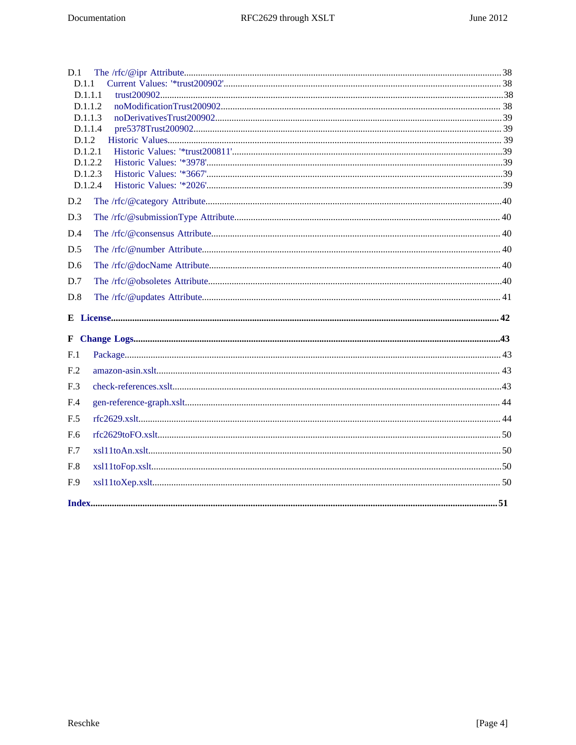D.1 The /rfc/@ipr Attribute .... 38
- D.1.1 Current Values: '*trust200902' .... 38
  - D.1.1.1 trust200902 .... 38
  - D.1.1.2 noModificationTrust200902 .... 38
  - D.1.1.3 noDerivativesTrust200902 .... 39
  - D.1.1.4 pre5378Trust200902 .... 39
- D.1.2 Historic Values .... 39
  - D.1.2.1 Historic Values: '*trust200811' .... 39
  - D.1.2.2 Historic Values: '*3978' .... 39
  - D.1.2.3 Historic Values: '*3667' .... 39
  - D.1.2.4 Historic Values: '*2026' .... 39

D.2 The /rfc/@category Attribute .... 40

D.3 The /rfc/@submissionType Attribute .... 40

D.4 The /rfc/@consensus Attribute .... 40

D.5 The /rfc/@number Attribute .... 40

D.6 The /rfc/@docName Attribute .... 40

D.7 The /rfc/@obsoletes Attribute .... 40

D.8 The /rfc/@updates Attribute .... 41

**E License .... 42**

**F Change Logs .... 43**

F.1 Package .... 43

F.2 amazon-asin.xslt .... 43

F.3 check-references.xslt .... 43

F.4 gen-reference-graph.xslt .... 44

F.5 rfc2629.xslt .... 44

F.6 rfc2629toFO.xslt .... 50

F.7 xsl11toAn.xslt .... 50

F.8 xsl11toFop.xslt .... 50

F.9 xsl11toXep.xslt .... 50

**Index .... 51**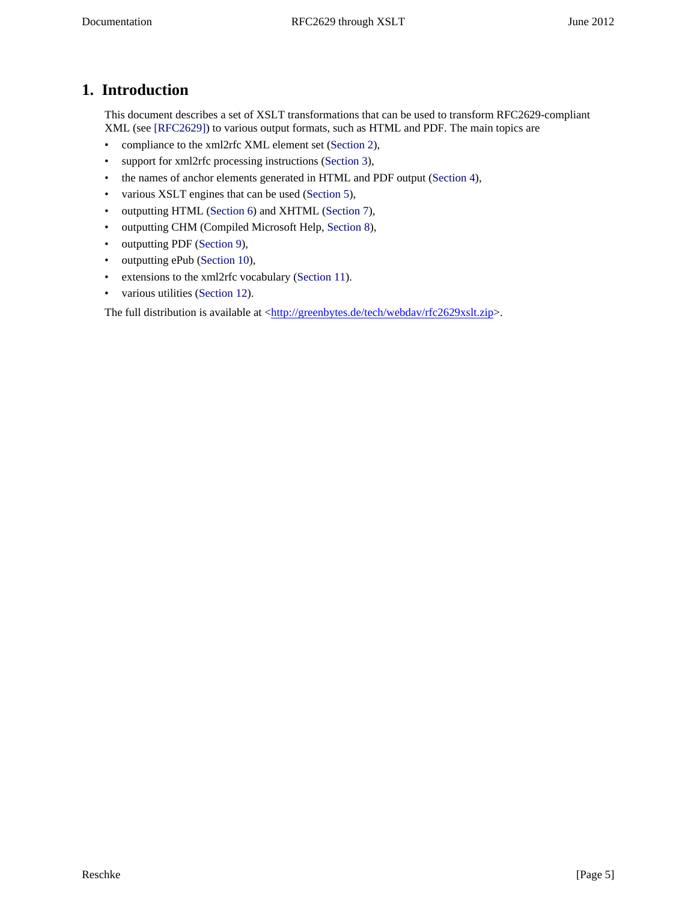# 1. Introduction

This document describes a set of XSLT transformations that can be used to transform RFC2629-compliant XML (see [RFC2629]) to various output formats, such as HTML and PDF. The main topics are

- compliance to the xml2rfc XML element set (Section 2),
- support for xml2rfc processing instructions (Section 3),
- the names of anchor elements generated in HTML and PDF output (Section 4),
- various XSLT engines that can be used (Section 5),
- outputting HTML (Section 6) and XHTML (Section 7),
- outputting CHM (Compiled Microsoft Help, Section 8),
- outputting PDF (Section 9),
- outputting ePub (Section 10),
- extensions to the xml2rfc vocabulary (Section 11).
- various utilities (Section 12).

The full distribution is available at <http://greenbytes.de/tech/webdav/rfc2629xslt.zip>.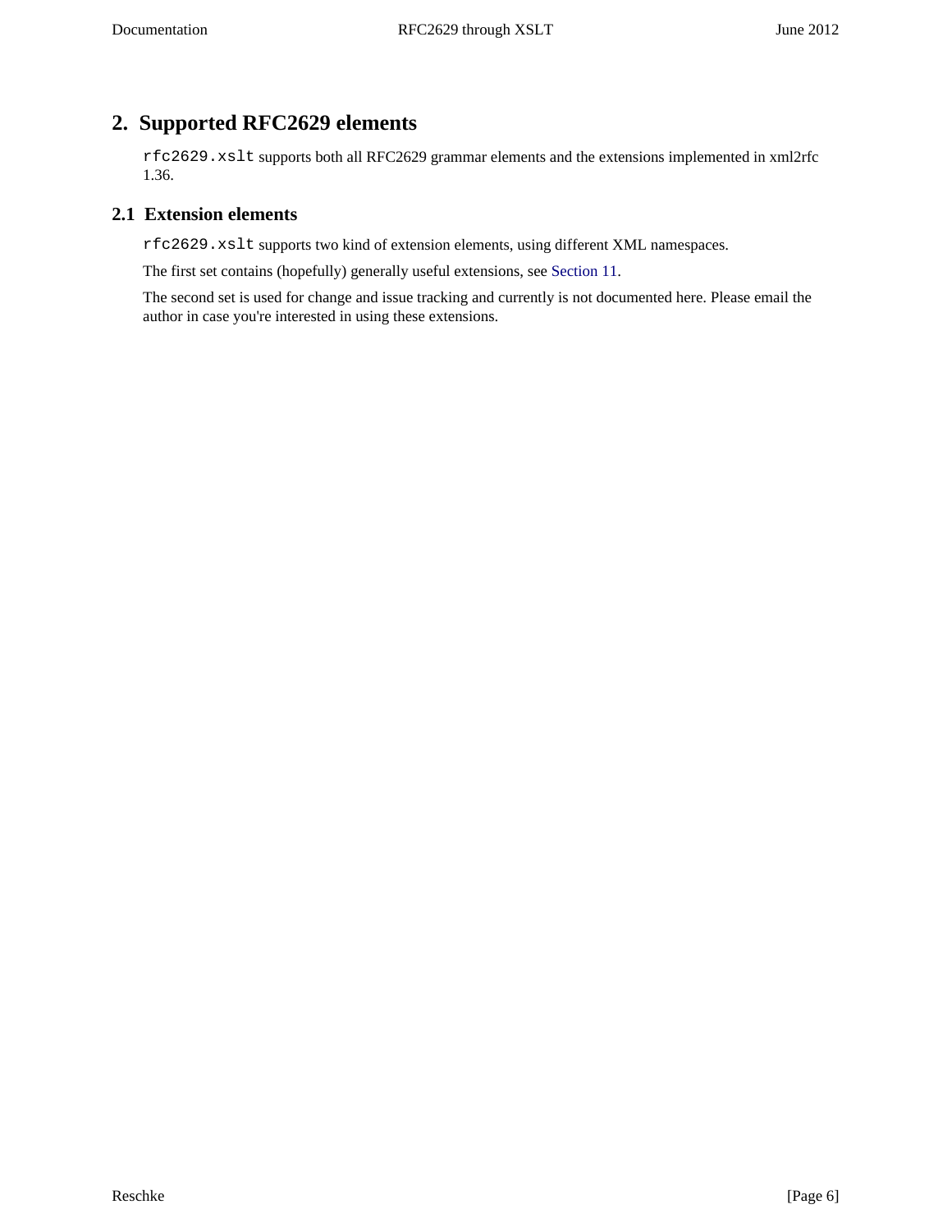## 2. Supported RFC2629 elements

`rfc2629.xslt` supports both all RFC2629 grammar elements and the extensions implemented in xml2rfc 1.36.

### 2.1 Extension elements

`rfc2629.xslt` supports two kind of extension elements, using different XML namespaces.

The first set contains (hopefully) generally useful extensions, see Section 11.

The second set is used for change and issue tracking and currently is not documented here. Please email the author in case you're interested in using these extensions.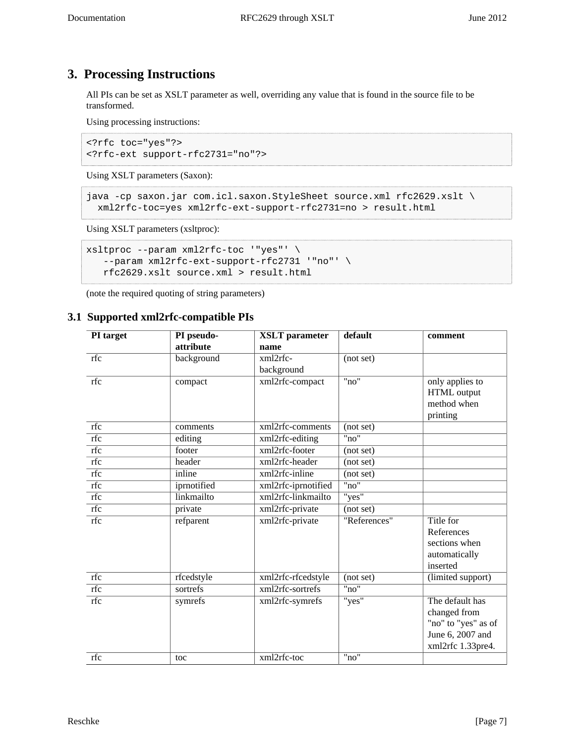## 3. Processing Instructions

All PIs can be set as XSLT parameter as well, overriding any value that is found in the source file to be transformed.

Using processing instructions:

```
<?rfc toc="yes"?>
<?rfc-ext support-rfc2731="no"?>
```

Using XSLT parameters (Saxon):

```
java -cp saxon.jar com.icl.saxon.StyleSheet source.xml rfc2629.xslt \
  xml2rfc-toc=yes xml2rfc-ext-support-rfc2731=no > result.html
```

Using XSLT parameters (xsltproc):

```
xsltproc --param xml2rfc-toc '"yes"' \
   --param xml2rfc-ext-support-rfc2731 '"no"' \
   rfc2629.xslt source.xml > result.html
```

(note the required quoting of string parameters)

### 3.1 Supported xml2rfc-compatible PIs

| PI target | PI pseudo-attribute | XSLT parameter name | default | comment |
|---|---|---|---|---|
| rfc | background | xml2rfc-background | (not set) | |
| rfc | compact | xml2rfc-compact | "no" | only applies to HTML output method when printing |
| rfc | comments | xml2rfc-comments | (not set) | |
| rfc | editing | xml2rfc-editing | "no" | |
| rfc | footer | xml2rfc-footer | (not set) | |
| rfc | header | xml2rfc-header | (not set) | |
| rfc | inline | xml2rfc-inline | (not set) | |
| rfc | iprnotified | xml2rfc-iprnotified | "no" | |
| rfc | linkmailto | xml2rfc-linkmailto | "yes" | |
| rfc | private | xml2rfc-private | (not set) | |
| rfc | refparent | xml2rfc-private | "References" | Title for References sections when automatically inserted |
| rfc | rfcedstyle | xml2rfc-rfcedstyle | (not set) | (limited support) |
| rfc | sortrefs | xml2rfc-sortrefs | "no" | |
| rfc | symrefs | xml2rfc-symrefs | "yes" | The default has changed from "no" to "yes" as of June 6, 2007 and xml2rfc 1.33pre4. |
| rfc | toc | xml2rfc-toc | "no" | |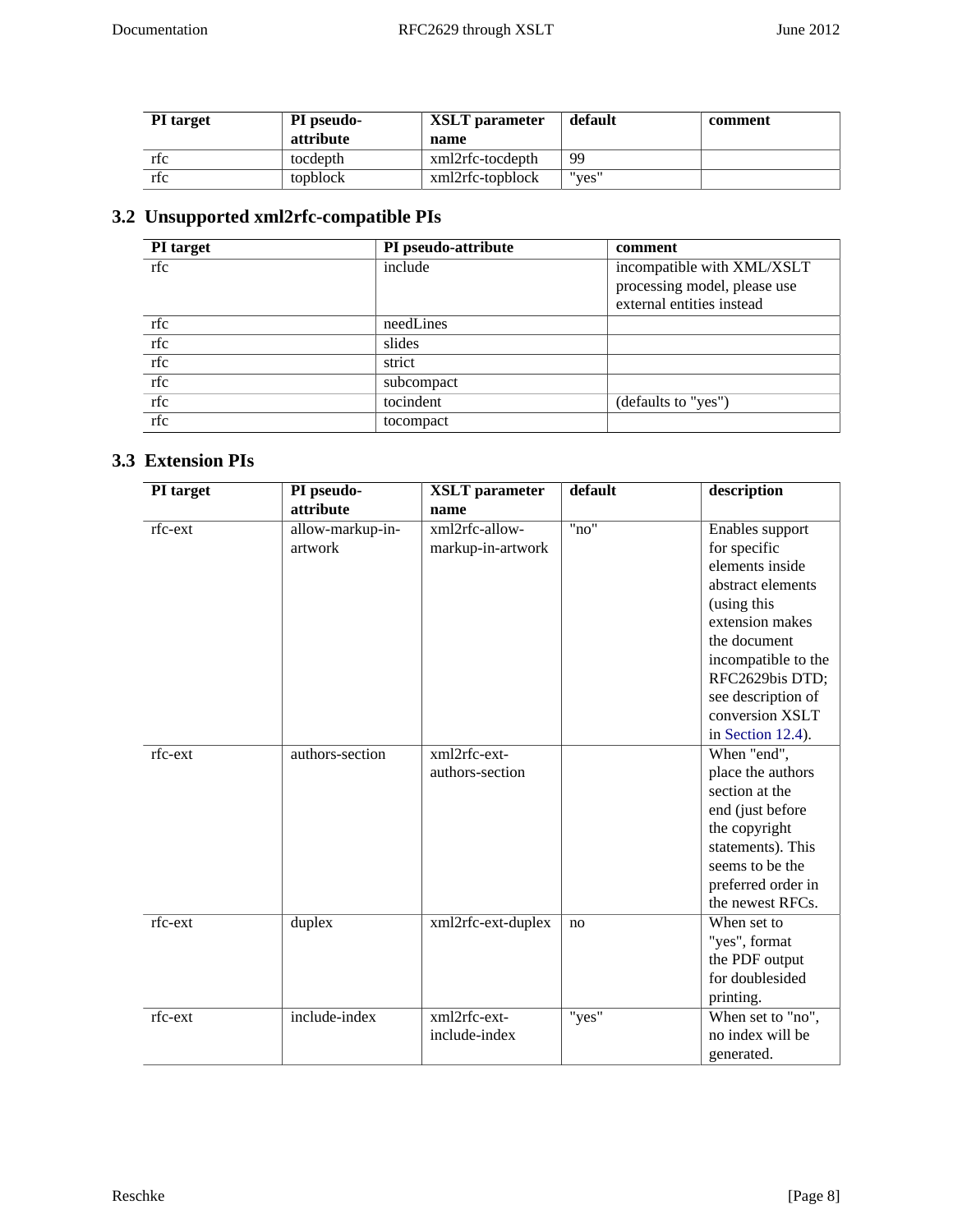| PI target | PI pseudo-attribute | XSLT parameter name | default | comment |
| --- | --- | --- | --- | --- |
| rfc | tocdepth | xml2rfc-tocdepth | 99 | |
| rfc | topblock | xml2rfc-topblock | "yes" | |

### 3.2 Unsupported xml2rfc-compatible PIs

| PI target | PI pseudo-attribute | comment |
| --- | --- | --- |
| rfc | include | incompatible with XML/XSLT processing model, please use external entities instead |
| rfc | needLines | |
| rfc | slides | |
| rfc | strict | |
| rfc | subcompact | |
| rfc | tocindent | (defaults to "yes") |
| rfc | tocompact | |

### 3.3 Extension PIs

| PI target | PI pseudo-attribute | XSLT parameter name | default | description |
| --- | --- | --- | --- | --- |
| rfc-ext | allow-markup-in-artwork | xml2rfc-allow-markup-in-artwork | "no" | Enables support for specific elements inside abstract elements (using this extension makes the document incompatible to the RFC2629bis DTD; see description of conversion XSLT in Section 12.4). |
| rfc-ext | authors-section | xml2rfc-ext-authors-section | | When "end", place the authors section at the end (just before the copyright statements). This seems to be the preferred order in the newest RFCs. |
| rfc-ext | duplex | xml2rfc-ext-duplex | no | When set to "yes", format the PDF output for doublesided printing. |
| rfc-ext | include-index | xml2rfc-ext-include-index | "yes" | When set to "no", no index will be generated. |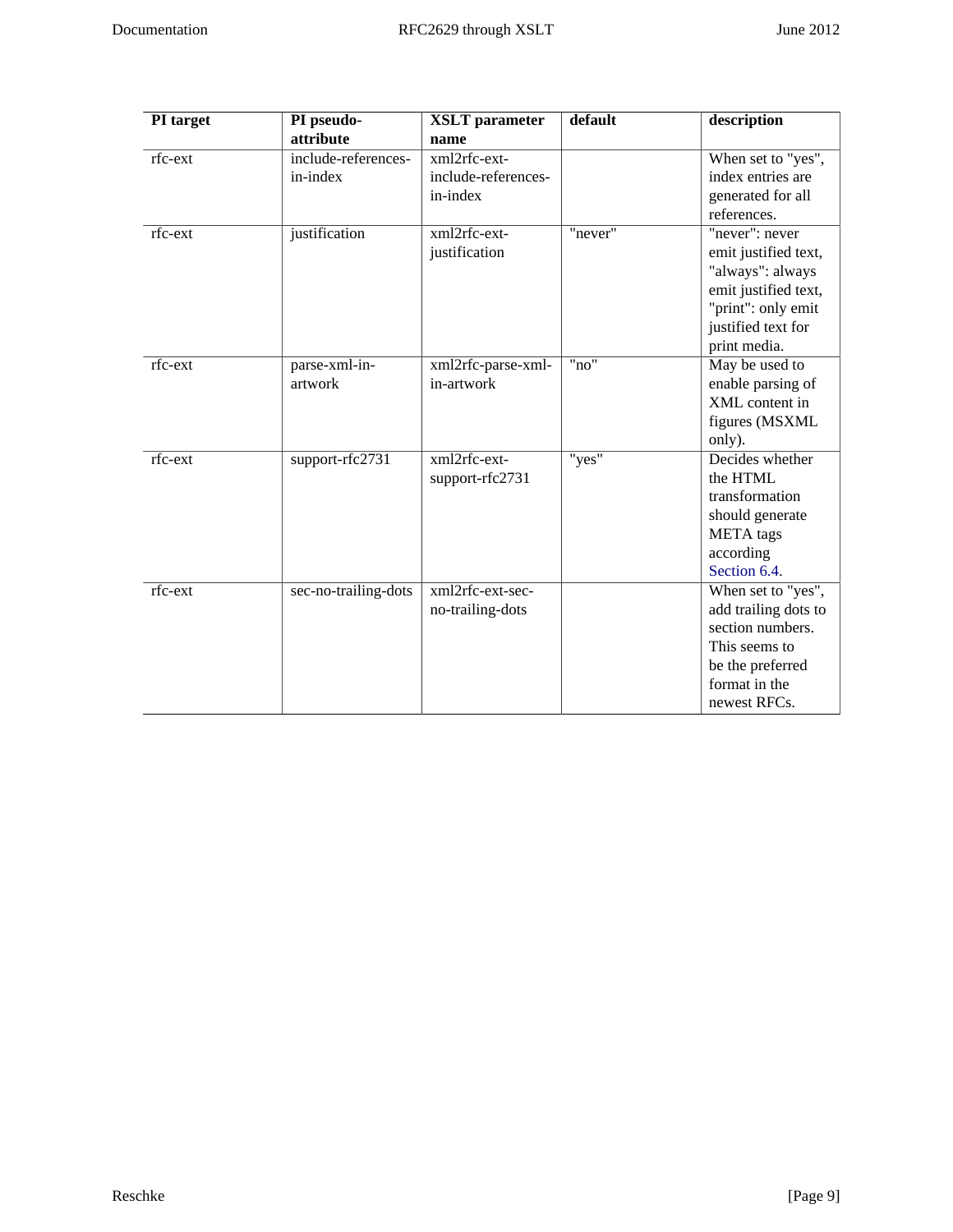| PI target | PI pseudo-attribute | XSLT parameter name | default | description |
| --- | --- | --- | --- | --- |
| rfc-ext | include-references-in-index | xml2rfc-ext-include-references-in-index | | When set to "yes", index entries are generated for all references. |
| rfc-ext | justification | xml2rfc-ext-justification | "never" | "never": never emit justified text, "always": always emit justified text, "print": only emit justified text for print media. |
| rfc-ext | parse-xml-in-artwork | xml2rfc-parse-xml-in-artwork | "no" | May be used to enable parsing of XML content in figures (MSXML only). |
| rfc-ext | support-rfc2731 | xml2rfc-ext-support-rfc2731 | "yes" | Decides whether the HTML transformation should generate META tags according Section 6.4. |
| rfc-ext | sec-no-trailing-dots | xml2rfc-ext-sec-no-trailing-dots | | When set to "yes", add trailing dots to section numbers. This seems to be the preferred format in the newest RFCs. |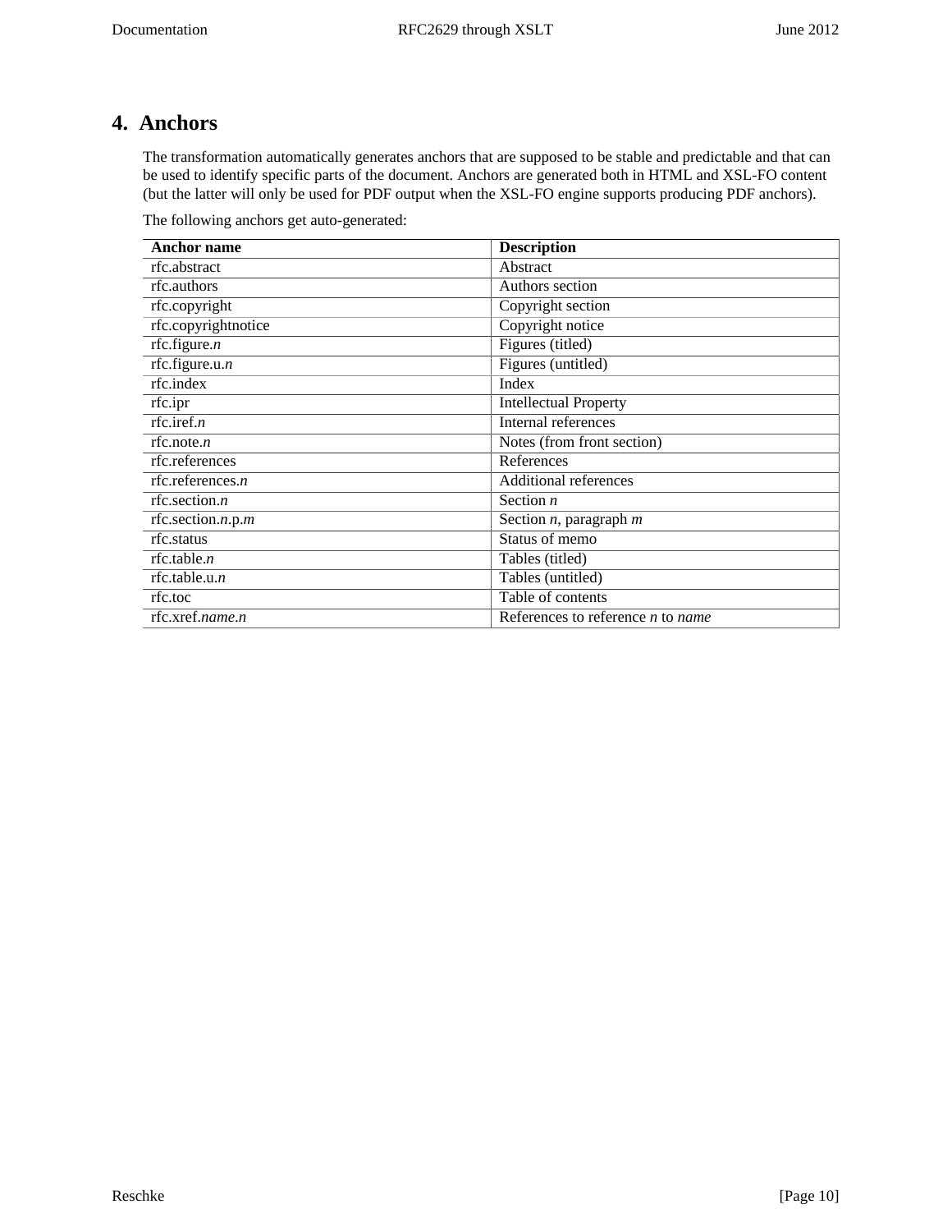## 4. Anchors

The transformation automatically generates anchors that are supposed to be stable and predictable and that can be used to identify specific parts of the document. Anchors are generated both in HTML and XSL-FO content (but the latter will only be used for PDF output when the XSL-FO engine supports producing PDF anchors).

The following anchors get auto-generated:

| Anchor name | Description |
| --- | --- |
| rfc.abstract | Abstract |
| rfc.authors | Authors section |
| rfc.copyright | Copyright section |
| rfc.copyrightnotice | Copyright notice |
| rfc.figure.*n* | Figures (titled) |
| rfc.figure.u.*n* | Figures (untitled) |
| rfc.index | Index |
| rfc.ipr | Intellectual Property |
| rfc.iref.*n* | Internal references |
| rfc.note.*n* | Notes (from front section) |
| rfc.references | References |
| rfc.references.*n* | Additional references |
| rfc.section.*n* | Section *n* |
| rfc.section.*n*.p.*m* | Section *n*, paragraph *m* |
| rfc.status | Status of memo |
| rfc.table.*n* | Tables (titled) |
| rfc.table.u.*n* | Tables (untitled) |
| rfc.toc | Table of contents |
| rfc.xref.*name*.*n* | References to reference *n* to *name* |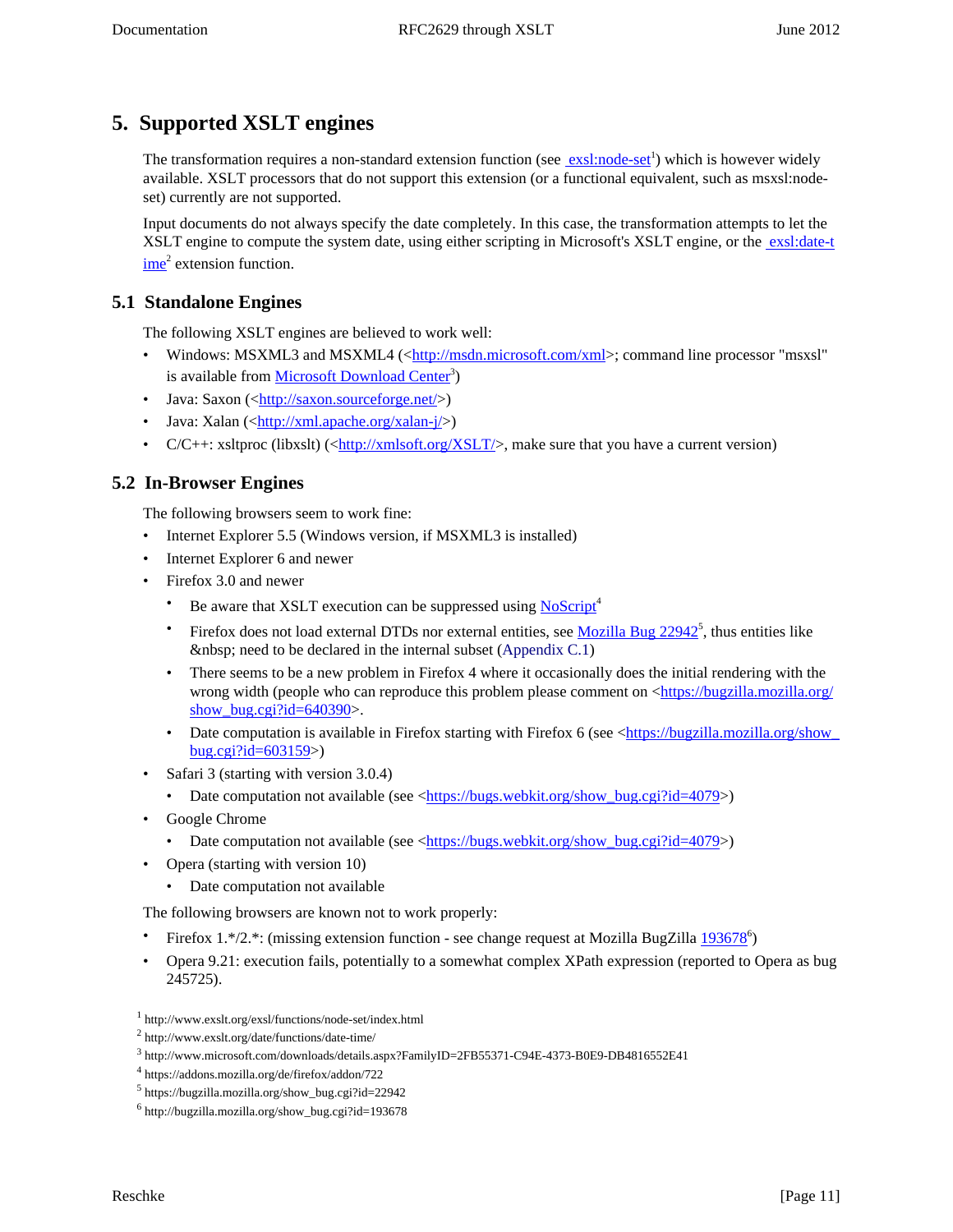# 5. Supported XSLT engines

The transformation requires a non-standard extension function (see exsl:node-set[1]) which is however widely available. XSLT processors that do not support this extension (or a functional equivalent, such as msxsl:node-set) currently are not supported.

Input documents do not always specify the date completely. In this case, the transformation attempts to let the XSLT engine to compute the system date, using either scripting in Microsoft's XSLT engine, or the exsl:date-time[2] extension function.

## 5.1 Standalone Engines

The following XSLT engines are believed to work well:

- Windows: MSXML3 and MSXML4 (<http://msdn.microsoft.com/xml>; command line processor "msxsl" is available from Microsoft Download Center[3])
- Java: Saxon (<http://saxon.sourceforge.net/>)
- Java: Xalan (<http://xml.apache.org/xalan-j/>)
- C/C++: xsltproc (libxslt) (<http://xmlsoft.org/XSLT/>, make sure that you have a current version)

## 5.2 In-Browser Engines

The following browsers seem to work fine:

- Internet Explorer 5.5 (Windows version, if MSXML3 is installed)
- Internet Explorer 6 and newer
- Firefox 3.0 and newer
  - Be aware that XSLT execution can be suppressed using NoScript[4]
  - Firefox does not load external DTDs nor external entities, see Mozilla Bug 22942[5], thus entities like &nbsp; need to be declared in the internal subset (Appendix C.1)
  - There seems to be a new problem in Firefox 4 where it occasionally does the initial rendering with the wrong width (people who can reproduce this problem please comment on <https://bugzilla.mozilla.org/show_bug.cgi?id=640390>.
  - Date computation is available in Firefox starting with Firefox 6 (see <https://bugzilla.mozilla.org/show_bug.cgi?id=603159>)
- Safari 3 (starting with version 3.0.4)
  - Date computation not available (see <https://bugs.webkit.org/show_bug.cgi?id=4079>)
- Google Chrome
  - Date computation not available (see <https://bugs.webkit.org/show_bug.cgi?id=4079>)
- Opera (starting with version 10)
  - Date computation not available

The following browsers are known not to work properly:

- Firefox 1.*/2.*: (missing extension function - see change request at Mozilla BugZilla 193678[6])
- Opera 9.21: execution fails, potentially to a somewhat complex XPath expression (reported to Opera as bug 245725).

[1] http://www.exslt.org/exsl/functions/node-set/index.html
[2] http://www.exslt.org/date/functions/date-time/
[3] http://www.microsoft.com/downloads/details.aspx?FamilyID=2FB55371-C94E-4373-B0E9-DB4816552E41
[4] https://addons.mozilla.org/de/firefox/addon/722
[5] https://bugzilla.mozilla.org/show_bug.cgi?id=22942
[6] http://bugzilla.mozilla.org/show_bug.cgi?id=193678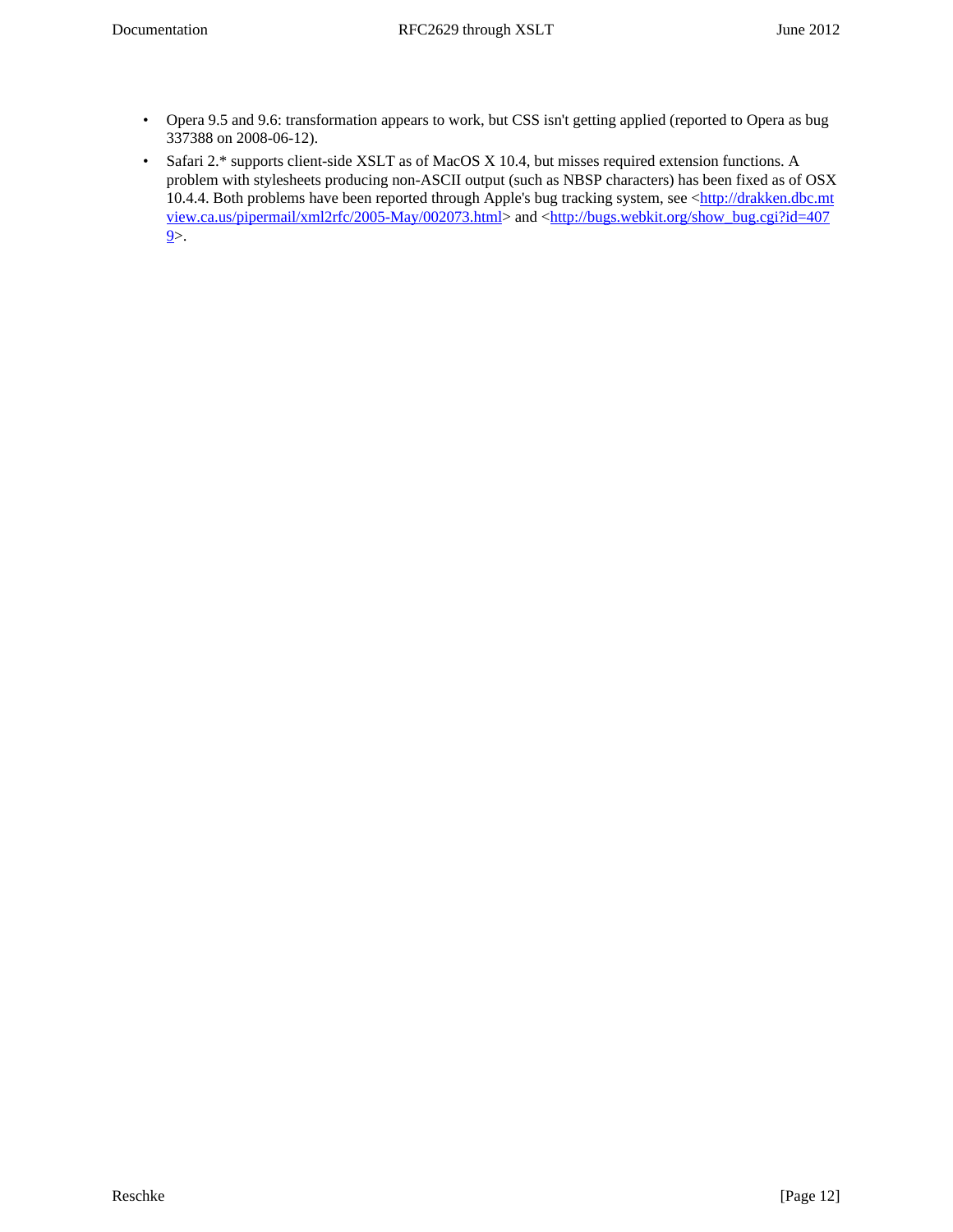- Opera 9.5 and 9.6: transformation appears to work, but CSS isn't getting applied (reported to Opera as bug 337388 on 2008-06-12).
- Safari 2.* supports client-side XSLT as of MacOS X 10.4, but misses required extension functions. A problem with stylesheets producing non-ASCII output (such as NBSP characters) has been fixed as of OSX 10.4.4. Both problems have been reported through Apple's bug tracking system, see <http://drakken.dbc.mtview.ca.us/pipermail/xml2rfc/2005-May/002073.html> and <http://bugs.webkit.org/show_bug.cgi?id=4079>.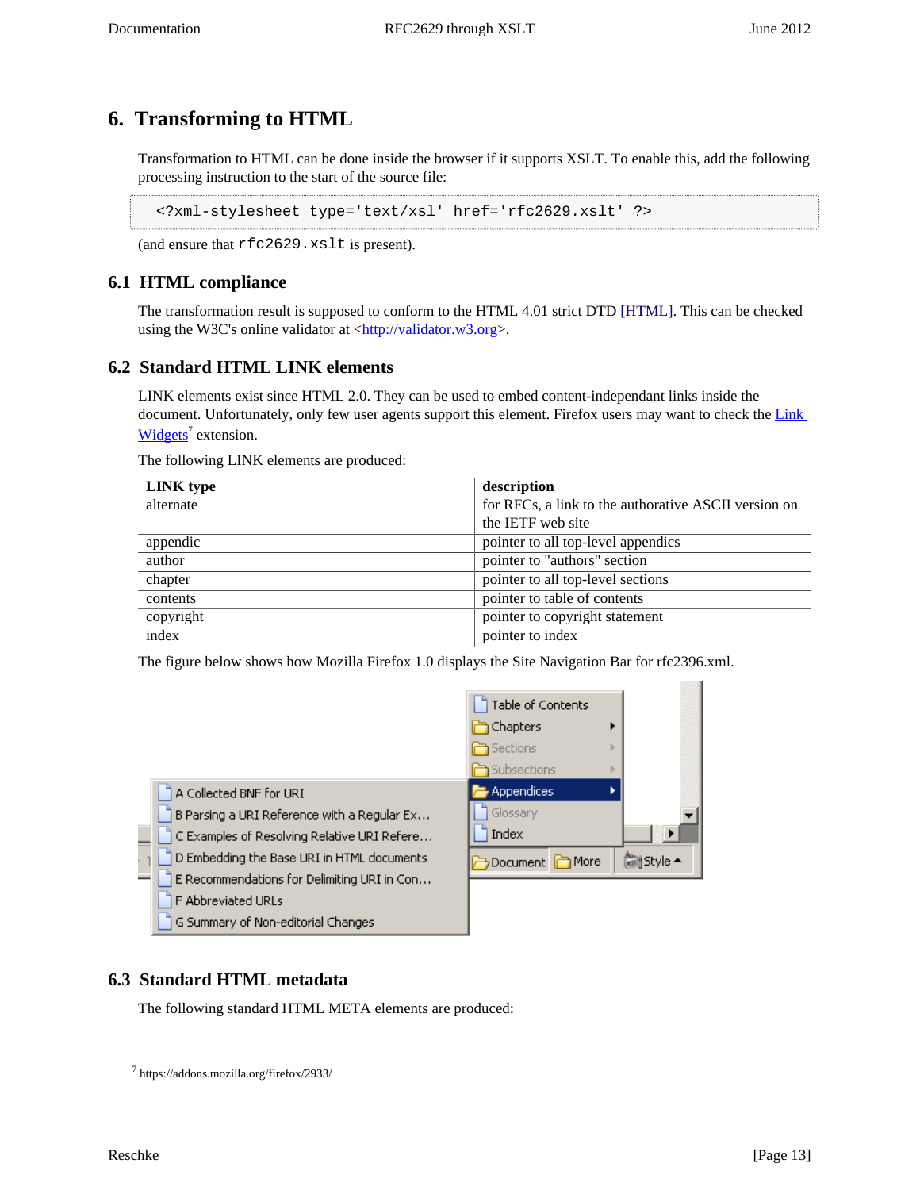# 6. Transforming to HTML

Transformation to HTML can be done inside the browser if it supports XSLT. To enable this, add the following processing instruction to the start of the source file:

```
<?xml-stylesheet type='text/xsl' href='rfc2629.xslt' ?>
```

(and ensure that `rfc2629.xslt` is present).

## 6.1 HTML compliance

The transformation result is supposed to conform to the HTML 4.01 strict DTD [HTML]. This can be checked using the W3C's online validator at <http://validator.w3.org>.

## 6.2 Standard HTML LINK elements

LINK elements exist since HTML 2.0. They can be used to embed content-independant links inside the document. Unfortunately, only few user agents support this element. Firefox users may want to check the Link Widgets[7] extension.

The following LINK elements are produced:

| LINK type | description |
|---|---|
| alternate | for RFCs, a link to the authorative ASCII version on the IETF web site |
| appendic | pointer to all top-level appendics |
| author | pointer to "authors" section |
| chapter | pointer to all top-level sections |
| contents | pointer to table of contents |
| copyright | pointer to copyright statement |
| index | pointer to index |

The figure below shows how Mozilla Firefox 1.0 displays the Site Navigation Bar for rfc2396.xml.

## 6.3 Standard HTML metadata

The following standard HTML META elements are produced:

[7] https://addons.mozilla.org/firefox/2933/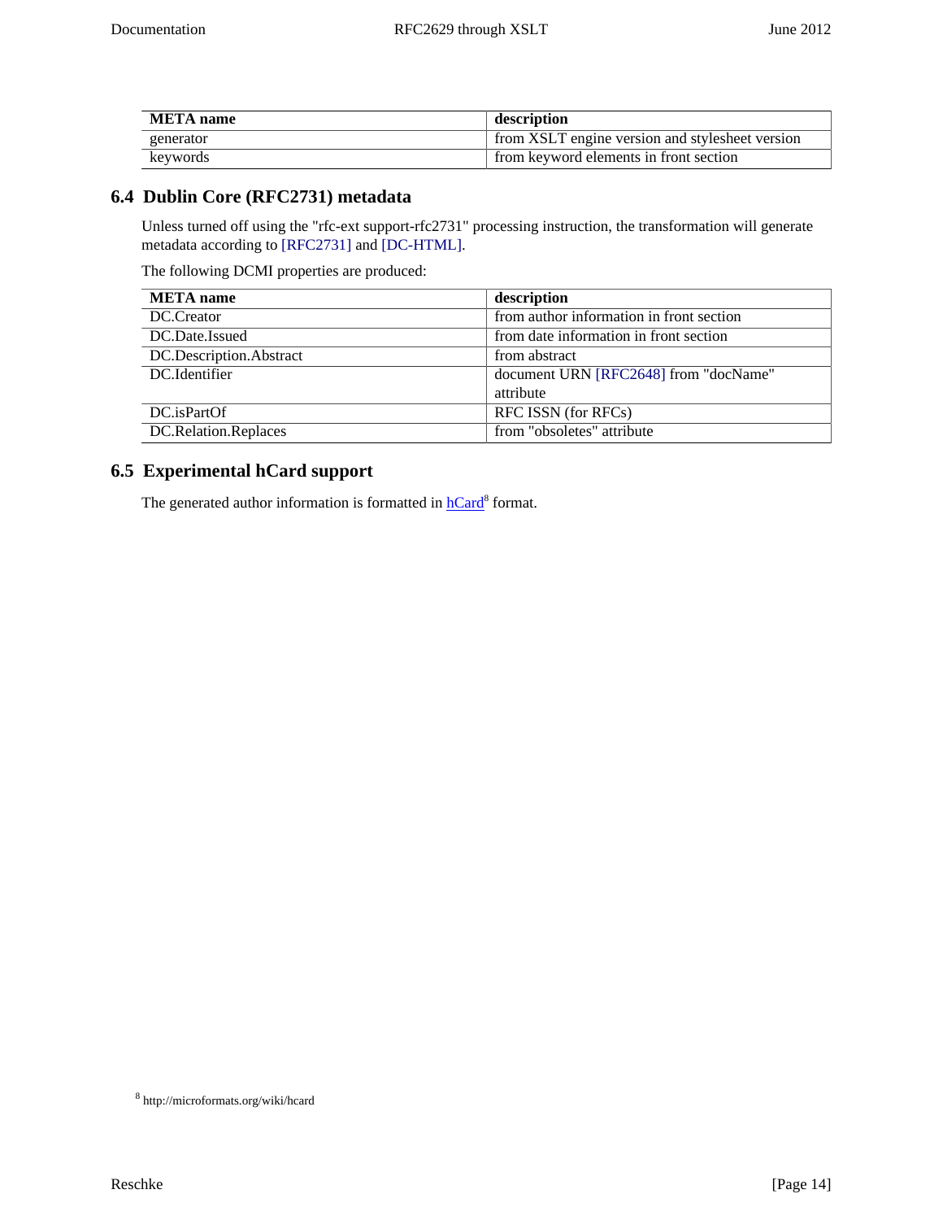| META name | description |
| --- | --- |
| generator | from XSLT engine version and stylesheet version |
| keywords | from keyword elements in front section |

## 6.4 Dublin Core (RFC2731) metadata

Unless turned off using the "rfc-ext support-rfc2731" processing instruction, the transformation will generate metadata according to [RFC2731] and [DC-HTML].

The following DCMI properties are produced:

| META name | description |
| --- | --- |
| DC.Creator | from author information in front section |
| DC.Date.Issued | from date information in front section |
| DC.Description.Abstract | from abstract |
| DC.Identifier | document URN [RFC2648] from "docName" attribute |
| DC.isPartOf | RFC ISSN (for RFCs) |
| DC.Relation.Replaces | from "obsoletes" attribute |

## 6.5 Experimental hCard support

The generated author information is formatted in hCard[8] format.

[8] http://microformats.org/wiki/hcard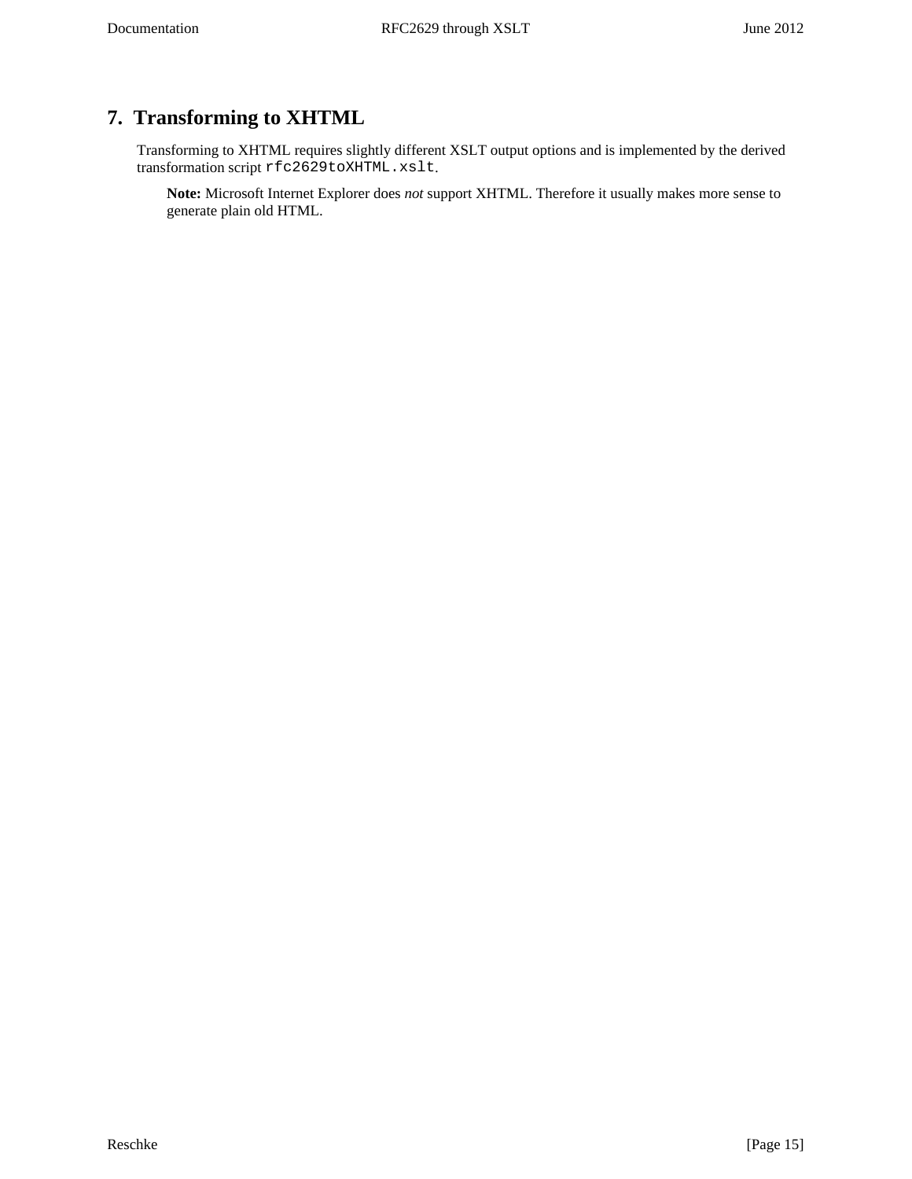## 7. Transforming to XHTML

Transforming to XHTML requires slightly different XSLT output options and is implemented by the derived transformation script `rfc2629toXHTML.xslt`.

> **Note:** Microsoft Internet Explorer does *not* support XHTML. Therefore it usually makes more sense to generate plain old HTML.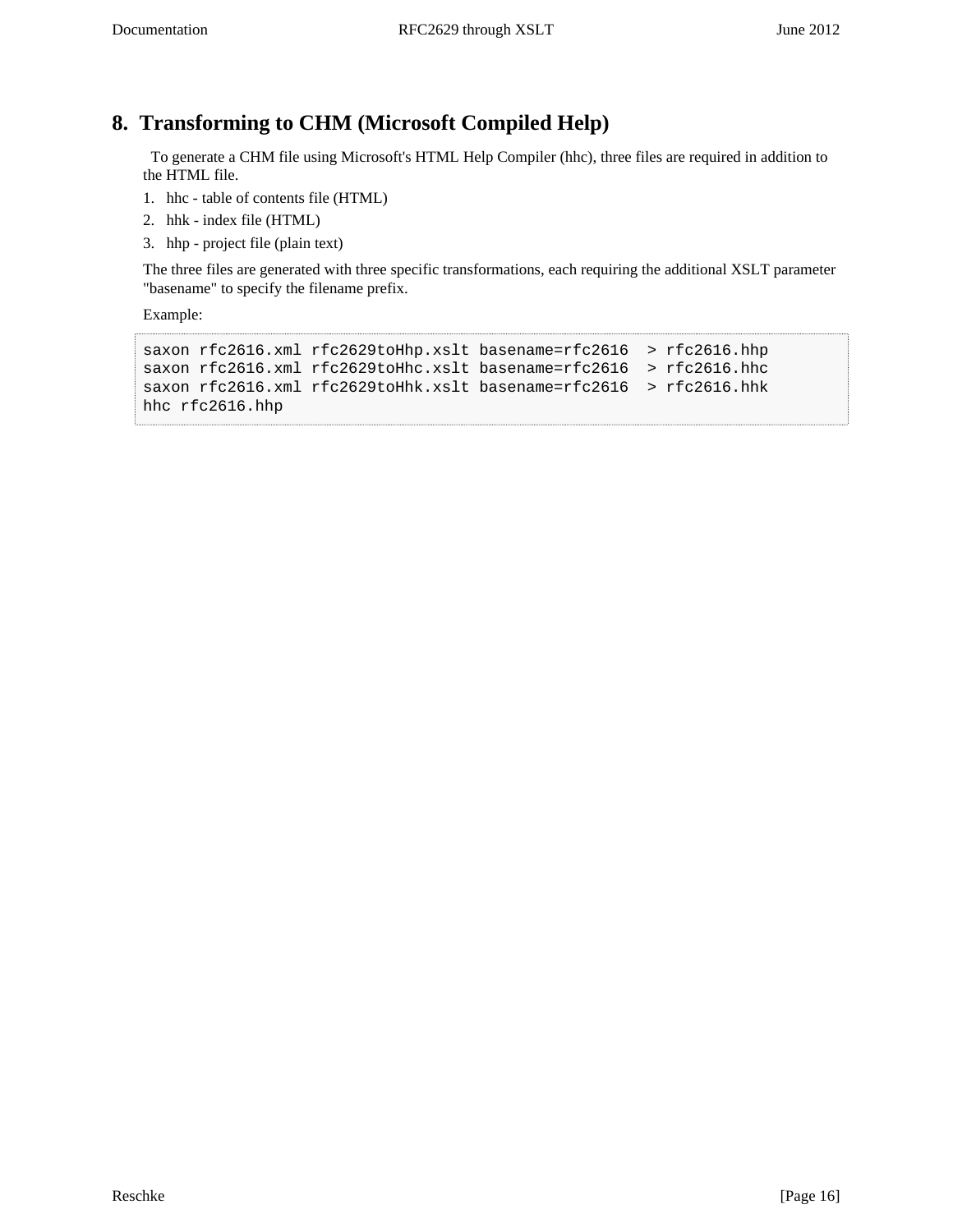## 8. Transforming to CHM (Microsoft Compiled Help)

To generate a CHM file using Microsoft's HTML Help Compiler (hhc), three files are required in addition to the HTML file.

1. hhc - table of contents file (HTML)
2. hhk - index file (HTML)
3. hhp - project file (plain text)

The three files are generated with three specific transformations, each requiring the additional XSLT parameter "basename" to specify the filename prefix.

Example:

```
saxon rfc2616.xml rfc2629toHhp.xslt basename=rfc2616  > rfc2616.hhp
saxon rfc2616.xml rfc2629toHhc.xslt basename=rfc2616  > rfc2616.hhc
saxon rfc2616.xml rfc2629toHhk.xslt basename=rfc2616  > rfc2616.hhk
hhc rfc2616.hhp
```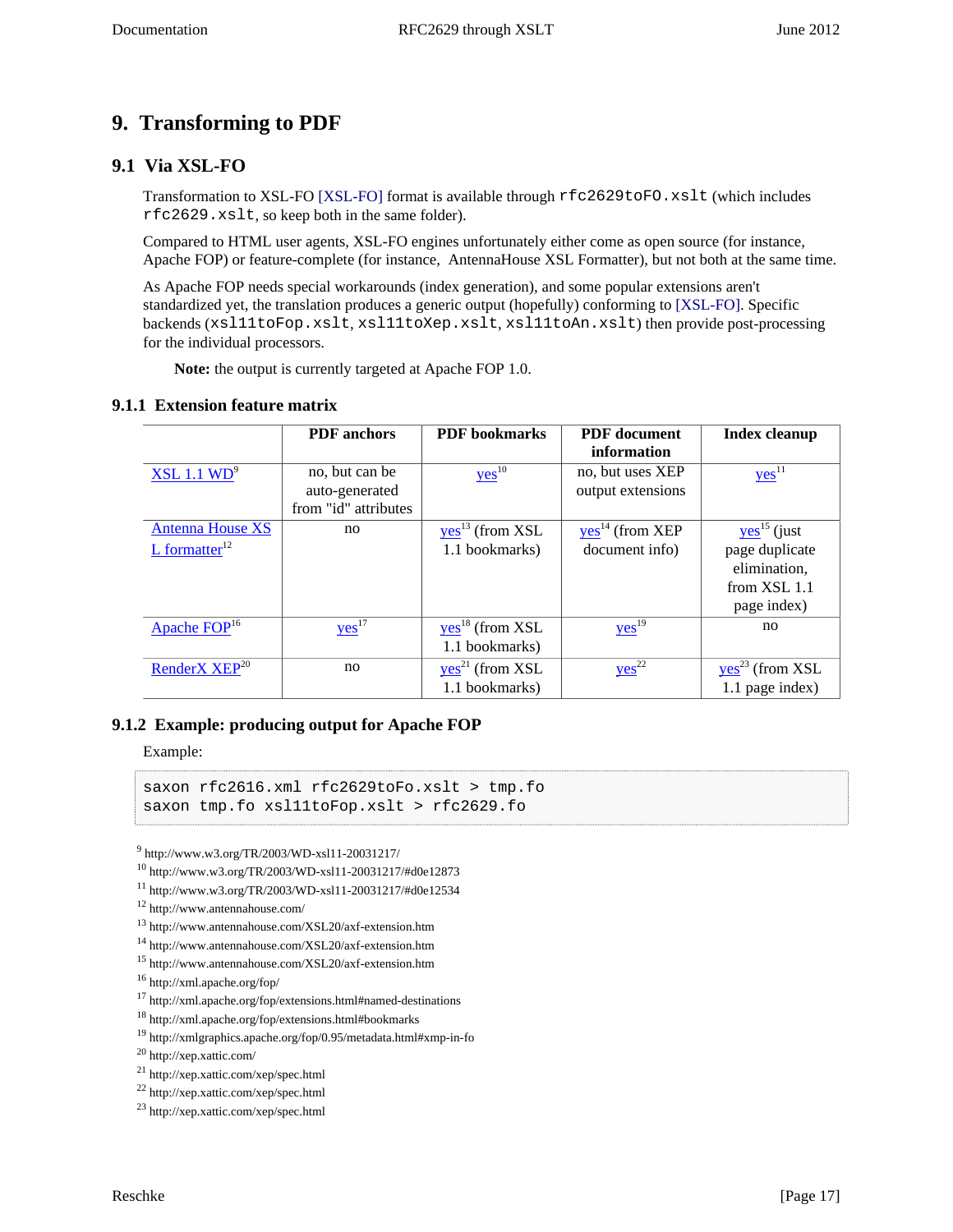# 9. Transforming to PDF

## 9.1 Via XSL-FO

Transformation to XSL-FO [XSL-FO] format is available through `rfc2629toFO.xslt` (which includes `rfc2629.xslt`, so keep both in the same folder).

Compared to HTML user agents, XSL-FO engines unfortunately either come as open source (for instance, Apache FOP) or feature-complete (for instance, AntennaHouse XSL Formatter), but not both at the same time.

As Apache FOP needs special workarounds (index generation), and some popular extensions aren't standardized yet, the translation produces a generic output (hopefully) conforming to [XSL-FO]. Specific backends (`xsl11toFop.xslt`, `xsl11toXep.xslt`, `xsl11toAn.xslt`) then provide post-processing for the individual processors.

> **Note:** the output is currently targeted at Apache FOP 1.0.

### 9.1.1 Extension feature matrix

| | PDF anchors | PDF bookmarks | PDF document information | Index cleanup |
|---|---|---|---|---|
| XSL 1.1 WD[9] | no, but can be auto-generated from "id" attributes | yes[10] | no, but uses XEP output extensions | yes[11] |
| Antenna House XSL formatter[12] | no | yes[13] (from XSL 1.1 bookmarks) | yes[14] (from XEP document info) | yes[15] (just page duplicate elimination, from XSL 1.1 page index) |
| Apache FOP[16] | yes[17] | yes[18] (from XSL 1.1 bookmarks) | yes[19] | no |
| RenderX XEP[20] | no | yes[21] (from XSL 1.1 bookmarks) | yes[22] | yes[23] (from XSL 1.1 page index) |

### 9.1.2 Example: producing output for Apache FOP

Example:

```
saxon rfc2616.xml rfc2629toFo.xslt > tmp.fo
saxon tmp.fo xsl11toFop.xslt > rfc2629.fo
```

[9] http://www.w3.org/TR/2003/WD-xsl11-20031217/
[10] http://www.w3.org/TR/2003/WD-xsl11-20031217/#d0e12873
[11] http://www.w3.org/TR/2003/WD-xsl11-20031217/#d0e12534
[12] http://www.antennahouse.com/
[13] http://www.antennahouse.com/XSL20/axf-extension.htm
[14] http://www.antennahouse.com/XSL20/axf-extension.htm
[15] http://www.antennahouse.com/XSL20/axf-extension.htm
[16] http://xml.apache.org/fop/
[17] http://xml.apache.org/fop/extensions.html#named-destinations
[18] http://xml.apache.org/fop/extensions.html#bookmarks
[19] http://xmlgraphics.apache.org/fop/0.95/metadata.html#xmp-in-fo
[20] http://xep.xattic.com/
[21] http://xep.xattic.com/xep/spec.html
[22] http://xep.xattic.com/xep/spec.html
[23] http://xep.xattic.com/xep/spec.html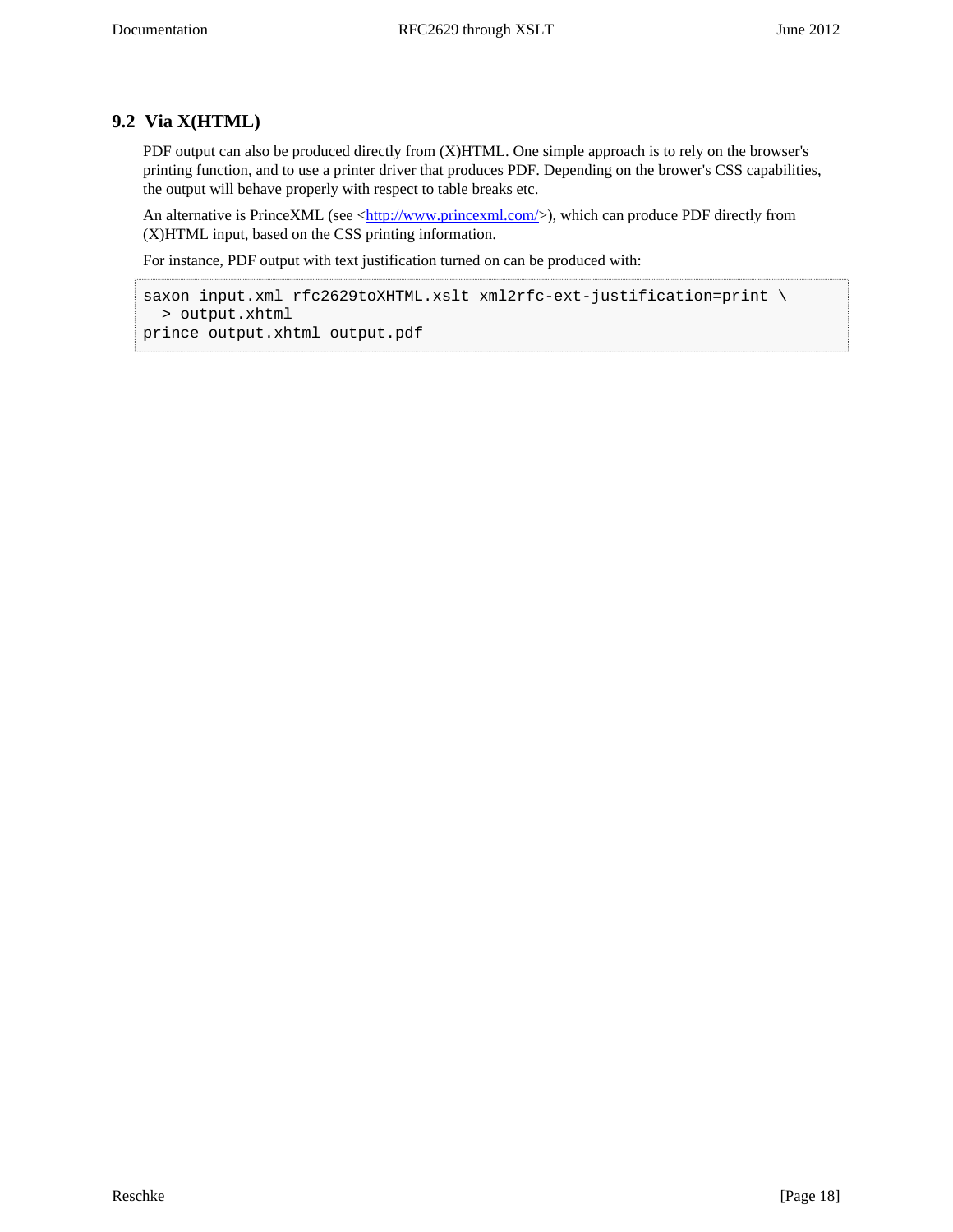## 9.2 Via X(HTML)

PDF output can also be produced directly from (X)HTML. One simple approach is to rely on the browser's printing function, and to use a printer driver that produces PDF. Depending on the brower's CSS capabilities, the output will behave properly with respect to table breaks etc.

An alternative is PrinceXML (see <http://www.princexml.com/>), which can produce PDF directly from (X)HTML input, based on the CSS printing information.

For instance, PDF output with text justification turned on can be produced with:

```
saxon input.xml rfc2629toXHTML.xslt xml2rfc-ext-justification=print \
  > output.xhtml
prince output.xhtml output.pdf
```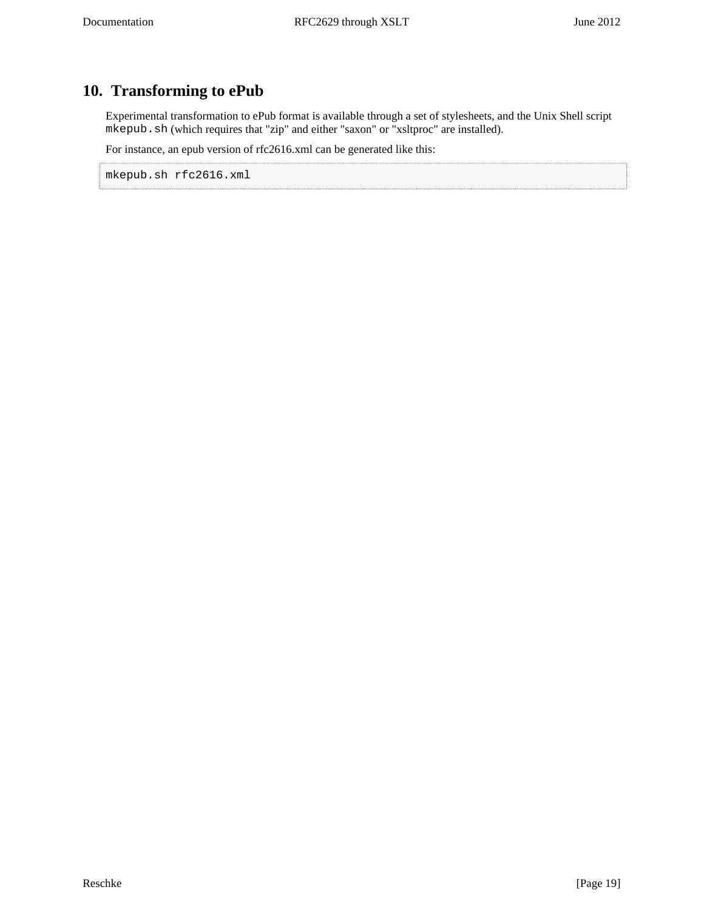## 10. Transforming to ePub

Experimental transformation to ePub format is available through a set of stylesheets, and the Unix Shell script `mkepub.sh` (which requires that "zip" and either "saxon" or "xsltproc" are installed).

For instance, an epub version of rfc2616.xml can be generated like this:

```
mkepub.sh rfc2616.xml
```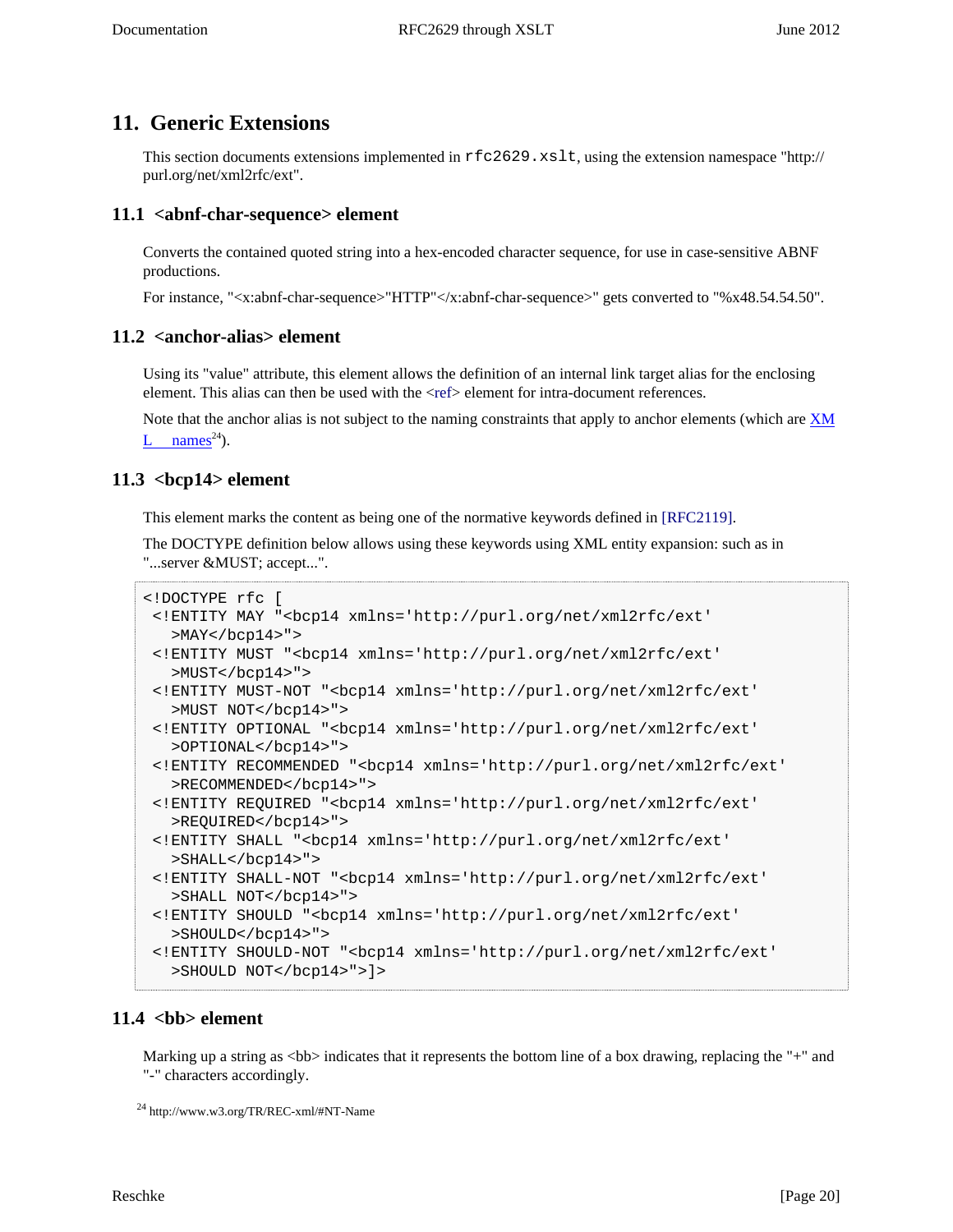## 11. Generic Extensions

This section documents extensions implemented in `rfc2629.xslt`, using the extension namespace "http://purl.org/net/xml2rfc/ext".

### 11.1 <abnf-char-sequence> element

Converts the contained quoted string into a hex-encoded character sequence, for use in case-sensitive ABNF productions.

For instance, "<x:abnf-char-sequence>"HTTP"</x:abnf-char-sequence>" gets converted to "%x48.54.54.50".

### 11.2 <anchor-alias> element

Using its "value" attribute, this element allows the definition of an internal link target alias for the enclosing element. This alias can then be used with the <ref> element for intra-document references.

Note that the anchor alias is not subject to the naming constraints that apply to anchor elements (which are XML names[24]).

### 11.3 <bcp14> element

This element marks the content as being one of the normative keywords defined in [RFC2119].

The DOCTYPE definition below allows using these keywords using XML entity expansion: such as in "...server &MUST; accept...".

```
<!DOCTYPE rfc [
 <!ENTITY MAY "<bcp14 xmlns='http://purl.org/net/xml2rfc/ext'
   >MAY</bcp14>">
 <!ENTITY MUST "<bcp14 xmlns='http://purl.org/net/xml2rfc/ext'
   >MUST</bcp14>">
 <!ENTITY MUST-NOT "<bcp14 xmlns='http://purl.org/net/xml2rfc/ext'
   >MUST NOT</bcp14>">
 <!ENTITY OPTIONAL "<bcp14 xmlns='http://purl.org/net/xml2rfc/ext'
   >OPTIONAL</bcp14>">
 <!ENTITY RECOMMENDED "<bcp14 xmlns='http://purl.org/net/xml2rfc/ext'
   >RECOMMENDED</bcp14>">
 <!ENTITY REQUIRED "<bcp14 xmlns='http://purl.org/net/xml2rfc/ext'
   >REQUIRED</bcp14>">
 <!ENTITY SHALL "<bcp14 xmlns='http://purl.org/net/xml2rfc/ext'
   >SHALL</bcp14>">
 <!ENTITY SHALL-NOT "<bcp14 xmlns='http://purl.org/net/xml2rfc/ext'
   >SHALL NOT</bcp14>">
 <!ENTITY SHOULD "<bcp14 xmlns='http://purl.org/net/xml2rfc/ext'
   >SHOULD</bcp14>">
 <!ENTITY SHOULD-NOT "<bcp14 xmlns='http://purl.org/net/xml2rfc/ext'
   >SHOULD NOT</bcp14>">]>
```

### 11.4 <bb> element

Marking up a string as <bb> indicates that it represents the bottom line of a box drawing, replacing the "+" and "-" characters accordingly.

[24] http://www.w3.org/TR/REC-xml/#NT-Name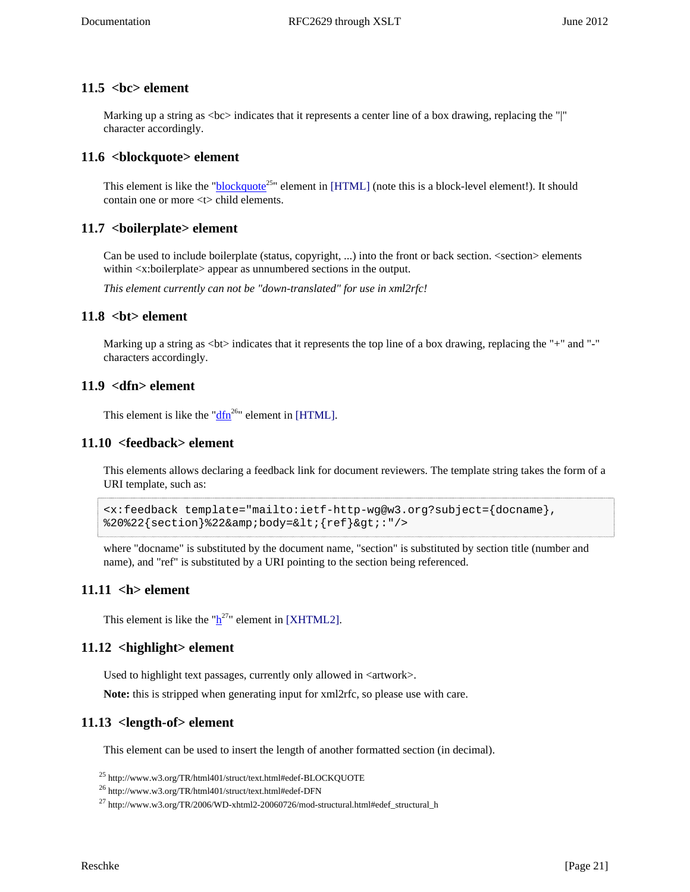### 11.5 <bc> element

Marking up a string as <bc> indicates that it represents a center line of a box drawing, replacing the "|" character accordingly.

### 11.6 <blockquote> element

This element is like the "blockquote[25]" element in [HTML] (note this is a block-level element!). It should contain one or more <t> child elements.

### 11.7 <boilerplate> element

Can be used to include boilerplate (status, copyright, ...) into the front or back section. <section> elements within <x:boilerplate> appear as unnumbered sections in the output.

*This element currently can not be "down-translated" for use in xml2rfc!*

### 11.8 <bt> element

Marking up a string as <bt> indicates that it represents the top line of a box drawing, replacing the "+" and "-" characters accordingly.

### 11.9 <dfn> element

This element is like the "dfn[26]" element in [HTML].

### 11.10 <feedback> element

This elements allows declaring a feedback link for document reviewers. The template string takes the form of a URI template, such as:

```
<x:feedback template="mailto:ietf-http-wg@w3.org?subject={docname},
%20%22{section}%22&amp;body=&lt;{ref}&gt;:"/>
```

where "docname" is substituted by the document name, "section" is substituted by section title (number and name), and "ref" is substituted by a URI pointing to the section being referenced.

### 11.11 <h> element

This element is like the "h[27]" element in [XHTML2].

### 11.12 <highlight> element

Used to highlight text passages, currently only allowed in <artwork>.

**Note:** this is stripped when generating input for xml2rfc, so please use with care.

### 11.13 <length-of> element

This element can be used to insert the length of another formatted section (in decimal).

[25] http://www.w3.org/TR/html401/struct/text.html#edef-BLOCKQUOTE

[26] http://www.w3.org/TR/html401/struct/text.html#edef-DFN

[27] http://www.w3.org/TR/2006/WD-xhtml2-20060726/mod-structural.html#edef_structural_h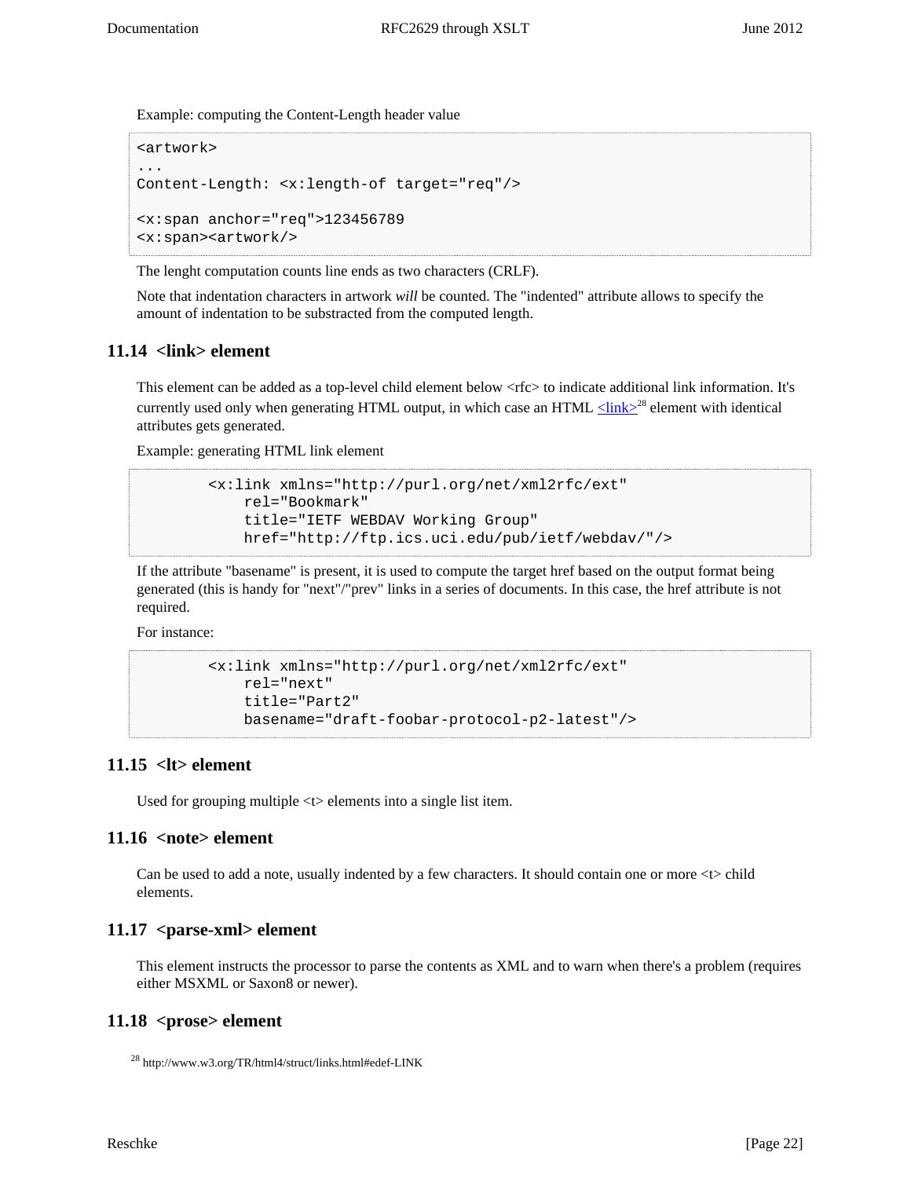Example: computing the Content-Length header value

```
<artwork>
...
Content-Length: <x:length-of target="req"/>

<x:span anchor="req">123456789
<x:span><artwork/>
```

The lenght computation counts line ends as two characters (CRLF).

Note that indentation characters in artwork *will* be counted. The "indented" attribute allows to specify the amount of indentation to be substracted from the computed length.

### 11.14 <link> element

This element can be added as a top-level child element below <rfc> to indicate additional link information. It's currently used only when generating HTML output, in which case an HTML <link>[28] element with identical attributes gets generated.

Example: generating HTML link element

```
        <x:link xmlns="http://purl.org/net/xml2rfc/ext"
            rel="Bookmark"
            title="IETF WEBDAV Working Group"
            href="http://ftp.ics.uci.edu/pub/ietf/webdav/"/>
```

If the attribute "basename" is present, it is used to compute the target href based on the output format being generated (this is handy for "next"/"prev" links in a series of documents. In this case, the href attribute is not required.

For instance:

```
        <x:link xmlns="http://purl.org/net/xml2rfc/ext"
            rel="next"
            title="Part2"
            basename="draft-foobar-protocol-p2-latest"/>
```

### 11.15 <lt> element

Used for grouping multiple <t> elements into a single list item.

### 11.16 <note> element

Can be used to add a note, usually indented by a few characters. It should contain one or more <t> child elements.

### 11.17 <parse-xml> element

This element instructs the processor to parse the contents as XML and to warn when there's a problem (requires either MSXML or Saxon8 or newer).

### 11.18 <prose> element

[28] http://www.w3.org/TR/html4/struct/links.html#edef-LINK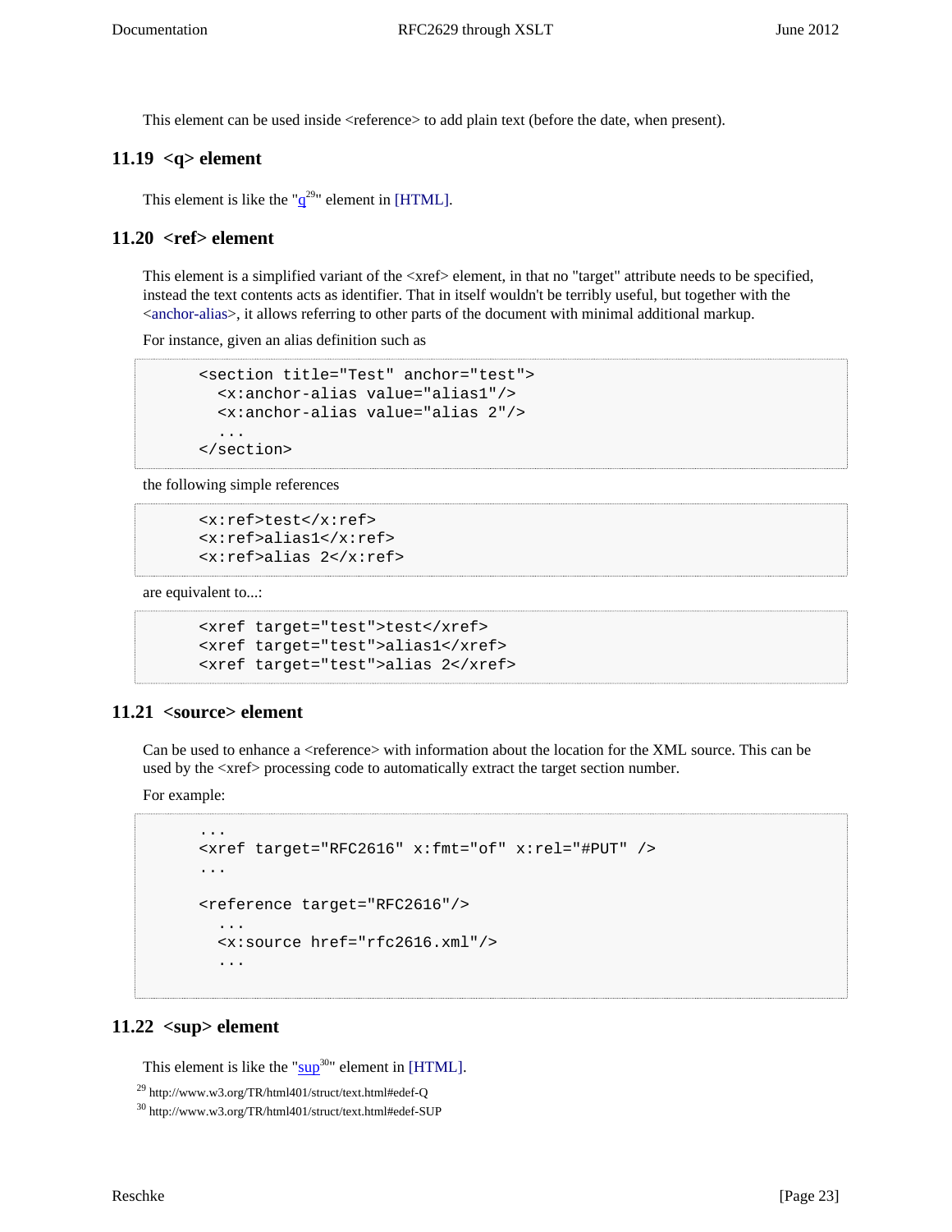This element can be used inside <reference> to add plain text (before the date, when present).

### 11.19 <q> element

This element is like the "q[29]" element in [HTML].

### 11.20 <ref> element

This element is a simplified variant of the <xref> element, in that no "target" attribute needs to be specified, instead the text contents acts as identifier. That in itself wouldn't be terribly useful, but together with the <anchor-alias>, it allows referring to other parts of the document with minimal additional markup.

For instance, given an alias definition such as

```
<section title="Test" anchor="test">
  <x:anchor-alias value="alias1"/>
  <x:anchor-alias value="alias 2"/>
  ...
</section>
```

the following simple references

```
<x:ref>test</x:ref>
<x:ref>alias1</x:ref>
<x:ref>alias 2</x:ref>
```

are equivalent to...:

```
<xref target="test">test</xref>
<xref target="test">alias1</xref>
<xref target="test">alias 2</xref>
```

### 11.21 <source> element

Can be used to enhance a <reference> with information about the location for the XML source. This can be used by the <xref> processing code to automatically extract the target section number.

For example:

```
...
<xref target="RFC2616" x:fmt="of" x:rel="#PUT" />
...

<reference target="RFC2616"/>
  ...
  <x:source href="rfc2616.xml"/>
  ...
```

### 11.22 <sup> element

This element is like the "sup[30]" element in [HTML].

[29] http://www.w3.org/TR/html401/struct/text.html#edef-Q

[30] http://www.w3.org/TR/html401/struct/text.html#edef-SUP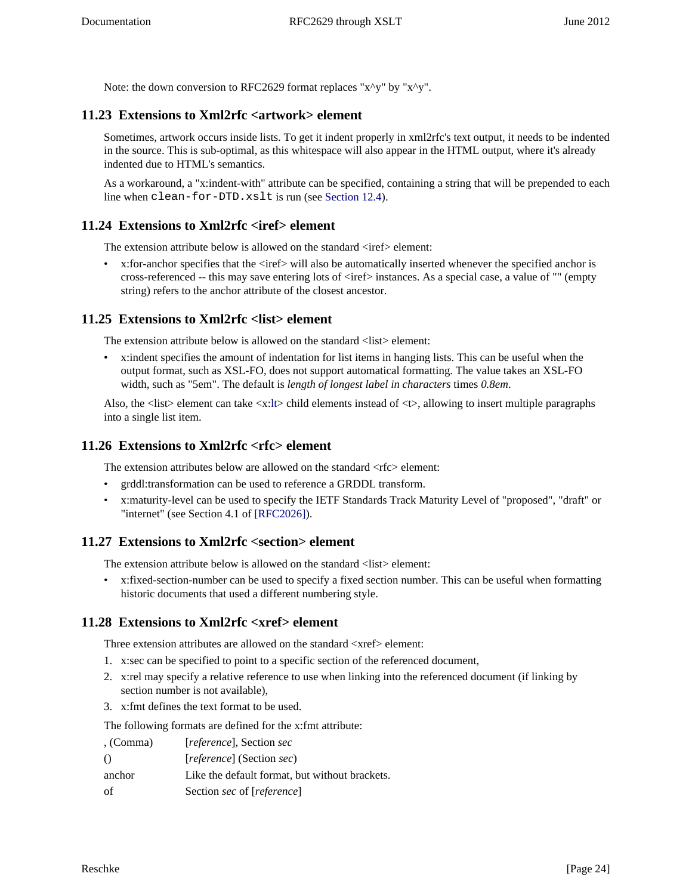Note: the down conversion to RFC2629 format replaces "x^y" by "x^y".

## 11.23 Extensions to Xml2rfc <artwork> element

Sometimes, artwork occurs inside lists. To get it indent properly in xml2rfc's text output, it needs to be indented in the source. This is sub-optimal, as this whitespace will also appear in the HTML output, where it's already indented due to HTML's semantics.

As a workaround, a "x:indent-with" attribute can be specified, containing a string that will be prepended to each line when `clean-for-DTD.xslt` is run (see Section 12.4).

## 11.24 Extensions to Xml2rfc <iref> element

The extension attribute below is allowed on the standard <iref> element:

- x:for-anchor specifies that the <iref> will also be automatically inserted whenever the specified anchor is cross-referenced -- this may save entering lots of <iref> instances. As a special case, a value of "" (empty string) refers to the anchor attribute of the closest ancestor.

## 11.25 Extensions to Xml2rfc <list> element

The extension attribute below is allowed on the standard <list> element:

- x:indent specifies the amount of indentation for list items in hanging lists. This can be useful when the output format, such as XSL-FO, does not support automatical formatting. The value takes an XSL-FO width, such as "5em". The default is *length of longest label in characters* times *0.8em*.

Also, the <list> element can take <x:lt> child elements instead of <t>, allowing to insert multiple paragraphs into a single list item.

## 11.26 Extensions to Xml2rfc <rfc> element

The extension attributes below are allowed on the standard <rfc> element:

- grddl:transformation can be used to reference a GRDDL transform.
- x:maturity-level can be used to specify the IETF Standards Track Maturity Level of "proposed", "draft" or "internet" (see Section 4.1 of [RFC2026]).

## 11.27 Extensions to Xml2rfc <section> element

The extension attribute below is allowed on the standard <list> element:

- x:fixed-section-number can be used to specify a fixed section number. This can be useful when formatting historic documents that used a different numbering style.

## 11.28 Extensions to Xml2rfc <xref> element

Three extension attributes are allowed on the standard <xref> element:

1. x:sec can be specified to point to a specific section of the referenced document,
2. x:rel may specify a relative reference to use when linking into the referenced document (if linking by section number is not available),
3. x:fmt defines the text format to be used.

The following formats are defined for the x:fmt attribute:

| | |
|---|---|
| , (Comma) | [*reference*], Section *sec* |
| () | [*reference*] (Section *sec*) |
| anchor | Like the default format, but without brackets. |
| of | Section *sec* of [*reference*] |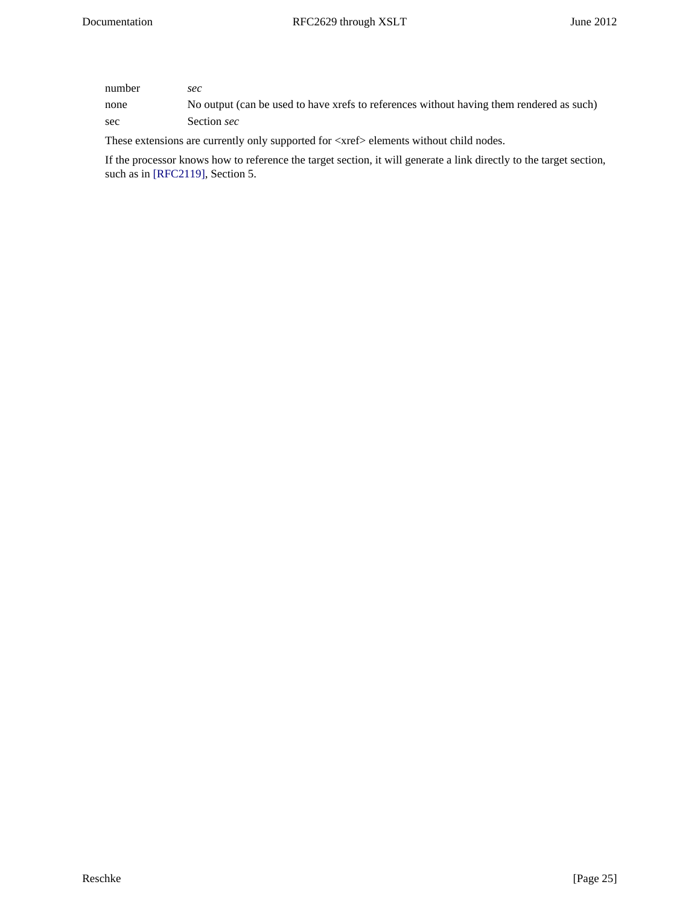| | |
|---|---|
| number | *sec* |
| none | No output (can be used to have xrefs to references without having them rendered as such) |
| sec | Section *sec* |

These extensions are currently only supported for <xref> elements without child nodes.

If the processor knows how to reference the target section, it will generate a link directly to the target section, such as in [RFC2119], Section 5.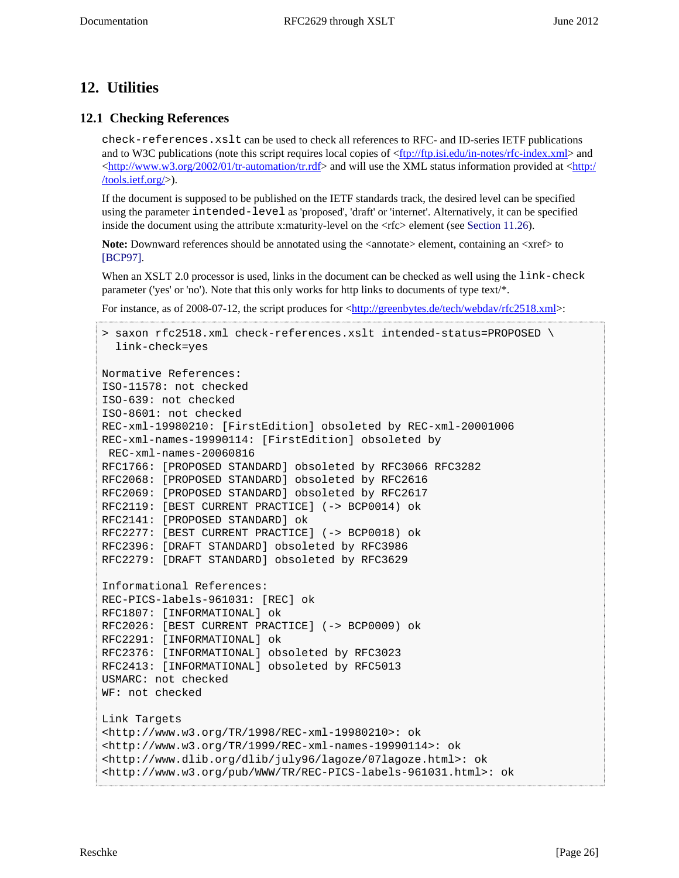## 12. Utilities

### 12.1 Checking References

`check-references.xslt` can be used to check all references to RFC- and ID-series IETF publications and to W3C publications (note this script requires local copies of <ftp://ftp.isi.edu/in-notes/rfc-index.xml> and <http://www.w3.org/2002/01/tr-automation/tr.rdf> and will use the XML status information provided at <http://tools.ietf.org/>).

If the document is supposed to be published on the IETF standards track, the desired level can be specified using the parameter `intended-level` as 'proposed', 'draft' or 'internet'. Alternatively, it can be specified inside the document using the attribute x:maturity-level on the <rfc> element (see Section 11.26).

**Note:** Downward references should be annotated using the <annotate> element, containing an <xref> to [BCP97].

When an XSLT 2.0 processor is used, links in the document can be checked as well using the `link-check` parameter ('yes' or 'no'). Note that this only works for http links to documents of type text/*.

For instance, as of 2008-07-12, the script produces for <http://greenbytes.de/tech/webdav/rfc2518.xml>:

```
> saxon rfc2518.xml check-references.xslt intended-status=PROPOSED \
  link-check=yes

Normative References:
ISO-11578: not checked
ISO-639: not checked
ISO-8601: not checked
REC-xml-19980210: [FirstEdition] obsoleted by REC-xml-20001006
REC-xml-names-19990114: [FirstEdition] obsoleted by
 REC-xml-names-20060816
RFC1766: [PROPOSED STANDARD] obsoleted by RFC3066 RFC3282
RFC2068: [PROPOSED STANDARD] obsoleted by RFC2616
RFC2069: [PROPOSED STANDARD] obsoleted by RFC2617
RFC2119: [BEST CURRENT PRACTICE] (-> BCP0014) ok
RFC2141: [PROPOSED STANDARD] ok
RFC2277: [BEST CURRENT PRACTICE] (-> BCP0018) ok
RFC2396: [DRAFT STANDARD] obsoleted by RFC3986
RFC2279: [DRAFT STANDARD] obsoleted by RFC3629

Informational References:
REC-PICS-labels-961031: [REC] ok
RFC1807: [INFORMATIONAL] ok
RFC2026: [BEST CURRENT PRACTICE] (-> BCP0009) ok
RFC2291: [INFORMATIONAL] ok
RFC2376: [INFORMATIONAL] obsoleted by RFC3023
RFC2413: [INFORMATIONAL] obsoleted by RFC5013
USMARC: not checked
WF: not checked

Link Targets
<http://www.w3.org/TR/1998/REC-xml-19980210>: ok
<http://www.w3.org/TR/1999/REC-xml-names-19990114>: ok
<http://www.dlib.org/dlib/july96/lagoze/07lagoze.html>: ok
<http://www.w3.org/pub/WWW/TR/REC-PICS-labels-961031.html>: ok
```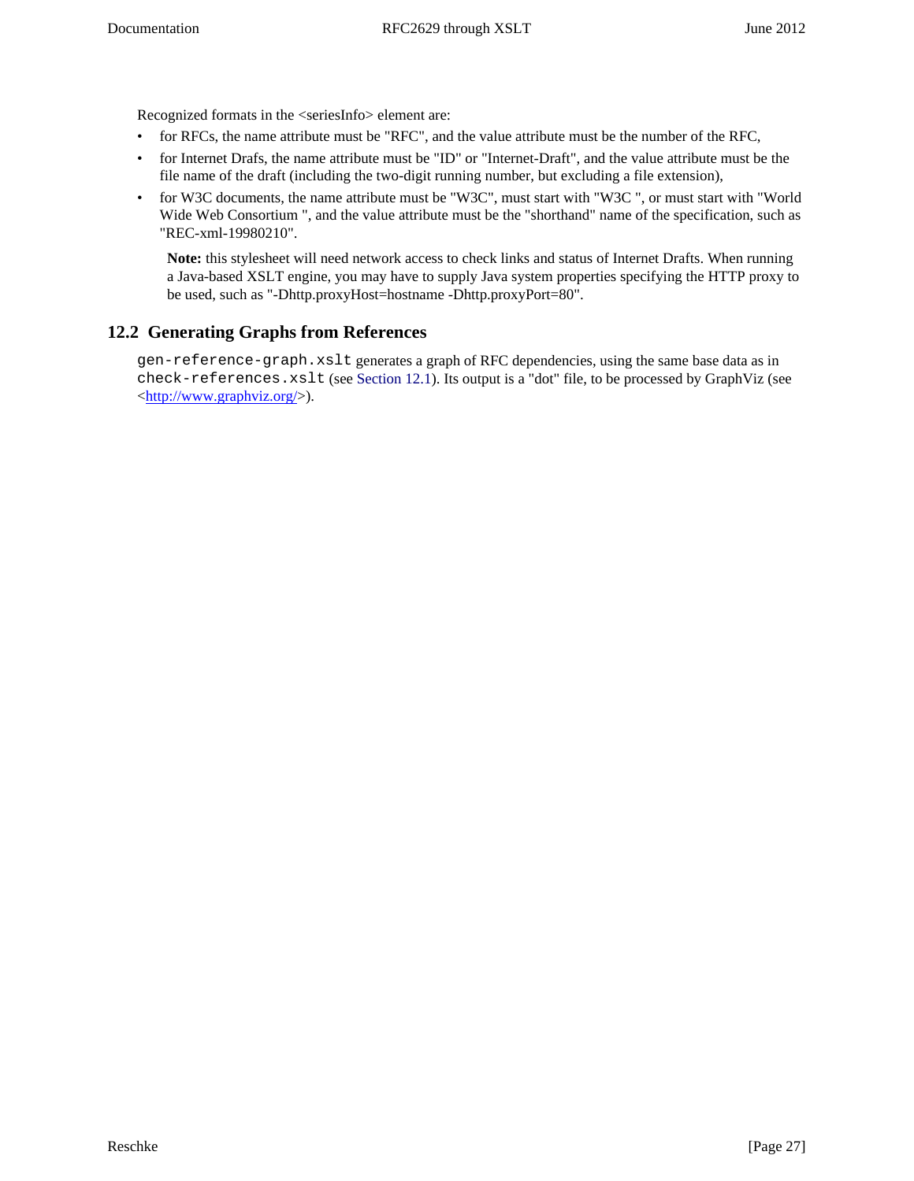Recognized formats in the <seriesInfo> element are:

- for RFCs, the name attribute must be "RFC", and the value attribute must be the number of the RFC,
- for Internet Drafs, the name attribute must be "ID" or "Internet-Draft", and the value attribute must be the file name of the draft (including the two-digit running number, but excluding a file extension),
- for W3C documents, the name attribute must be "W3C", must start with "W3C ", or must start with "World Wide Web Consortium ", and the value attribute must be the "shorthand" name of the specification, such as "REC-xml-19980210".

> **Note:** this stylesheet will need network access to check links and status of Internet Drafts. When running a Java-based XSLT engine, you may have to supply Java system properties specifying the HTTP proxy to be used, such as "-Dhttp.proxyHost=hostname -Dhttp.proxyPort=80".

## 12.2 Generating Graphs from References

`gen-reference-graph.xslt` generates a graph of RFC dependencies, using the same base data as in `check-references.xslt` (see Section 12.1). Its output is a "dot" file, to be processed by GraphViz (see <http://www.graphviz.org/>).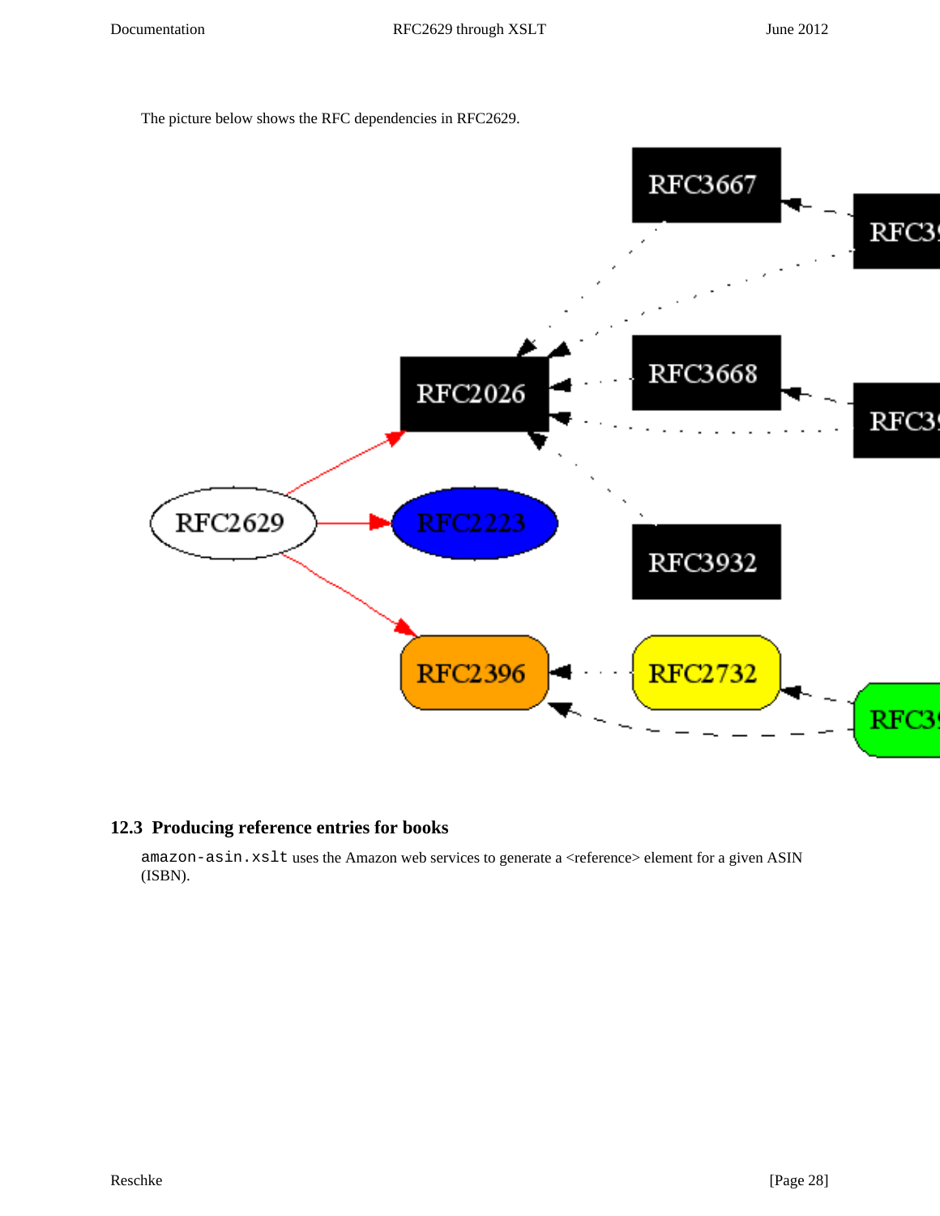The picture below shows the RFC dependencies in RFC2629.

## 12.3 Producing reference entries for books

`amazon-asin.xslt` uses the Amazon web services to generate a <reference> element for a given ASIN (ISBN).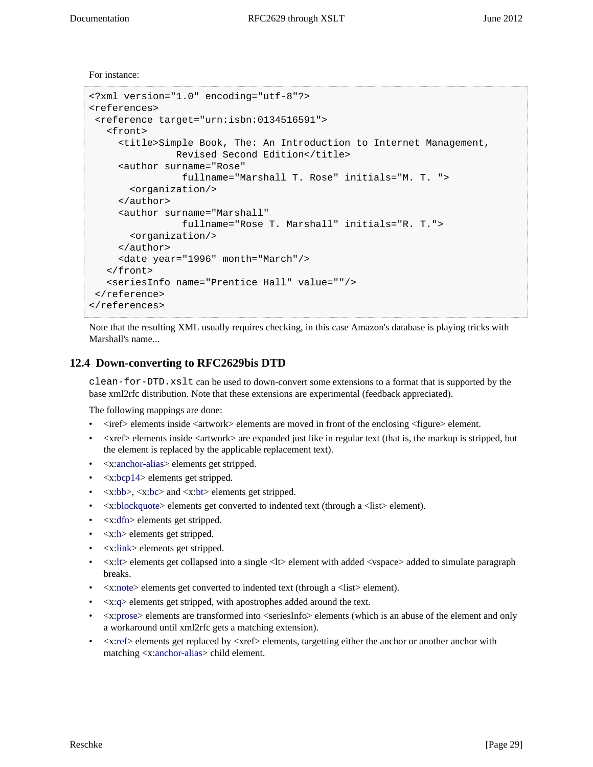For instance:

```
<?xml version="1.0" encoding="utf-8"?>
<references>
 <reference target="urn:isbn:0134516591">
   <front>
     <title>Simple Book, The: An Introduction to Internet Management,
               Revised Second Edition</title>
     <author surname="Rose"
                fullname="Marshall T. Rose" initials="M. T. ">
       <organization/>
     </author>
     <author surname="Marshall"
                fullname="Rose T. Marshall" initials="R. T.">
       <organization/>
     </author>
     <date year="1996" month="March"/>
   </front>
   <seriesInfo name="Prentice Hall" value=""/>
 </reference>
</references>
```

Note that the resulting XML usually requires checking, in this case Amazon's database is playing tricks with Marshall's name...

## 12.4 Down-converting to RFC2629bis DTD

`clean-for-DTD.xslt` can be used to down-convert some extensions to a format that is supported by the base xml2rfc distribution. Note that these extensions are experimental (feedback appreciated).

The following mappings are done:

- <iref> elements inside <artwork> elements are moved in front of the enclosing <figure> element.
- <xref> elements inside <artwork> are expanded just like in regular text (that is, the markup is stripped, but the element is replaced by the applicable replacement text).
- <x:anchor-alias> elements get stripped.
- <x:bcp14> elements get stripped.
- <x:bb>, <x:bc> and <x:bt> elements get stripped.
- <x:blockquote> elements get converted to indented text (through a <list> element).
- <x:dfn> elements get stripped.
- <x:h> elements get stripped.
- <x:link> elements get stripped.
- <x:lt> elements get collapsed into a single <lt> element with added <vspace> added to simulate paragraph breaks.
- <x:note> elements get converted to indented text (through a <list> element).
- <x:q> elements get stripped, with apostrophes added around the text.
- <x:prose> elements are transformed into <seriesInfo> elements (which is an abuse of the element and only a workaround until xml2rfc gets a matching extension).
- <x:ref> elements get replaced by <xref> elements, targetting either the anchor or another anchor with matching <x:anchor-alias> child element.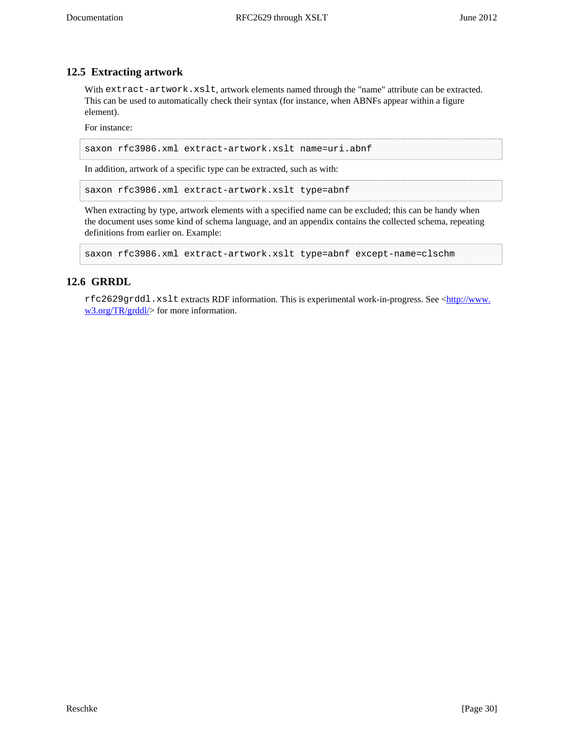## 12.5 Extracting artwork

With `extract-artwork.xslt`, artwork elements named through the "name" attribute can be extracted. This can be used to automatically check their syntax (for instance, when ABNFs appear within a figure element).

For instance:

```
saxon rfc3986.xml extract-artwork.xslt name=uri.abnf
```

In addition, artwork of a specific type can be extracted, such as with:

```
saxon rfc3986.xml extract-artwork.xslt type=abnf
```

When extracting by type, artwork elements with a specified name can be excluded; this can be handy when the document uses some kind of schema language, and an appendix contains the collected schema, repeating definitions from earlier on. Example:

```
saxon rfc3986.xml extract-artwork.xslt type=abnf except-name=clschm
```

## 12.6 GRRDL

`rfc2629grddl.xslt` extracts RDF information. This is experimental work-in-progress. See <http://www.w3.org/TR/grddl/> for more information.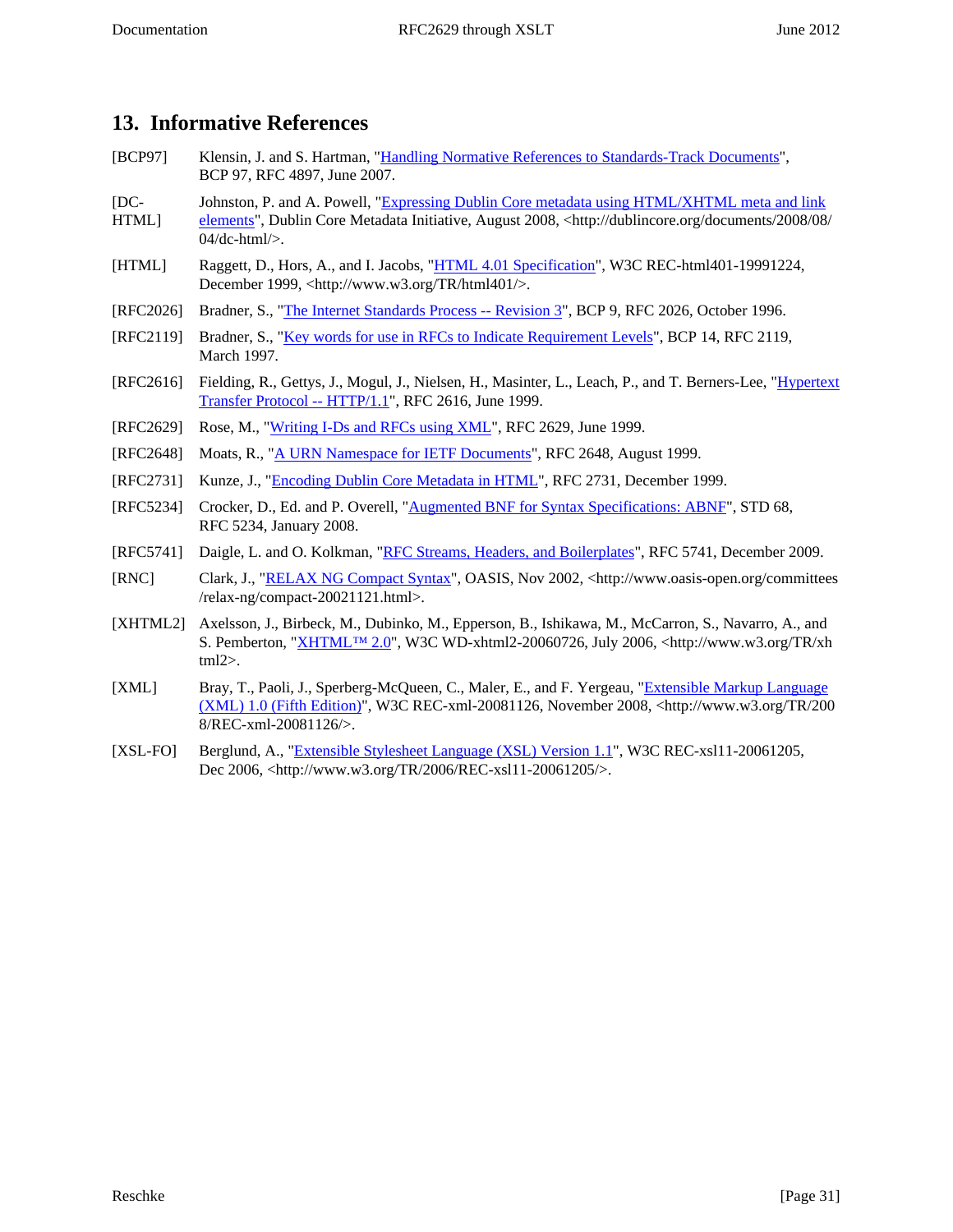## 13. Informative References

[BCP97] Klensin, J. and S. Hartman, "Handling Normative References to Standards-Track Documents", BCP 97, RFC 4897, June 2007.

[DC-HTML] Johnston, P. and A. Powell, "Expressing Dublin Core metadata using HTML/XHTML meta and link elements", Dublin Core Metadata Initiative, August 2008, <http://dublincore.org/documents/2008/08/04/dc-html/>.

[HTML] Raggett, D., Hors, A., and I. Jacobs, "HTML 4.01 Specification", W3C REC-html401-19991224, December 1999, <http://www.w3.org/TR/html401/>.

[RFC2026] Bradner, S., "The Internet Standards Process -- Revision 3", BCP 9, RFC 2026, October 1996.

[RFC2119] Bradner, S., "Key words for use in RFCs to Indicate Requirement Levels", BCP 14, RFC 2119, March 1997.

[RFC2616] Fielding, R., Gettys, J., Mogul, J., Nielsen, H., Masinter, L., Leach, P., and T. Berners-Lee, "Hypertext Transfer Protocol -- HTTP/1.1", RFC 2616, June 1999.

[RFC2629] Rose, M., "Writing I-Ds and RFCs using XML", RFC 2629, June 1999.

[RFC2648] Moats, R., "A URN Namespace for IETF Documents", RFC 2648, August 1999.

[RFC2731] Kunze, J., "Encoding Dublin Core Metadata in HTML", RFC 2731, December 1999.

[RFC5234] Crocker, D., Ed. and P. Overell, "Augmented BNF for Syntax Specifications: ABNF", STD 68, RFC 5234, January 2008.

[RFC5741] Daigle, L. and O. Kolkman, "RFC Streams, Headers, and Boilerplates", RFC 5741, December 2009.

[RNC] Clark, J., "RELAX NG Compact Syntax", OASIS, Nov 2002, <http://www.oasis-open.org/committees/relax-ng/compact-20021121.html>.

[XHTML2] Axelsson, J., Birbeck, M., Dubinko, M., Epperson, B., Ishikawa, M., McCarron, S., Navarro, A., and S. Pemberton, "XHTML™ 2.0", W3C WD-xhtml2-20060726, July 2006, <http://www.w3.org/TR/xhtml2>.

[XML] Bray, T., Paoli, J., Sperberg-McQueen, C., Maler, E., and F. Yergeau, "Extensible Markup Language (XML) 1.0 (Fifth Edition)", W3C REC-xml-20081126, November 2008, <http://www.w3.org/TR/2008/REC-xml-20081126/>.

[XSL-FO] Berglund, A., "Extensible Stylesheet Language (XSL) Version 1.1", W3C REC-xsl11-20061205, Dec 2006, <http://www.w3.org/TR/2006/REC-xsl11-20061205/>.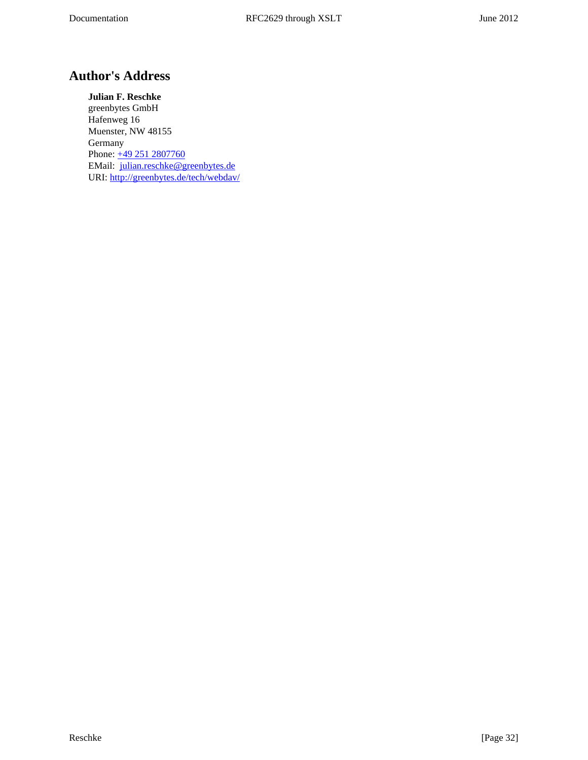## Author's Address

**Julian F. Reschke**
greenbytes GmbH
Hafenweg 16
Muenster, NW 48155
Germany
Phone: +49 251 2807760
EMail: julian.reschke@greenbytes.de
URI: http://greenbytes.de/tech/webdav/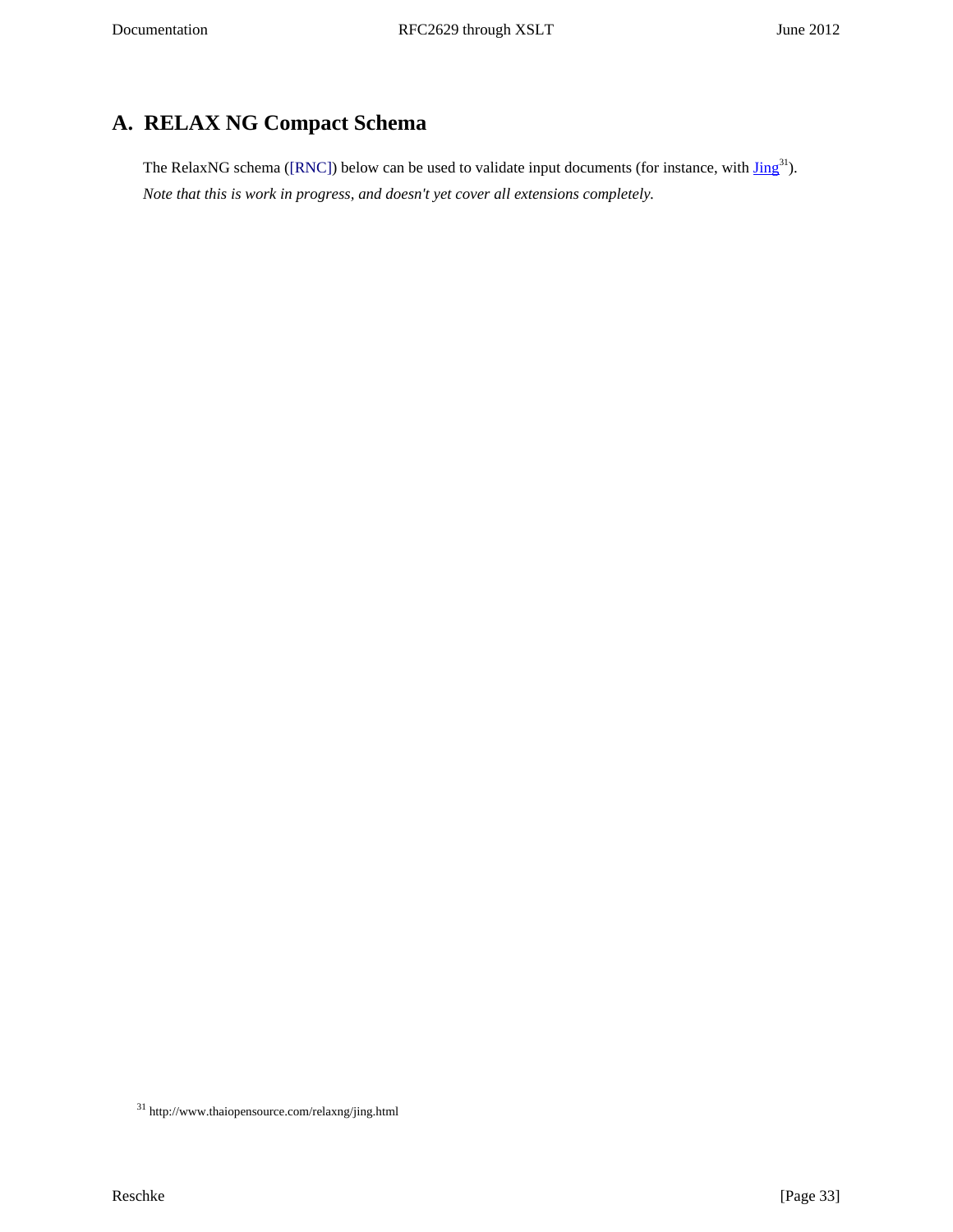# A. RELAX NG Compact Schema

The RelaxNG schema ([RNC]) below can be used to validate input documents (for instance, with Jing[31]).

*Note that this is work in progress, and doesn't yet cover all extensions completely.*

[31] http://www.thaiopensource.com/relaxng/jing.html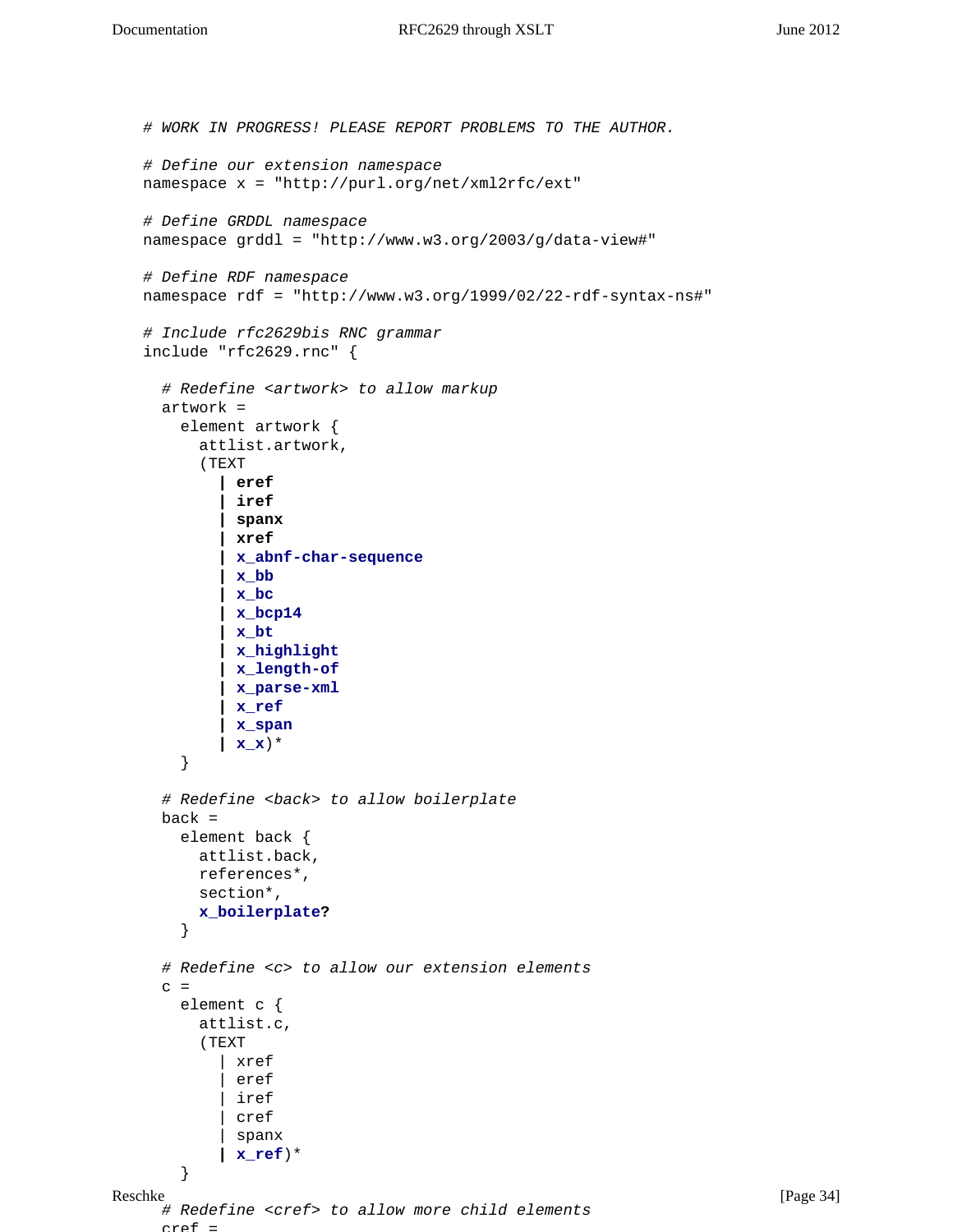```
# WORK IN PROGRESS! PLEASE REPORT PROBLEMS TO THE AUTHOR.

# Define our extension namespace
namespace x = "http://purl.org/net/xml2rfc/ext"

# Define GRDDL namespace
namespace grddl = "http://www.w3.org/2003/g/data-view#"

# Define RDF namespace
namespace rdf = "http://www.w3.org/1999/02/22-rdf-syntax-ns#"

# Include rfc2629bis RNC grammar
include "rfc2629.rnc" {

  # Redefine <artwork> to allow markup
  artwork =
    element artwork {
      attlist.artwork,
      (TEXT
        | eref
        | iref
        | spanx
        | xref
        | x_abnf-char-sequence
        | x_bb
        | x_bc
        | x_bcp14
        | x_bt
        | x_highlight
        | x_length-of
        | x_parse-xml
        | x_ref
        | x_span
        | x_x)*
    }

  # Redefine <back> to allow boilerplate
  back =
    element back {
      attlist.back,
      references*,
      section*,
      x_boilerplate?
    }

  # Redefine <c> to allow our extension elements
  c =
    element c {
      attlist.c,
      (TEXT
        | xref
        | eref
        | iref
        | cref
        | spanx
        | x_ref)*
    }

  # Redefine <cref> to allow more child elements
  cref =
```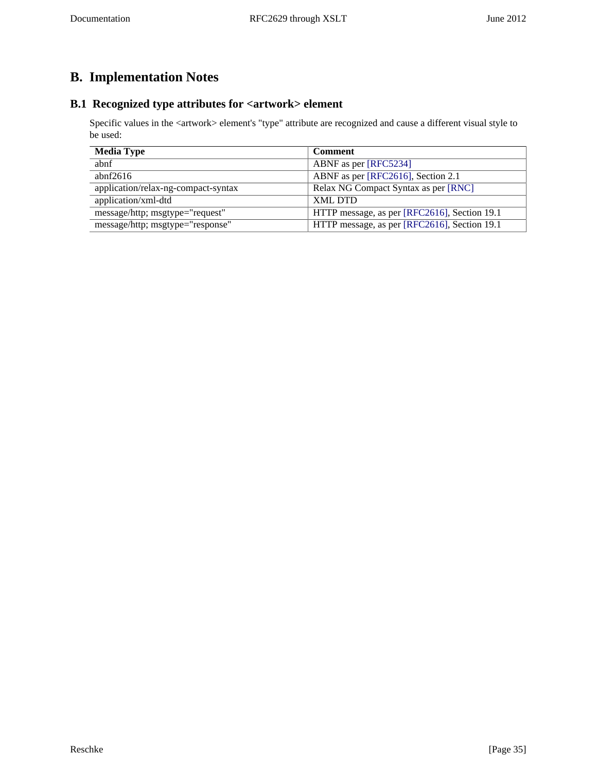# B. Implementation Notes

## B.1 Recognized type attributes for <artwork> element

Specific values in the <artwork> element's "type" attribute are recognized and cause a different visual style to be used:

| Media Type | Comment |
|---|---|
| abnf | ABNF as per [RFC5234] |
| abnf2616 | ABNF as per [RFC2616], Section 2.1 |
| application/relax-ng-compact-syntax | Relax NG Compact Syntax as per [RNC] |
| application/xml-dtd | XML DTD |
| message/http; msgtype="request" | HTTP message, as per [RFC2616], Section 19.1 |
| message/http; msgtype="response" | HTTP message, as per [RFC2616], Section 19.1 |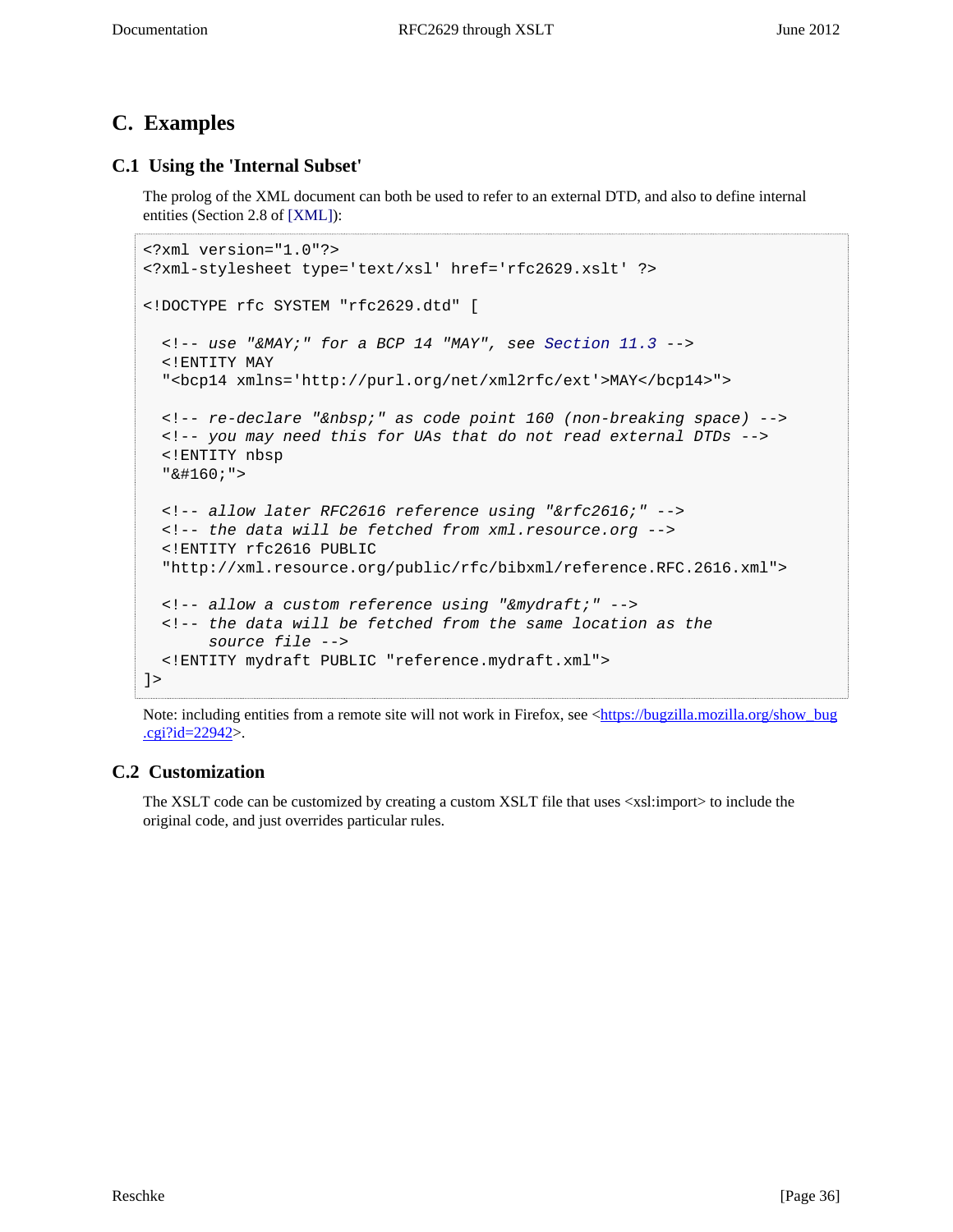# C. Examples

## C.1 Using the 'Internal Subset'

The prolog of the XML document can both be used to refer to an external DTD, and also to define internal entities (Section 2.8 of [XML]):

```
<?xml version="1.0"?>
<?xml-stylesheet type='text/xsl' href='rfc2629.xslt' ?>

<!DOCTYPE rfc SYSTEM "rfc2629.dtd" [

  <!-- use "&MAY;" for a BCP 14 "MAY", see Section 11.3 -->
  <!ENTITY MAY
  "<bcp14 xmlns='http://purl.org/net/xml2rfc/ext'>MAY</bcp14>">

  <!-- re-declare "&nbsp;" as code point 160 (non-breaking space) -->
  <!-- you may need this for UAs that do not read external DTDs -->
  <!ENTITY nbsp
  "&#160;">

  <!-- allow later RFC2616 reference using "&rfc2616;" -->
  <!-- the data will be fetched from xml.resource.org -->
  <!ENTITY rfc2616 PUBLIC
  "http://xml.resource.org/public/rfc/bibxml/reference.RFC.2616.xml">

  <!-- allow a custom reference using "&mydraft;" -->
  <!-- the data will be fetched from the same location as the
       source file -->
  <!ENTITY mydraft PUBLIC "reference.mydraft.xml">
]>
```

Note: including entities from a remote site will not work in Firefox, see <https://bugzilla.mozilla.org/show_bug.cgi?id=22942>.

## C.2 Customization

The XSLT code can be customized by creating a custom XSLT file that uses <xsl:import> to include the original code, and just overrides particular rules.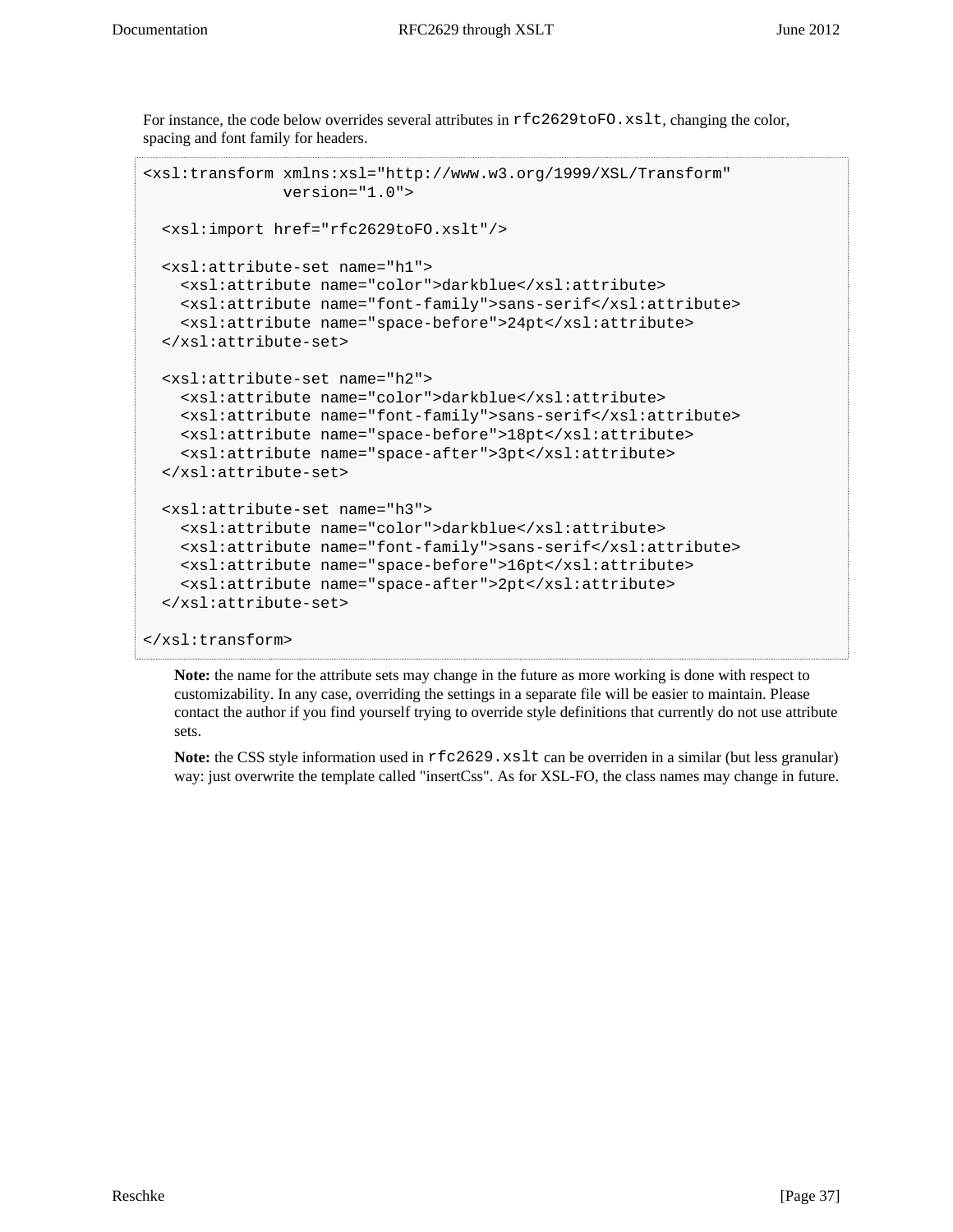For instance, the code below overrides several attributes in `rfc2629toFO.xslt`, changing the color, spacing and font family for headers.

```
<xsl:transform xmlns:xsl="http://www.w3.org/1999/XSL/Transform"
               version="1.0">

  <xsl:import href="rfc2629toFO.xslt"/>

  <xsl:attribute-set name="h1">
    <xsl:attribute name="color">darkblue</xsl:attribute>
    <xsl:attribute name="font-family">sans-serif</xsl:attribute>
    <xsl:attribute name="space-before">24pt</xsl:attribute>
  </xsl:attribute-set>

  <xsl:attribute-set name="h2">
    <xsl:attribute name="color">darkblue</xsl:attribute>
    <xsl:attribute name="font-family">sans-serif</xsl:attribute>
    <xsl:attribute name="space-before">18pt</xsl:attribute>
    <xsl:attribute name="space-after">3pt</xsl:attribute>
  </xsl:attribute-set>

  <xsl:attribute-set name="h3">
    <xsl:attribute name="color">darkblue</xsl:attribute>
    <xsl:attribute name="font-family">sans-serif</xsl:attribute>
    <xsl:attribute name="space-before">16pt</xsl:attribute>
    <xsl:attribute name="space-after">2pt</xsl:attribute>
  </xsl:attribute-set>

</xsl:transform>
```

**Note:** the name for the attribute sets may change in the future as more working is done with respect to customizability. In any case, overriding the settings in a separate file will be easier to maintain. Please contact the author if you find yourself trying to override style definitions that currently do not use attribute sets.

**Note:** the CSS style information used in `rfc2629.xslt` can be overriden in a similar (but less granular) way: just overwrite the template called "insertCss". As for XSL-FO, the class names may change in future.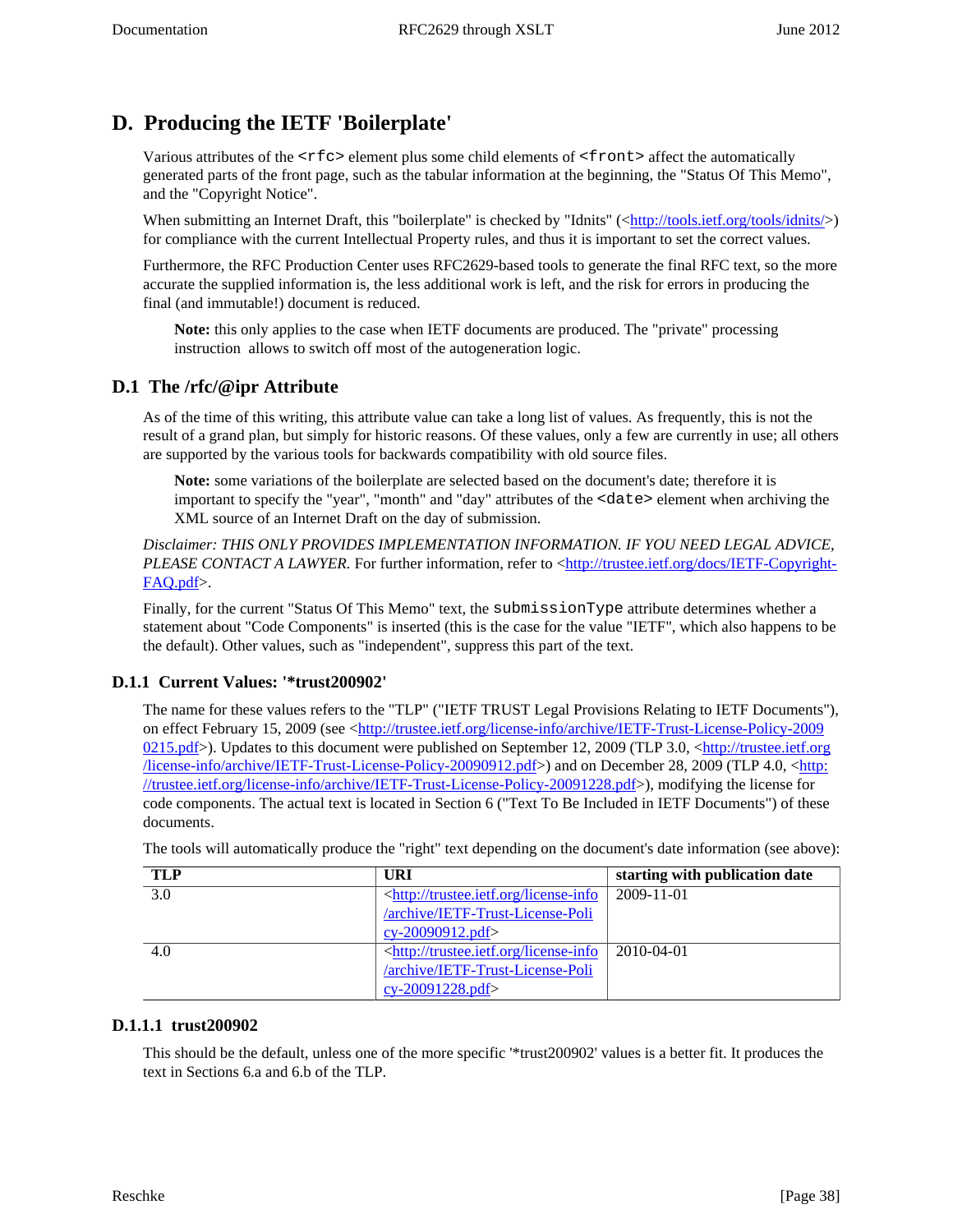# D. Producing the IETF 'Boilerplate'

Various attributes of the `<rfc>` element plus some child elements of `<front>` affect the automatically generated parts of the front page, such as the tabular information at the beginning, the "Status Of This Memo", and the "Copyright Notice".

When submitting an Internet Draft, this "boilerplate" is checked by "Idnits" (<http://tools.ietf.org/tools/idnits/>) for compliance with the current Intellectual Property rules, and thus it is important to set the correct values.

Furthermore, the RFC Production Center uses RFC2629-based tools to generate the final RFC text, so the more accurate the supplied information is, the less additional work is left, and the risk for errors in producing the final (and immutable!) document is reduced.

> **Note:** this only applies to the case when IETF documents are produced. The "private" processing instruction allows to switch off most of the autogeneration logic.

## D.1 The /rfc/@ipr Attribute

As of the time of this writing, this attribute value can take a long list of values. As frequently, this is not the result of a grand plan, but simply for historic reasons. Of these values, only a few are currently in use; all others are supported by the various tools for backwards compatibility with old source files.

> **Note:** some variations of the boilerplate are selected based on the document's date; therefore it is important to specify the "year", "month" and "day" attributes of the `<date>` element when archiving the XML source of an Internet Draft on the day of submission.

*Disclaimer: THIS ONLY PROVIDES IMPLEMENTATION INFORMATION. IF YOU NEED LEGAL ADVICE, PLEASE CONTACT A LAWYER.* For further information, refer to <http://trustee.ietf.org/docs/IETF-Copyright-FAQ.pdf>.

Finally, for the current "Status Of This Memo" text, the `submissionType` attribute determines whether a statement about "Code Components" is inserted (this is the case for the value "IETF", which also happens to be the default). Other values, such as "independent", suppress this part of the text.

### D.1.1 Current Values: '*trust200902'

The name for these values refers to the "TLP" ("IETF TRUST Legal Provisions Relating to IETF Documents"), on effect February 15, 2009 (see <http://trustee.ietf.org/license-info/archive/IETF-Trust-License-Policy-20090215.pdf>). Updates to this document were published on September 12, 2009 (TLP 3.0, <http://trustee.ietf.org/license-info/archive/IETF-Trust-License-Policy-20090912.pdf>) and on December 28, 2009 (TLP 4.0, <http://trustee.ietf.org/license-info/archive/IETF-Trust-License-Policy-20091228.pdf>), modifying the license for code components. The actual text is located in Section 6 ("Text To Be Included in IETF Documents") of these documents.

The tools will automatically produce the "right" text depending on the document's date information (see above):

| TLP | URI | starting with publication date |
| --- | --- | --- |
| 3.0 | <http://trustee.ietf.org/license-info/archive/IETF-Trust-License-Policy-20090912.pdf> | 2009-11-01 |
| 4.0 | <http://trustee.ietf.org/license-info/archive/IETF-Trust-License-Policy-20091228.pdf> | 2010-04-01 |

#### D.1.1.1 trust200902

This should be the default, unless one of the more specific '*trust200902' values is a better fit. It produces the text in Sections 6.a and 6.b of the TLP.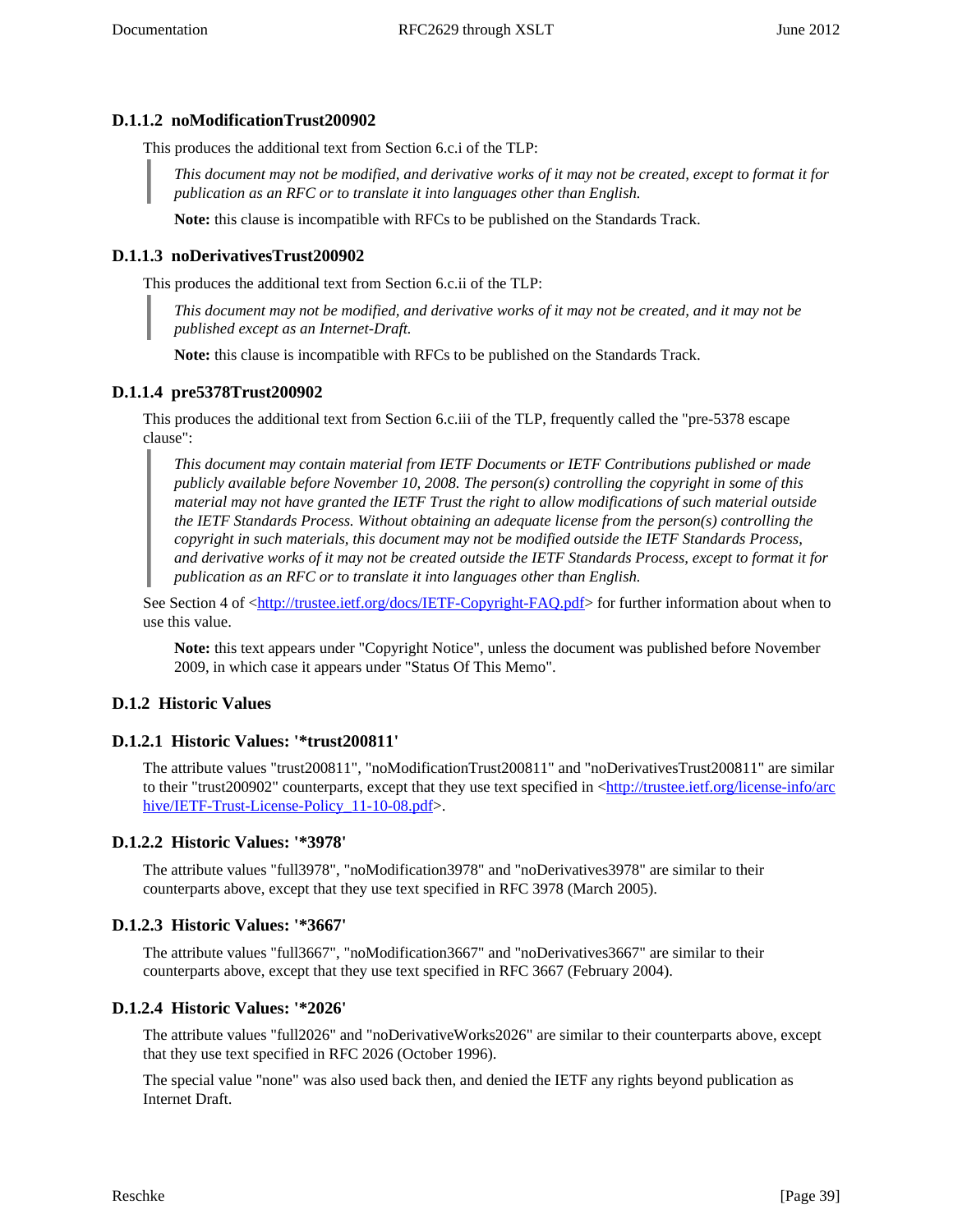#### D.1.1.2 noModificationTrust200902

This produces the additional text from Section 6.c.i of the TLP:

> *This document may not be modified, and derivative works of it may not be created, except to format it for publication as an RFC or to translate it into languages other than English.*

**Note:** this clause is incompatible with RFCs to be published on the Standards Track.

#### D.1.1.3 noDerivativesTrust200902

This produces the additional text from Section 6.c.ii of the TLP:

> *This document may not be modified, and derivative works of it may not be created, and it may not be published except as an Internet-Draft.*

**Note:** this clause is incompatible with RFCs to be published on the Standards Track.

#### D.1.1.4 pre5378Trust200902

This produces the additional text from Section 6.c.iii of the TLP, frequently called the "pre-5378 escape clause":

> *This document may contain material from IETF Documents or IETF Contributions published or made publicly available before November 10, 2008. The person(s) controlling the copyright in some of this material may not have granted the IETF Trust the right to allow modifications of such material outside the IETF Standards Process. Without obtaining an adequate license from the person(s) controlling the copyright in such materials, this document may not be modified outside the IETF Standards Process, and derivative works of it may not be created outside the IETF Standards Process, except to format it for publication as an RFC or to translate it into languages other than English.*

See Section 4 of <http://trustee.ietf.org/docs/IETF-Copyright-FAQ.pdf> for further information about when to use this value.

**Note:** this text appears under "Copyright Notice", unless the document was published before November 2009, in which case it appears under "Status Of This Memo".

### D.1.2 Historic Values

#### D.1.2.1 Historic Values: '*trust200811'

The attribute values "trust200811", "noModificationTrust200811" and "noDerivativesTrust200811" are similar to their "trust200902" counterparts, except that they use text specified in <http://trustee.ietf.org/license-info/archive/IETF-Trust-License-Policy_11-10-08.pdf>.

#### D.1.2.2 Historic Values: '*3978'

The attribute values "full3978", "noModification3978" and "noDerivatives3978" are similar to their counterparts above, except that they use text specified in RFC 3978 (March 2005).

#### D.1.2.3 Historic Values: '*3667'

The attribute values "full3667", "noModification3667" and "noDerivatives3667" are similar to their counterparts above, except that they use text specified in RFC 3667 (February 2004).

#### D.1.2.4 Historic Values: '*2026'

The attribute values "full2026" and "noDerivativeWorks2026" are similar to their counterparts above, except that they use text specified in RFC 2026 (October 1996).

The special value "none" was also used back then, and denied the IETF any rights beyond publication as Internet Draft.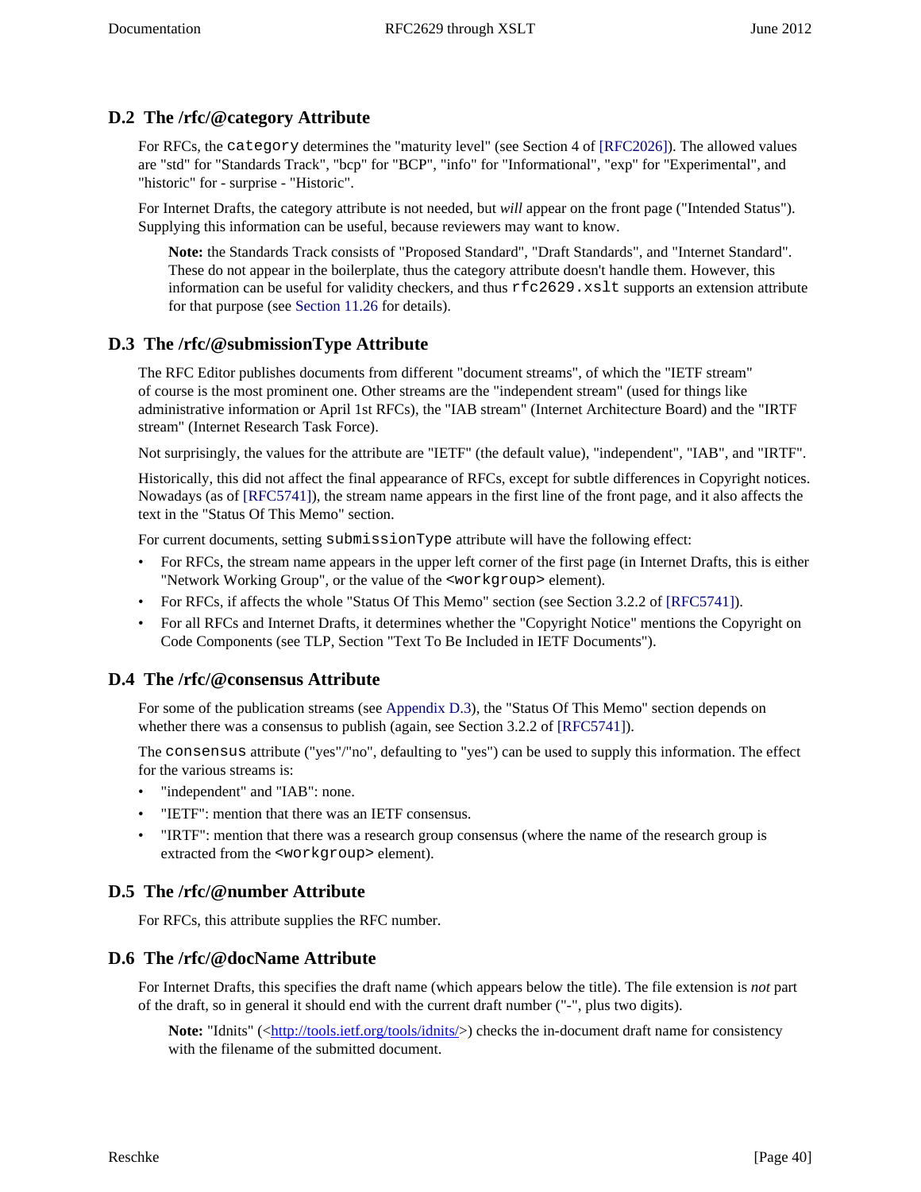## D.2 The /rfc/@category Attribute

For RFCs, the `category` determines the "maturity level" (see Section 4 of [RFC2026]). The allowed values are "std" for "Standards Track", "bcp" for "BCP", "info" for "Informational", "exp" for "Experimental", and "historic" for - surprise - "Historic".

For Internet Drafts, the category attribute is not needed, but *will* appear on the front page ("Intended Status"). Supplying this information can be useful, because reviewers may want to know.

> **Note:** the Standards Track consists of "Proposed Standard", "Draft Standards", and "Internet Standard". These do not appear in the boilerplate, thus the category attribute doesn't handle them. However, this information can be useful for validity checkers, and thus `rfc2629.xslt` supports an extension attribute for that purpose (see Section 11.26 for details).

## D.3 The /rfc/@submissionType Attribute

The RFC Editor publishes documents from different "document streams", of which the "IETF stream" of course is the most prominent one. Other streams are the "independent stream" (used for things like administrative information or April 1st RFCs), the "IAB stream" (Internet Architecture Board) and the "IRTF stream" (Internet Research Task Force).

Not surprisingly, the values for the attribute are "IETF" (the default value), "independent", "IAB", and "IRTF".

Historically, this did not affect the final appearance of RFCs, except for subtle differences in Copyright notices. Nowadays (as of [RFC5741]), the stream name appears in the first line of the front page, and it also affects the text in the "Status Of This Memo" section.

For current documents, setting `submissionType` attribute will have the following effect:

- For RFCs, the stream name appears in the upper left corner of the first page (in Internet Drafts, this is either "Network Working Group", or the value of the `<workgroup>` element).
- For RFCs, if affects the whole "Status Of This Memo" section (see Section 3.2.2 of [RFC5741]).
- For all RFCs and Internet Drafts, it determines whether the "Copyright Notice" mentions the Copyright on Code Components (see TLP, Section "Text To Be Included in IETF Documents").

## D.4 The /rfc/@consensus Attribute

For some of the publication streams (see Appendix D.3), the "Status Of This Memo" section depends on whether there was a consensus to publish (again, see Section 3.2.2 of [RFC5741]).

The `consensus` attribute ("yes"/"no", defaulting to "yes") can be used to supply this information. The effect for the various streams is:

- "independent" and "IAB": none.
- "IETF": mention that there was an IETF consensus.
- "IRTF": mention that there was a research group consensus (where the name of the research group is extracted from the `<workgroup>` element).

## D.5 The /rfc/@number Attribute

For RFCs, this attribute supplies the RFC number.

## D.6 The /rfc/@docName Attribute

For Internet Drafts, this specifies the draft name (which appears below the title). The file extension is *not* part of the draft, so in general it should end with the current draft number ("-", plus two digits).

> **Note:** "Idnits" (<http://tools.ietf.org/tools/idnits/>) checks the in-document draft name for consistency with the filename of the submitted document.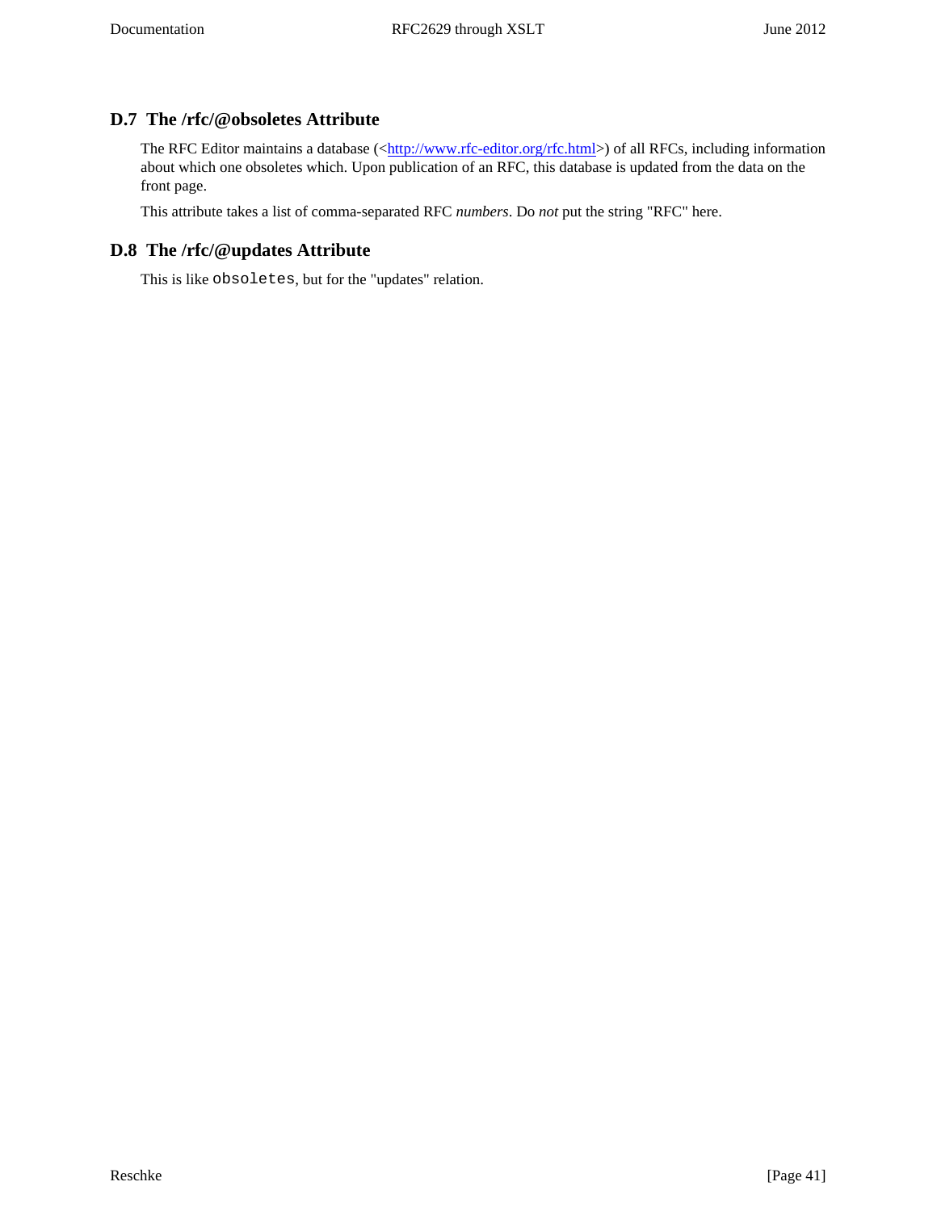## D.7 The /rfc/@obsoletes Attribute

The RFC Editor maintains a database (<http://www.rfc-editor.org/rfc.html>) of all RFCs, including information about which one obsoletes which. Upon publication of an RFC, this database is updated from the data on the front page.

This attribute takes a list of comma-separated RFC *numbers*. Do *not* put the string "RFC" here.

## D.8 The /rfc/@updates Attribute

This is like `obsoletes`, but for the "updates" relation.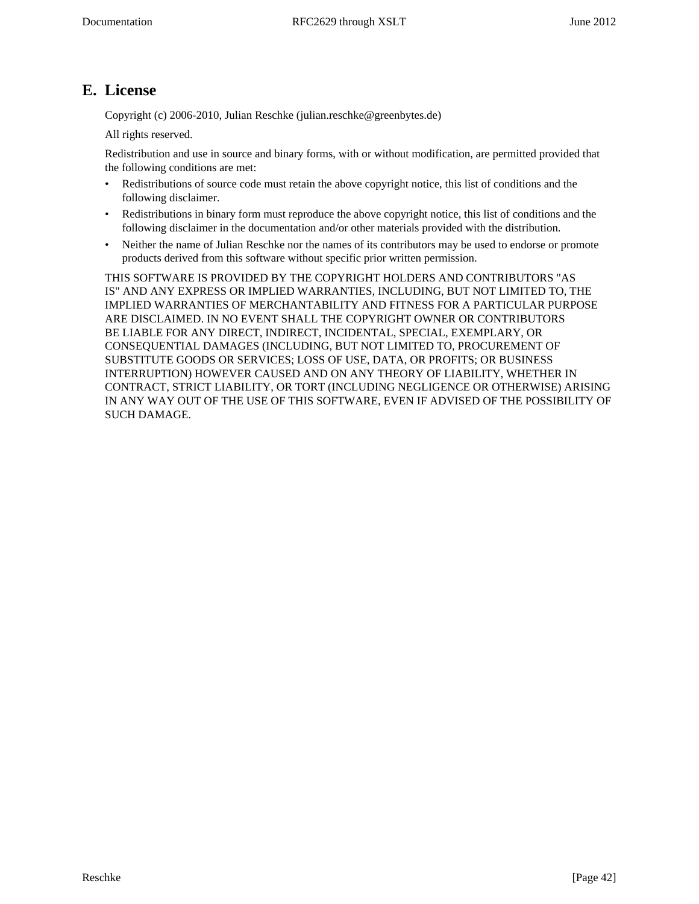# E. License

Copyright (c) 2006-2010, Julian Reschke (julian.reschke@greenbytes.de)

All rights reserved.

Redistribution and use in source and binary forms, with or without modification, are permitted provided that the following conditions are met:

- Redistributions of source code must retain the above copyright notice, this list of conditions and the following disclaimer.
- Redistributions in binary form must reproduce the above copyright notice, this list of conditions and the following disclaimer in the documentation and/or other materials provided with the distribution.
- Neither the name of Julian Reschke nor the names of its contributors may be used to endorse or promote products derived from this software without specific prior written permission.

THIS SOFTWARE IS PROVIDED BY THE COPYRIGHT HOLDERS AND CONTRIBUTORS "AS IS" AND ANY EXPRESS OR IMPLIED WARRANTIES, INCLUDING, BUT NOT LIMITED TO, THE IMPLIED WARRANTIES OF MERCHANTABILITY AND FITNESS FOR A PARTICULAR PURPOSE ARE DISCLAIMED. IN NO EVENT SHALL THE COPYRIGHT OWNER OR CONTRIBUTORS BE LIABLE FOR ANY DIRECT, INDIRECT, INCIDENTAL, SPECIAL, EXEMPLARY, OR CONSEQUENTIAL DAMAGES (INCLUDING, BUT NOT LIMITED TO, PROCUREMENT OF SUBSTITUTE GOODS OR SERVICES; LOSS OF USE, DATA, OR PROFITS; OR BUSINESS INTERRUPTION) HOWEVER CAUSED AND ON ANY THEORY OF LIABILITY, WHETHER IN CONTRACT, STRICT LIABILITY, OR TORT (INCLUDING NEGLIGENCE OR OTHERWISE) ARISING IN ANY WAY OUT OF THE USE OF THIS SOFTWARE, EVEN IF ADVISED OF THE POSSIBILITY OF SUCH DAMAGE.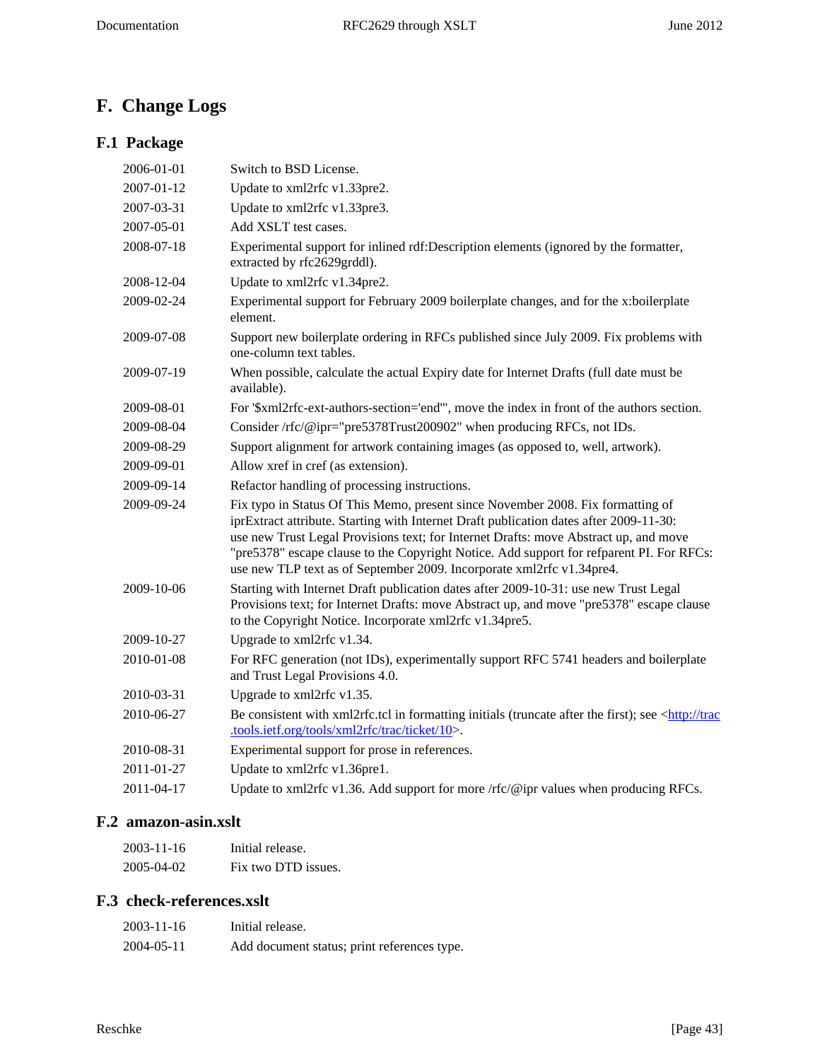# F. Change Logs

## F.1 Package

| | |
|---|---|
| 2006-01-01 | Switch to BSD License. |
| 2007-01-12 | Update to xml2rfc v1.33pre2. |
| 2007-03-31 | Update to xml2rfc v1.33pre3. |
| 2007-05-01 | Add XSLT test cases. |
| 2008-07-18 | Experimental support for inlined rdf:Description elements (ignored by the formatter, extracted by rfc2629grddl). |
| 2008-12-04 | Update to xml2rfc v1.34pre2. |
| 2009-02-24 | Experimental support for February 2009 boilerplate changes, and for the x:boilerplate element. |
| 2009-07-08 | Support new boilerplate ordering in RFCs published since July 2009. Fix problems with one-column text tables. |
| 2009-07-19 | When possible, calculate the actual Expiry date for Internet Drafts (full date must be available). |
| 2009-08-01 | For '$xml2rfc-ext-authors-section='end'', move the index in front of the authors section. |
| 2009-08-04 | Consider /rfc/@ipr="pre5378Trust200902" when producing RFCs, not IDs. |
| 2009-08-29 | Support alignment for artwork containing images (as opposed to, well, artwork). |
| 2009-09-01 | Allow xref in cref (as extension). |
| 2009-09-14 | Refactor handling of processing instructions. |
| 2009-09-24 | Fix typo in Status Of This Memo, present since November 2008. Fix formatting of iprExtract attribute. Starting with Internet Draft publication dates after 2009-11-30: use new Trust Legal Provisions text; for Internet Drafts: move Abstract up, and move "pre5378" escape clause to the Copyright Notice. Add support for refparent PI. For RFCs: use new TLP text as of September 2009. Incorporate xml2rfc v1.34pre4. |
| 2009-10-06 | Starting with Internet Draft publication dates after 2009-10-31: use new Trust Legal Provisions text; for Internet Drafts: move Abstract up, and move "pre5378" escape clause to the Copyright Notice. Incorporate xml2rfc v1.34pre5. |
| 2009-10-27 | Upgrade to xml2rfc v1.34. |
| 2010-01-08 | For RFC generation (not IDs), experimentally support RFC 5741 headers and boilerplate and Trust Legal Provisions 4.0. |
| 2010-03-31 | Upgrade to xml2rfc v1.35. |
| 2010-06-27 | Be consistent with xml2rfc.tcl in formatting initials (truncate after the first); see <http://trac.tools.ietf.org/tools/xml2rfc/trac/ticket/10>. |
| 2010-08-31 | Experimental support for prose in references. |
| 2011-01-27 | Update to xml2rfc v1.36pre1. |
| 2011-04-17 | Update to xml2rfc v1.36. Add support for more /rfc/@ipr values when producing RFCs. |

## F.2 amazon-asin.xslt

| | |
|---|---|
| 2003-11-16 | Initial release. |
| 2005-04-02 | Fix two DTD issues. |

## F.3 check-references.xslt

| | |
|---|---|
| 2003-11-16 | Initial release. |
| 2004-05-11 | Add document status; print references type. |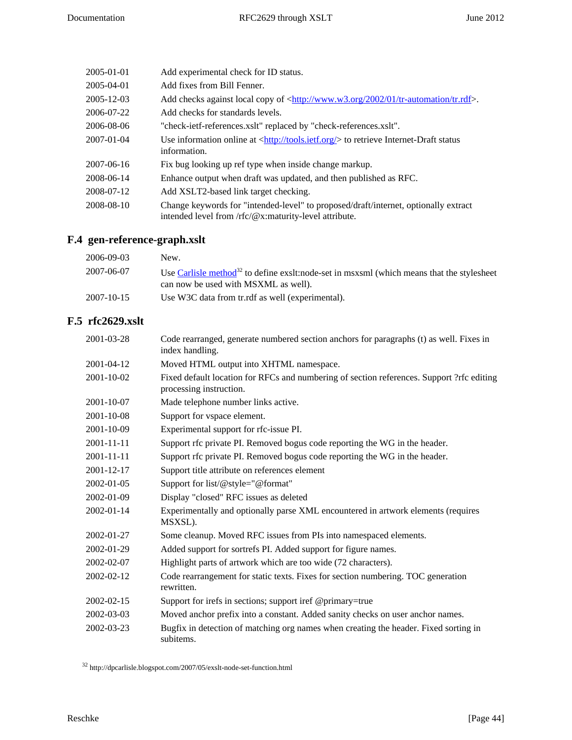| | |
|---|---|
| 2005-01-01 | Add experimental check for ID status. |
| 2005-04-01 | Add fixes from Bill Fenner. |
| 2005-12-03 | Add checks against local copy of <http://www.w3.org/2002/01/tr-automation/tr.rdf>. |
| 2006-07-22 | Add checks for standards levels. |
| 2006-08-06 | "check-ietf-references.xslt" replaced by "check-references.xslt". |
| 2007-01-04 | Use information online at <http://tools.ietf.org/> to retrieve Internet-Draft status information. |
| 2007-06-16 | Fix bug looking up ref type when inside change markup. |
| 2008-06-14 | Enhance output when draft was updated, and then published as RFC. |
| 2008-07-12 | Add XSLT2-based link target checking. |
| 2008-08-10 | Change keywords for "intended-level" to proposed/draft/internet, optionally extract intended level from /rfc/@x:maturity-level attribute. |

## F.4 gen-reference-graph.xslt

| | |
|---|---|
| 2006-09-03 | New. |
| 2007-06-07 | Use Carlisle method[32] to define exslt:node-set in msxsml (which means that the stylesheet can now be used with MSXML as well). |
| 2007-10-15 | Use W3C data from tr.rdf as well (experimental). |

## F.5 rfc2629.xslt

| | |
|---|---|
| 2001-03-28 | Code rearranged, generate numbered section anchors for paragraphs (t) as well. Fixes in index handling. |
| 2001-04-12 | Moved HTML output into XHTML namespace. |
| 2001-10-02 | Fixed default location for RFCs and numbering of section references. Support ?rfc editing processing instruction. |
| 2001-10-07 | Made telephone number links active. |
| 2001-10-08 | Support for vspace element. |
| 2001-10-09 | Experimental support for rfc-issue PI. |
| 2001-11-11 | Support rfc private PI. Removed bogus code reporting the WG in the header. |
| 2001-11-11 | Support rfc private PI. Removed bogus code reporting the WG in the header. |
| 2001-12-17 | Support title attribute on references element |
| 2002-01-05 | Support for list/@style="@format" |
| 2002-01-09 | Display "closed" RFC issues as deleted |
| 2002-01-14 | Experimentally and optionally parse XML encountered in artwork elements (requires MSXSL). |
| 2002-01-27 | Some cleanup. Moved RFC issues from PIs into namespaced elements. |
| 2002-01-29 | Added support for sortrefs PI. Added support for figure names. |
| 2002-02-07 | Highlight parts of artwork which are too wide (72 characters). |
| 2002-02-12 | Code rearrangement for static texts. Fixes for section numbering. TOC generation rewritten. |
| 2002-02-15 | Support for irefs in sections; support iref @primary=true |
| 2002-03-03 | Moved anchor prefix into a constant. Added sanity checks on user anchor names. |
| 2002-03-23 | Bugfix in detection of matching org names when creating the header. Fixed sorting in subitems. |

[32] http://dpcarlisle.blogspot.com/2007/05/exslt-node-set-function.html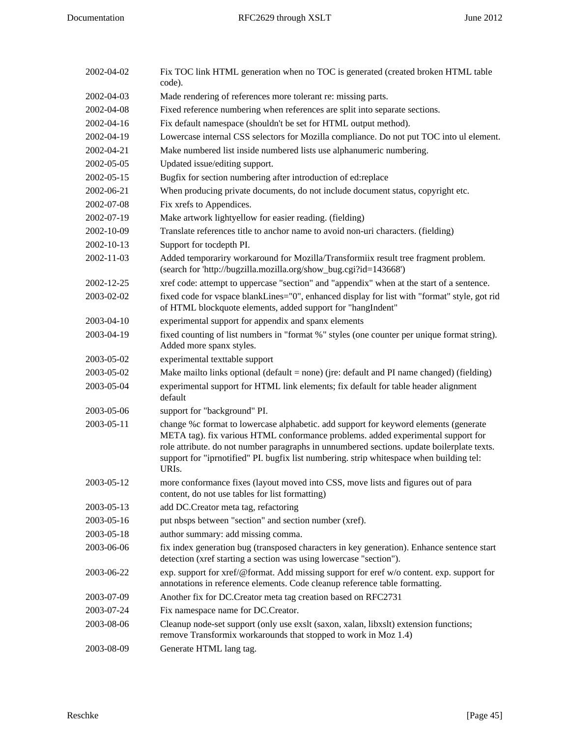| | |
|---|---|
| 2002-04-02 | Fix TOC link HTML generation when no TOC is generated (created broken HTML table code). |
| 2002-04-03 | Made rendering of references more tolerant re: missing parts. |
| 2002-04-08 | Fixed reference numbering when references are split into separate sections. |
| 2002-04-16 | Fix default namespace (shouldn't be set for HTML output method). |
| 2002-04-19 | Lowercase internal CSS selectors for Mozilla compliance. Do not put TOC into ul element. |
| 2002-04-21 | Make numbered list inside numbered lists use alphanumeric numbering. |
| 2002-05-05 | Updated issue/editing support. |
| 2002-05-15 | Bugfix for section numbering after introduction of ed:replace |
| 2002-06-21 | When producing private documents, do not include document status, copyright etc. |
| 2002-07-08 | Fix xrefs to Appendices. |
| 2002-07-19 | Make artwork lightyellow for easier reading. (fielding) |
| 2002-10-09 | Translate references title to anchor name to avoid non-uri characters. (fielding) |
| 2002-10-13 | Support for tocdepth PI. |
| 2002-11-03 | Added temporariry workaround for Mozilla/Transformiix result tree fragment problem. (search for 'http://bugzilla.mozilla.org/show_bug.cgi?id=143668') |
| 2002-12-25 | xref code: attempt to uppercase "section" and "appendix" when at the start of a sentence. |
| 2003-02-02 | fixed code for vspace blankLines="0", enhanced display for list with "format" style, got rid of HTML blockquote elements, added support for "hangIndent" |
| 2003-04-10 | experimental support for appendix and spanx elements |
| 2003-04-19 | fixed counting of list numbers in "format %" styles (one counter per unique format string). Added more spanx styles. |
| 2003-05-02 | experimental texttable support |
| 2003-05-02 | Make mailto links optional (default = none) (jre: default and PI name changed) (fielding) |
| 2003-05-04 | experimental support for HTML link elements; fix default for table header alignment default |
| 2003-05-06 | support for "background" PI. |
| 2003-05-11 | change %c format to lowercase alphabetic. add support for keyword elements (generate META tag). fix various HTML conformance problems. added experimental support for role attribute. do not number paragraphs in unnumbered sections. update boilerplate texts. support for "iprnotified" PI. bugfix list numbering. strip whitespace when building tel: URIs. |
| 2003-05-12 | more conformance fixes (layout moved into CSS, move lists and figures out of para content, do not use tables for list formatting) |
| 2003-05-13 | add DC.Creator meta tag, refactoring |
| 2003-05-16 | put nbsps between "section" and section number (xref). |
| 2003-05-18 | author summary: add missing comma. |
| 2003-06-06 | fix index generation bug (transposed characters in key generation). Enhance sentence start detection (xref starting a section was using lowercase "section"). |
| 2003-06-22 | exp. support for xref/@format. Add missing support for eref w/o content. exp. support for annotations in reference elements. Code cleanup reference table formatting. |
| 2003-07-09 | Another fix for DC.Creator meta tag creation based on RFC2731 |
| 2003-07-24 | Fix namespace name for DC.Creator. |
| 2003-08-06 | Cleanup node-set support (only use exslt (saxon, xalan, libxslt) extension functions; remove Transformix workarounds that stopped to work in Moz 1.4) |
| 2003-08-09 | Generate HTML lang tag. |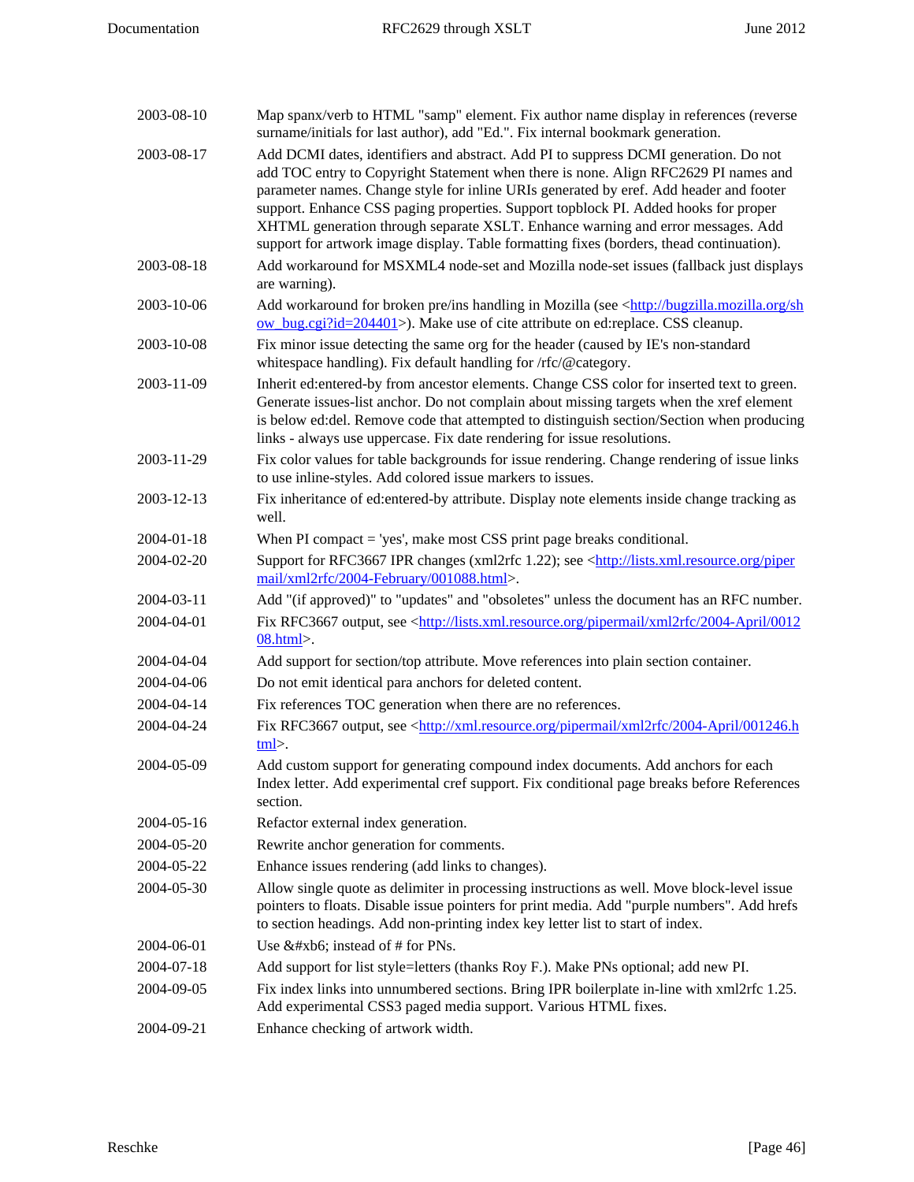| | |
|---|---|
| 2003-08-10 | Map spanx/verb to HTML "samp" element. Fix author name display in references (reverse surname/initials for last author), add "Ed.". Fix internal bookmark generation. |
| 2003-08-17 | Add DCMI dates, identifiers and abstract. Add PI to suppress DCMI generation. Do not add TOC entry to Copyright Statement when there is none. Align RFC2629 PI names and parameter names. Change style for inline URIs generated by eref. Add header and footer support. Enhance CSS paging properties. Support topblock PI. Added hooks for proper XHTML generation through separate XSLT. Enhance warning and error messages. Add support for artwork image display. Table formatting fixes (borders, thead continuation). |
| 2003-08-18 | Add workaround for MSXML4 node-set and Mozilla node-set issues (fallback just displays are warning). |
| 2003-10-06 | Add workaround for broken pre/ins handling in Mozilla (see <http://bugzilla.mozilla.org/show_bug.cgi?id=204401>). Make use of cite attribute on ed:replace. CSS cleanup. |
| 2003-10-08 | Fix minor issue detecting the same org for the header (caused by IE's non-standard whitespace handling). Fix default handling for /rfc/@category. |
| 2003-11-09 | Inherit ed:entered-by from ancestor elements. Change CSS color for inserted text to green. Generate issues-list anchor. Do not complain about missing targets when the xref element is below ed:del. Remove code that attempted to distinguish section/Section when producing links - always use uppercase. Fix date rendering for issue resolutions. |
| 2003-11-29 | Fix color values for table backgrounds for issue rendering. Change rendering of issue links to use inline-styles. Add colored issue markers to issues. |
| 2003-12-13 | Fix inheritance of ed:entered-by attribute. Display note elements inside change tracking as well. |
| 2004-01-18 | When PI compact = 'yes', make most CSS print page breaks conditional. |
| 2004-02-20 | Support for RFC3667 IPR changes (xml2rfc 1.22); see <http://lists.xml.resource.org/pipermail/xml2rfc/2004-February/001088.html>. |
| 2004-03-11 | Add "(if approved)" to "updates" and "obsoletes" unless the document has an RFC number. |
| 2004-04-01 | Fix RFC3667 output, see <http://lists.xml.resource.org/pipermail/xml2rfc/2004-April/001208.html>. |
| 2004-04-04 | Add support for section/top attribute. Move references into plain section container. |
| 2004-04-06 | Do not emit identical para anchors for deleted content. |
| 2004-04-14 | Fix references TOC generation when there are no references. |
| 2004-04-24 | Fix RFC3667 output, see <http://xml.resource.org/pipermail/xml2rfc/2004-April/001246.html>. |
| 2004-05-09 | Add custom support for generating compound index documents. Add anchors for each Index letter. Add experimental cref support. Fix conditional page breaks before References section. |
| 2004-05-16 | Refactor external index generation. |
| 2004-05-20 | Rewrite anchor generation for comments. |
| 2004-05-22 | Enhance issues rendering (add links to changes). |
| 2004-05-30 | Allow single quote as delimiter in processing instructions as well. Move block-level issue pointers to floats. Disable issue pointers for print media. Add "purple numbers". Add hrefs to section headings. Add non-printing index key letter list to start of index. |
| 2004-06-01 | Use &#xb6; instead of # for PNs. |
| 2004-07-18 | Add support for list style=letters (thanks Roy F.). Make PNs optional; add new PI. |
| 2004-09-05 | Fix index links into unnumbered sections. Bring IPR boilerplate in-line with xml2rfc 1.25. Add experimental CSS3 paged media support. Various HTML fixes. |
| 2004-09-21 | Enhance checking of artwork width. |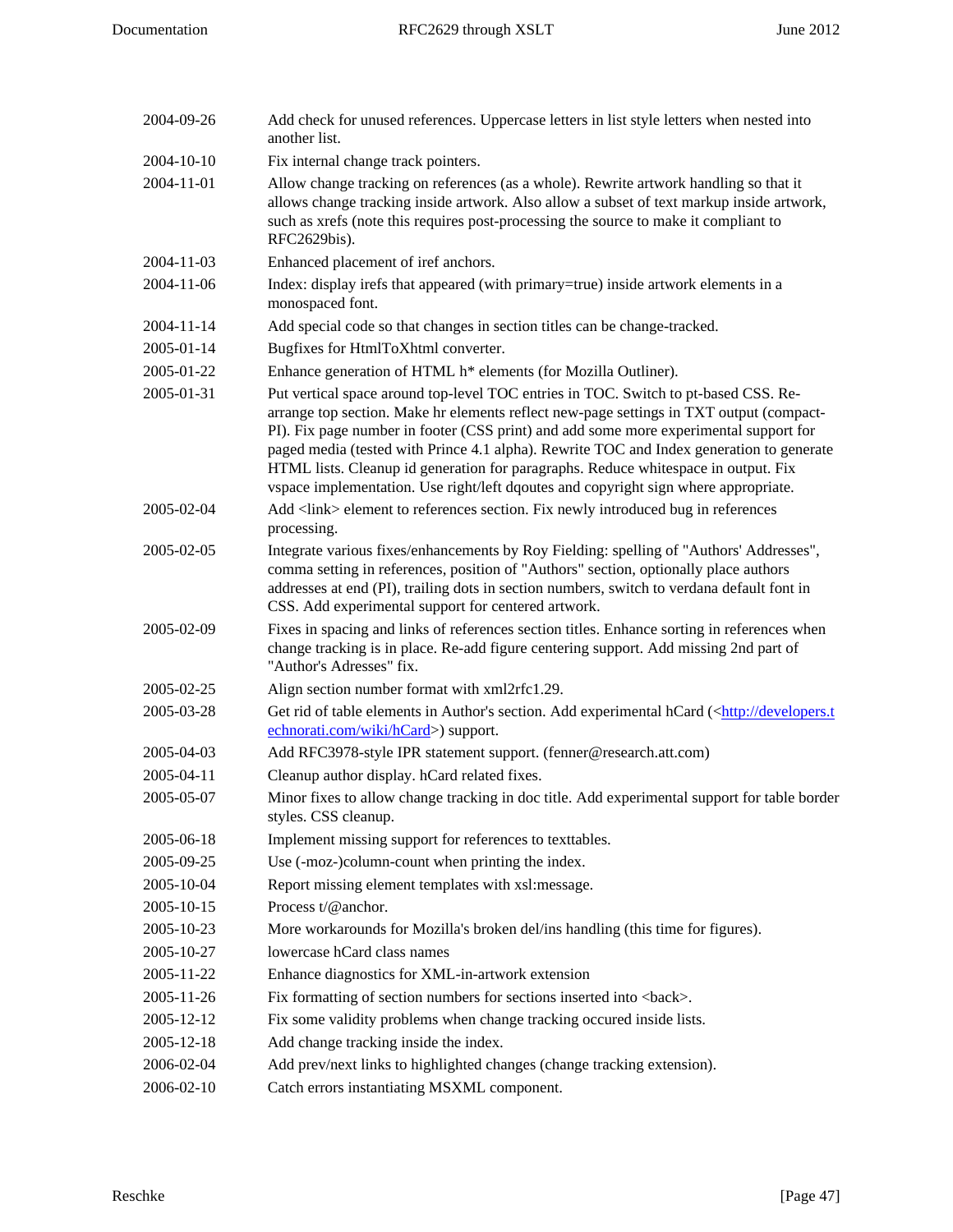| | |
|---|---|
| 2004-09-26 | Add check for unused references. Uppercase letters in list style letters when nested into another list. |
| 2004-10-10 | Fix internal change track pointers. |
| 2004-11-01 | Allow change tracking on references (as a whole). Rewrite artwork handling so that it allows change tracking inside artwork. Also allow a subset of text markup inside artwork, such as xrefs (note this requires post-processing the source to make it compliant to RFC2629bis). |
| 2004-11-03 | Enhanced placement of iref anchors. |
| 2004-11-06 | Index: display irefs that appeared (with primary=true) inside artwork elements in a monospaced font. |
| 2004-11-14 | Add special code so that changes in section titles can be change-tracked. |
| 2005-01-14 | Bugfixes for HtmlToXhtml converter. |
| 2005-01-22 | Enhance generation of HTML h* elements (for Mozilla Outliner). |
| 2005-01-31 | Put vertical space around top-level TOC entries in TOC. Switch to pt-based CSS. Re-arrange top section. Make hr elements reflect new-page settings in TXT output (compact-PI). Fix page number in footer (CSS print) and add some more experimental support for paged media (tested with Prince 4.1 alpha). Rewrite TOC and Index generation to generate HTML lists. Cleanup id generation for paragraphs. Reduce whitespace in output. Fix vspace implementation. Use right/left dqoutes and copyright sign where appropriate. |
| 2005-02-04 | Add <link> element to references section. Fix newly introduced bug in references processing. |
| 2005-02-05 | Integrate various fixes/enhancements by Roy Fielding: spelling of "Authors' Addresses", comma setting in references, position of "Authors" section, optionally place authors addresses at end (PI), trailing dots in section numbers, switch to verdana default font in CSS. Add experimental support for centered artwork. |
| 2005-02-09 | Fixes in spacing and links of references section titles. Enhance sorting in references when change tracking is in place. Re-add figure centering support. Add missing 2nd part of "Author's Adresses" fix. |
| 2005-02-25 | Align section number format with xml2rfc1.29. |
| 2005-03-28 | Get rid of table elements in Author's section. Add experimental hCard (<http://developers.technorati.com/wiki/hCard>) support. |
| 2005-04-03 | Add RFC3978-style IPR statement support. (fenner@research.att.com) |
| 2005-04-11 | Cleanup author display. hCard related fixes. |
| 2005-05-07 | Minor fixes to allow change tracking in doc title. Add experimental support for table border styles. CSS cleanup. |
| 2005-06-18 | Implement missing support for references to texttables. |
| 2005-09-25 | Use (-moz-)column-count when printing the index. |
| 2005-10-04 | Report missing element templates with xsl:message. |
| 2005-10-15 | Process t/@anchor. |
| 2005-10-23 | More workarounds for Mozilla's broken del/ins handling (this time for figures). |
| 2005-10-27 | lowercase hCard class names |
| 2005-11-22 | Enhance diagnostics for XML-in-artwork extension |
| 2005-11-26 | Fix formatting of section numbers for sections inserted into <back>. |
| 2005-12-12 | Fix some validity problems when change tracking occured inside lists. |
| 2005-12-18 | Add change tracking inside the index. |
| 2006-02-04 | Add prev/next links to highlighted changes (change tracking extension). |
| 2006-02-10 | Catch errors instantiating MSXML component. |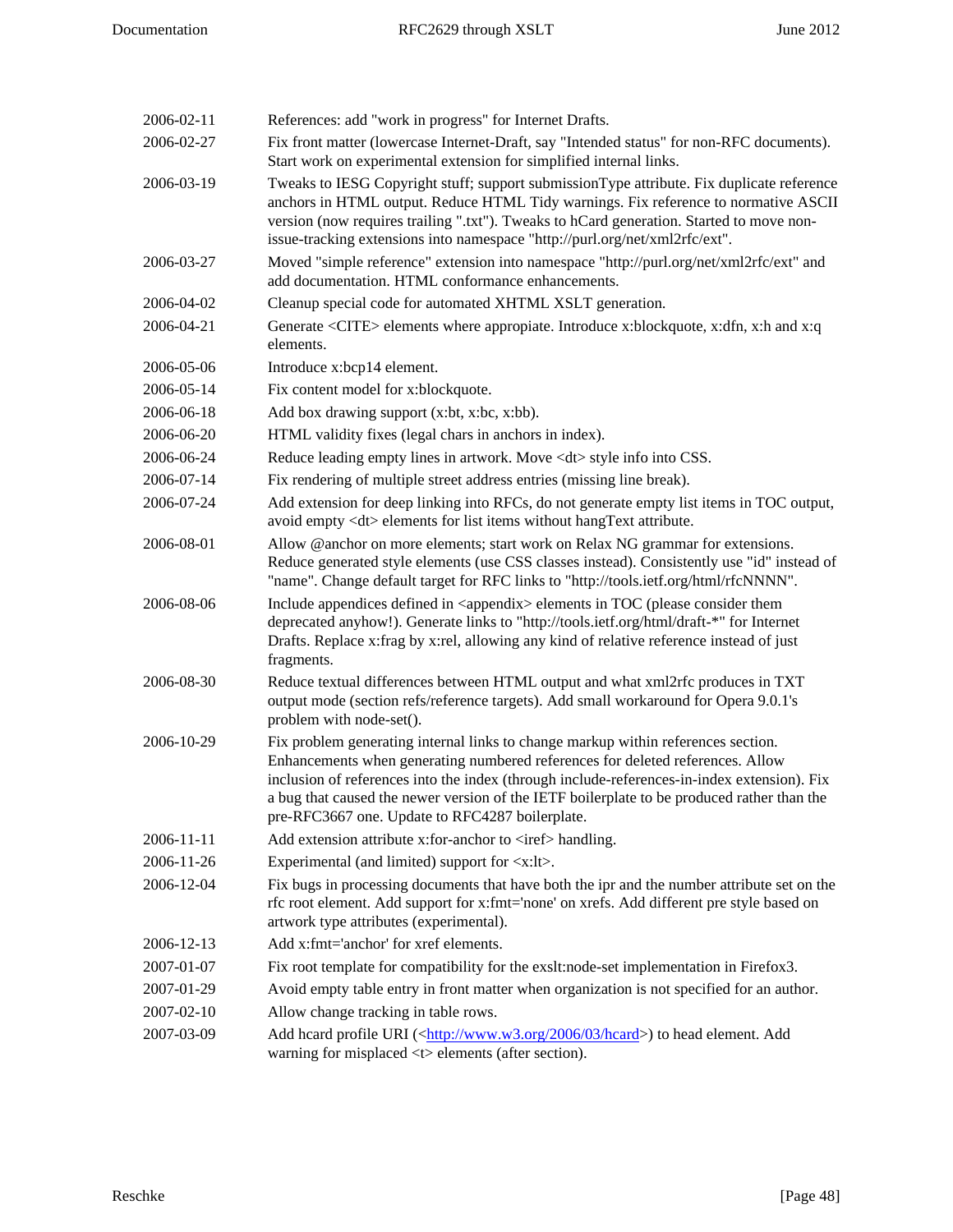2006-02-11 References: add "work in progress" for Internet Drafts.

2006-02-27 Fix front matter (lowercase Internet-Draft, say "Intended status" for non-RFC documents). Start work on experimental extension for simplified internal links.

2006-03-19 Tweaks to IESG Copyright stuff; support submissionType attribute. Fix duplicate reference anchors in HTML output. Reduce HTML Tidy warnings. Fix reference to normative ASCII version (now requires trailing ".txt"). Tweaks to hCard generation. Started to move non-issue-tracking extensions into namespace "http://purl.org/net/xml2rfc/ext".

2006-03-27 Moved "simple reference" extension into namespace "http://purl.org/net/xml2rfc/ext" and add documentation. HTML conformance enhancements.

2006-04-02 Cleanup special code for automated XHTML XSLT generation.

2006-04-21 Generate <CITE> elements where appropiate. Introduce x:blockquote, x:dfn, x:h and x:q elements.

2006-05-06 Introduce x:bcp14 element.

2006-05-14 Fix content model for x:blockquote.

2006-06-18 Add box drawing support (x:bt, x:bc, x:bb).

2006-06-20 HTML validity fixes (legal chars in anchors in index).

2006-06-24 Reduce leading empty lines in artwork. Move <dt> style info into CSS.

2006-07-14 Fix rendering of multiple street address entries (missing line break).

2006-07-24 Add extension for deep linking into RFCs, do not generate empty list items in TOC output, avoid empty <dt> elements for list items without hangText attribute.

2006-08-01 Allow @anchor on more elements; start work on Relax NG grammar for extensions. Reduce generated style elements (use CSS classes instead). Consistently use "id" instead of "name". Change default target for RFC links to "http://tools.ietf.org/html/rfcNNNN".

2006-08-06 Include appendices defined in <appendix> elements in TOC (please consider them deprecated anyhow!). Generate links to "http://tools.ietf.org/html/draft-*" for Internet Drafts. Replace x:frag by x:rel, allowing any kind of relative reference instead of just fragments.

2006-08-30 Reduce textual differences between HTML output and what xml2rfc produces in TXT output mode (section refs/reference targets). Add small workaround for Opera 9.0.1's problem with node-set().

2006-10-29 Fix problem generating internal links to change markup within references section. Enhancements when generating numbered references for deleted references. Allow inclusion of references into the index (through include-references-in-index extension). Fix a bug that caused the newer version of the IETF boilerplate to be produced rather than the pre-RFC3667 one. Update to RFC4287 boilerplate.

2006-11-11 Add extension attribute x:for-anchor to <iref> handling.

2006-11-26 Experimental (and limited) support for <x:lt>.

2006-12-04 Fix bugs in processing documents that have both the ipr and the number attribute set on the rfc root element. Add support for x:fmt='none' on xrefs. Add different pre style based on artwork type attributes (experimental).

2006-12-13 Add x:fmt='anchor' for xref elements.

2007-01-07 Fix root template for compatibility for the exslt:node-set implementation in Firefox3.

2007-01-29 Avoid empty table entry in front matter when organization is not specified for an author.

2007-02-10 Allow change tracking in table rows.

2007-03-09 Add hcard profile URI (<http://www.w3.org/2006/03/hcard>) to head element. Add warning for misplaced <t> elements (after section).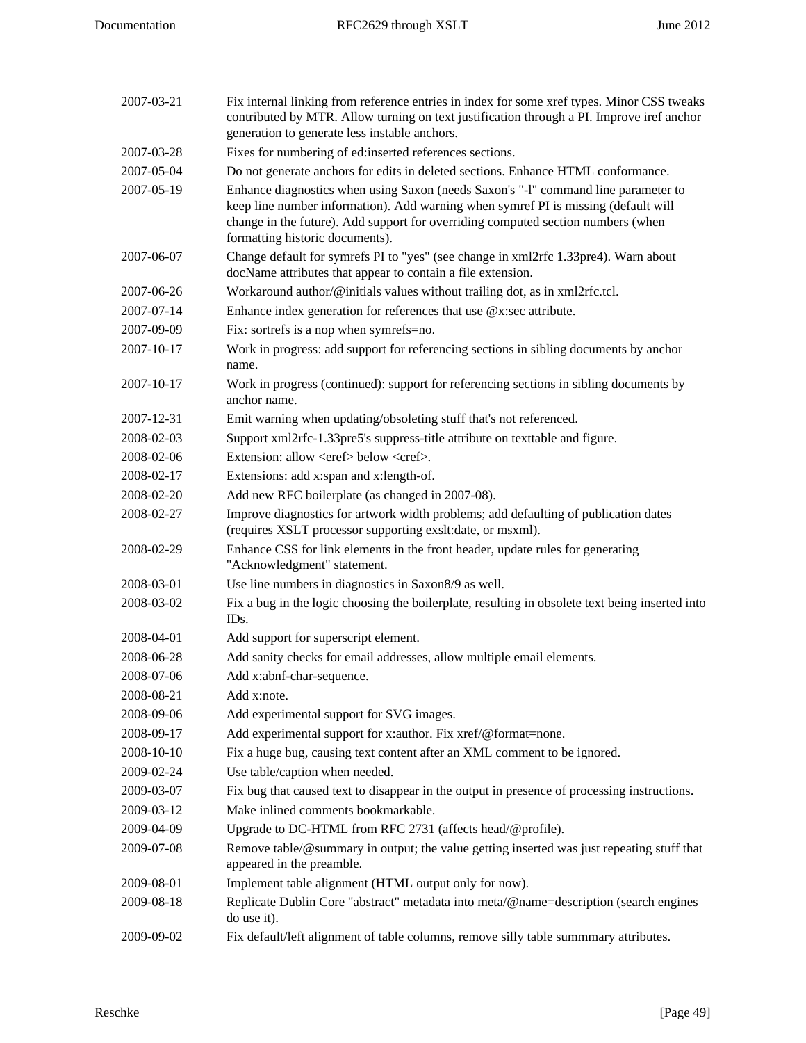| | |
|---|---|
| 2007-03-21 | Fix internal linking from reference entries in index for some xref types. Minor CSS tweaks contributed by MTR. Allow turning on text justification through a PI. Improve iref anchor generation to generate less instable anchors. |
| 2007-03-28 | Fixes for numbering of ed:inserted references sections. |
| 2007-05-04 | Do not generate anchors for edits in deleted sections. Enhance HTML conformance. |
| 2007-05-19 | Enhance diagnostics when using Saxon (needs Saxon's "-l" command line parameter to keep line number information). Add warning when symref PI is missing (default will change in the future). Add support for overriding computed section numbers (when formatting historic documents). |
| 2007-06-07 | Change default for symrefs PI to "yes" (see change in xml2rfc 1.33pre4). Warn about docName attributes that appear to contain a file extension. |
| 2007-06-26 | Workaround author/@initials values without trailing dot, as in xml2rfc.tcl. |
| 2007-07-14 | Enhance index generation for references that use @x:sec attribute. |
| 2007-09-09 | Fix: sortrefs is a nop when symrefs=no. |
| 2007-10-17 | Work in progress: add support for referencing sections in sibling documents by anchor name. |
| 2007-10-17 | Work in progress (continued): support for referencing sections in sibling documents by anchor name. |
| 2007-12-31 | Emit warning when updating/obsoleting stuff that's not referenced. |
| 2008-02-03 | Support xml2rfc-1.33pre5's suppress-title attribute on texttable and figure. |
| 2008-02-06 | Extension: allow <eref> below <cref>. |
| 2008-02-17 | Extensions: add x:span and x:length-of. |
| 2008-02-20 | Add new RFC boilerplate (as changed in 2007-08). |
| 2008-02-27 | Improve diagnostics for artwork width problems; add defaulting of publication dates (requires XSLT processor supporting exslt:date, or msxml). |
| 2008-02-29 | Enhance CSS for link elements in the front header, update rules for generating "Acknowledgment" statement. |
| 2008-03-01 | Use line numbers in diagnostics in Saxon8/9 as well. |
| 2008-03-02 | Fix a bug in the logic choosing the boilerplate, resulting in obsolete text being inserted into IDs. |
| 2008-04-01 | Add support for superscript element. |
| 2008-06-28 | Add sanity checks for email addresses, allow multiple email elements. |
| 2008-07-06 | Add x:abnf-char-sequence. |
| 2008-08-21 | Add x:note. |
| 2008-09-06 | Add experimental support for SVG images. |
| 2008-09-17 | Add experimental support for x:author. Fix xref/@format=none. |
| 2008-10-10 | Fix a huge bug, causing text content after an XML comment to be ignored. |
| 2009-02-24 | Use table/caption when needed. |
| 2009-03-07 | Fix bug that caused text to disappear in the output in presence of processing instructions. |
| 2009-03-12 | Make inlined comments bookmarkable. |
| 2009-04-09 | Upgrade to DC-HTML from RFC 2731 (affects head/@profile). |
| 2009-07-08 | Remove table/@summary in output; the value getting inserted was just repeating stuff that appeared in the preamble. |
| 2009-08-01 | Implement table alignment (HTML output only for now). |
| 2009-08-18 | Replicate Dublin Core "abstract" metadata into meta/@name=description (search engines do use it). |
| 2009-09-02 | Fix default/left alignment of table columns, remove silly table summmary attributes. |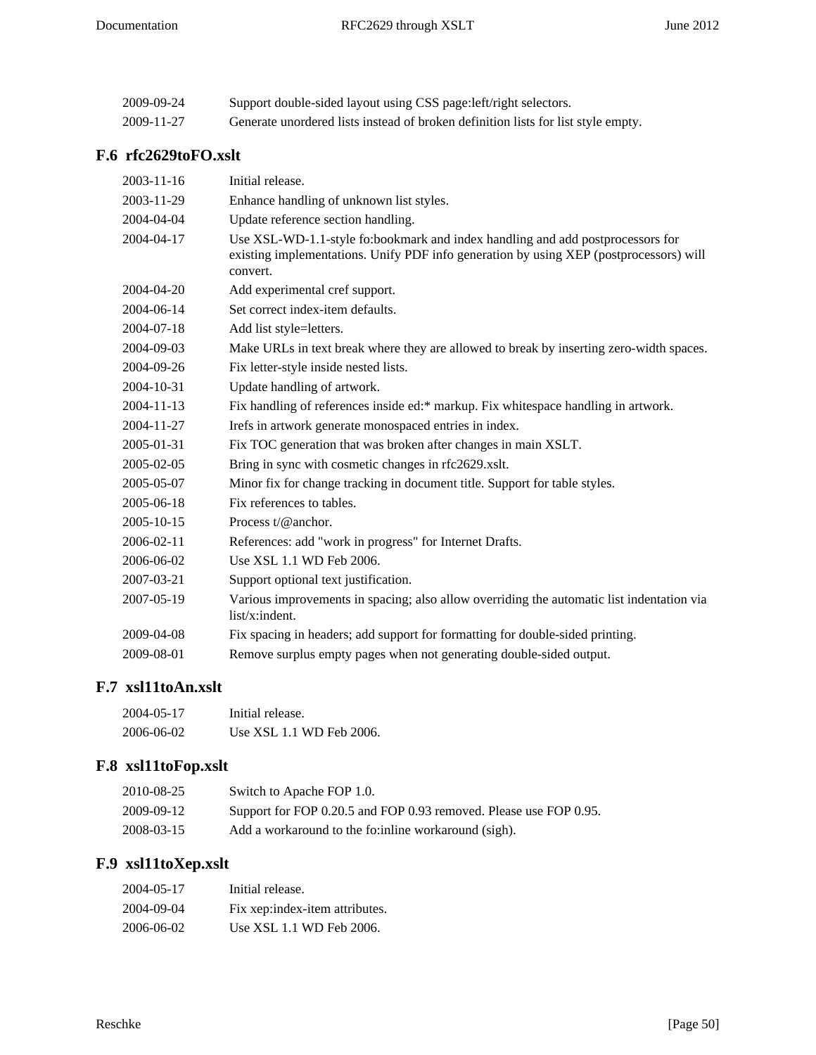2009-09-24 Support double-sided layout using CSS page:left/right selectors.

2009-11-27 Generate unordered lists instead of broken definition lists for list style empty.

### F.6 rfc2629toFO.xslt

2003-11-16 Initial release.

2003-11-29 Enhance handling of unknown list styles.

2004-04-04 Update reference section handling.

2004-04-17 Use XSL-WD-1.1-style fo:bookmark and index handling and add postprocessors for existing implementations. Unify PDF info generation by using XEP (postprocessors) will convert.

2004-04-20 Add experimental cref support.

2004-06-14 Set correct index-item defaults.

2004-07-18 Add list style=letters.

2004-09-03 Make URLs in text break where they are allowed to break by inserting zero-width spaces.

2004-09-26 Fix letter-style inside nested lists.

2004-10-31 Update handling of artwork.

2004-11-13 Fix handling of references inside ed:* markup. Fix whitespace handling in artwork.

2004-11-27 Irefs in artwork generate monospaced entries in index.

2005-01-31 Fix TOC generation that was broken after changes in main XSLT.

2005-02-05 Bring in sync with cosmetic changes in rfc2629.xslt.

2005-05-07 Minor fix for change tracking in document title. Support for table styles.

2005-06-18 Fix references to tables.

2005-10-15 Process t/@anchor.

2006-02-11 References: add "work in progress" for Internet Drafts.

2006-06-02 Use XSL 1.1 WD Feb 2006.

2007-03-21 Support optional text justification.

2007-05-19 Various improvements in spacing; also allow overriding the automatic list indentation via list/x:indent.

2009-04-08 Fix spacing in headers; add support for formatting for double-sided printing.

2009-08-01 Remove surplus empty pages when not generating double-sided output.

### F.7 xsl11toAn.xslt

2004-05-17 Initial release.

2006-06-02 Use XSL 1.1 WD Feb 2006.

### F.8 xsl11toFop.xslt

2010-08-25 Switch to Apache FOP 1.0.

2009-09-12 Support for FOP 0.20.5 and FOP 0.93 removed. Please use FOP 0.95.

2008-03-15 Add a workaround to the fo:inline workaround (sigh).

### F.9 xsl11toXep.xslt

2004-05-17 Initial release.

2004-09-04 Fix xep:index-item attributes.

2006-06-02 Use XSL 1.1 WD Feb 2006.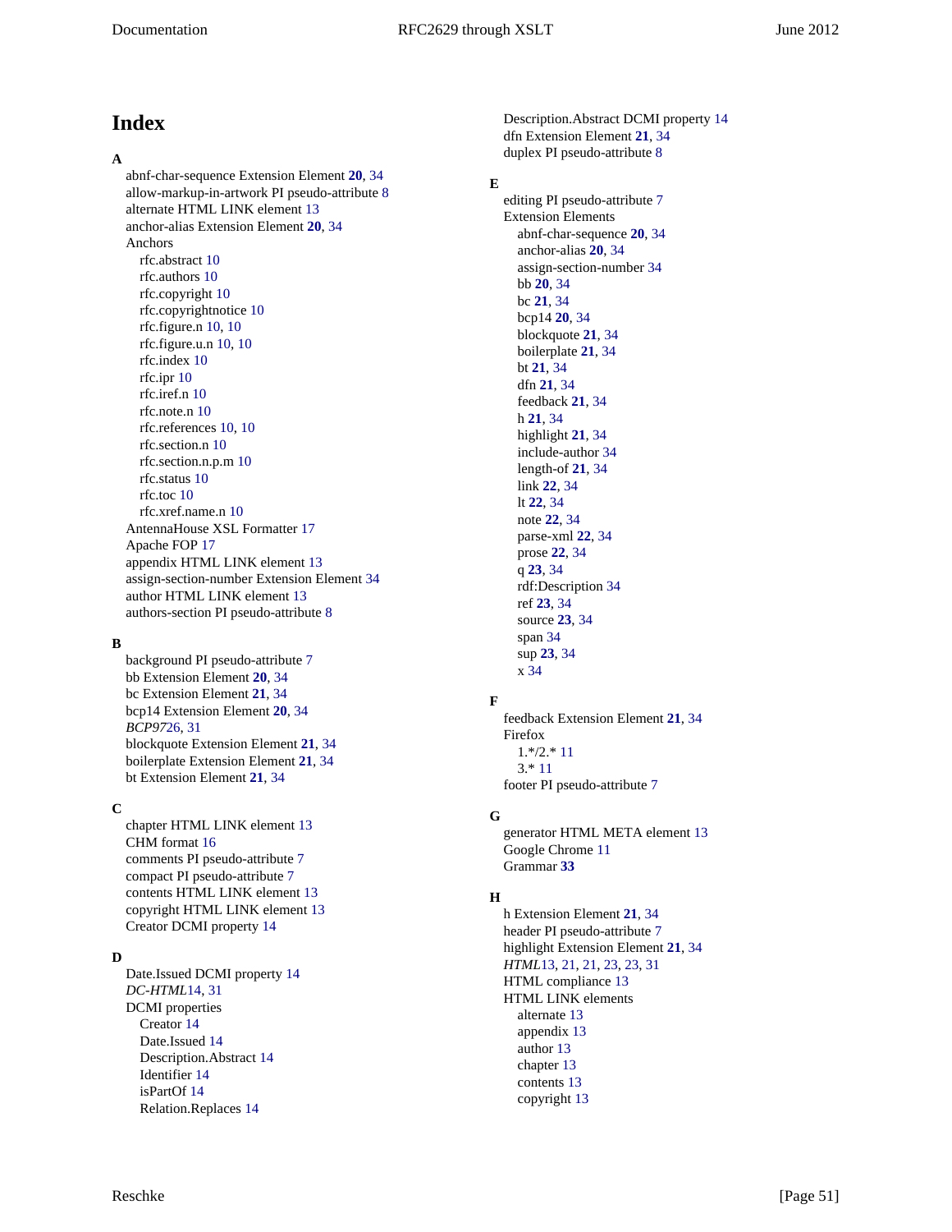# Index

**A**

- abnf-char-sequence Extension Element **20**, 34
- allow-markup-in-artwork PI pseudo-attribute 8
- alternate HTML LINK element 13
- anchor-alias Extension Element **20**, 34
- Anchors
  - rfc.abstract 10
  - rfc.authors 10
  - rfc.copyright 10
  - rfc.copyrightnotice 10
  - rfc.figure.n 10, 10
  - rfc.figure.u.n 10, 10
  - rfc.index 10
  - rfc.ipr 10
  - rfc.iref.n 10
  - rfc.note.n 10
  - rfc.references 10, 10
  - rfc.section.n 10
  - rfc.section.n.p.m 10
  - rfc.status 10
  - rfc.toc 10
  - rfc.xref.name.n 10
- AntennaHouse XSL Formatter 17
- Apache FOP 17
- appendix HTML LINK element 13
- assign-section-number Extension Element 34
- author HTML LINK element 13
- authors-section PI pseudo-attribute 8

**B**

- background PI pseudo-attribute 7
- bb Extension Element **20**, 34
- bc Extension Element **21**, 34
- bcp14 Extension Element **20**, 34
- *BCP97*26, 31
- blockquote Extension Element **21**, 34
- boilerplate Extension Element **21**, 34
- bt Extension Element **21**, 34

**C**

- chapter HTML LINK element 13
- CHM format 16
- comments PI pseudo-attribute 7
- compact PI pseudo-attribute 7
- contents HTML LINK element 13
- copyright HTML LINK element 13
- Creator DCMI property 14

**D**

- Date.Issued DCMI property 14
- *DC-HTML*14, 31
- DCMI properties
  - Creator 14
  - Date.Issued 14
  - Description.Abstract 14
  - Identifier 14
  - isPartOf 14
  - Relation.Replaces 14
- Description.Abstract DCMI property 14
- dfn Extension Element **21**, 34
- duplex PI pseudo-attribute 8

**E**

- editing PI pseudo-attribute 7
- Extension Elements
  - abnf-char-sequence **20**, 34
  - anchor-alias **20**, 34
  - assign-section-number 34
  - bb **20**, 34
  - bc **21**, 34
  - bcp14 **20**, 34
  - blockquote **21**, 34
  - boilerplate **21**, 34
  - bt **21**, 34
  - dfn **21**, 34
  - feedback **21**, 34
  - h **21**, 34
  - highlight **21**, 34
  - include-author 34
  - length-of **21**, 34
  - link **22**, 34
  - lt **22**, 34
  - note **22**, 34
  - parse-xml **22**, 34
  - prose **22**, 34
  - q **23**, 34
  - rdf:Description 34
  - ref **23**, 34
  - source **23**, 34
  - span 34
  - sup **23**, 34
  - x 34

**F**

- feedback Extension Element **21**, 34
- Firefox
  - 1.*/2.* 11
  - 3.* 11
- footer PI pseudo-attribute 7

**G**

- generator HTML META element 13
- Google Chrome 11
- Grammar **33**

**H**

- h Extension Element **21**, 34
- header PI pseudo-attribute 7
- highlight Extension Element **21**, 34
- *HTML*13, 21, 21, 23, 23, 31
- HTML compliance 13
- HTML LINK elements
  - alternate 13
  - appendix 13
  - author 13
  - chapter 13
  - contents 13
  - copyright 13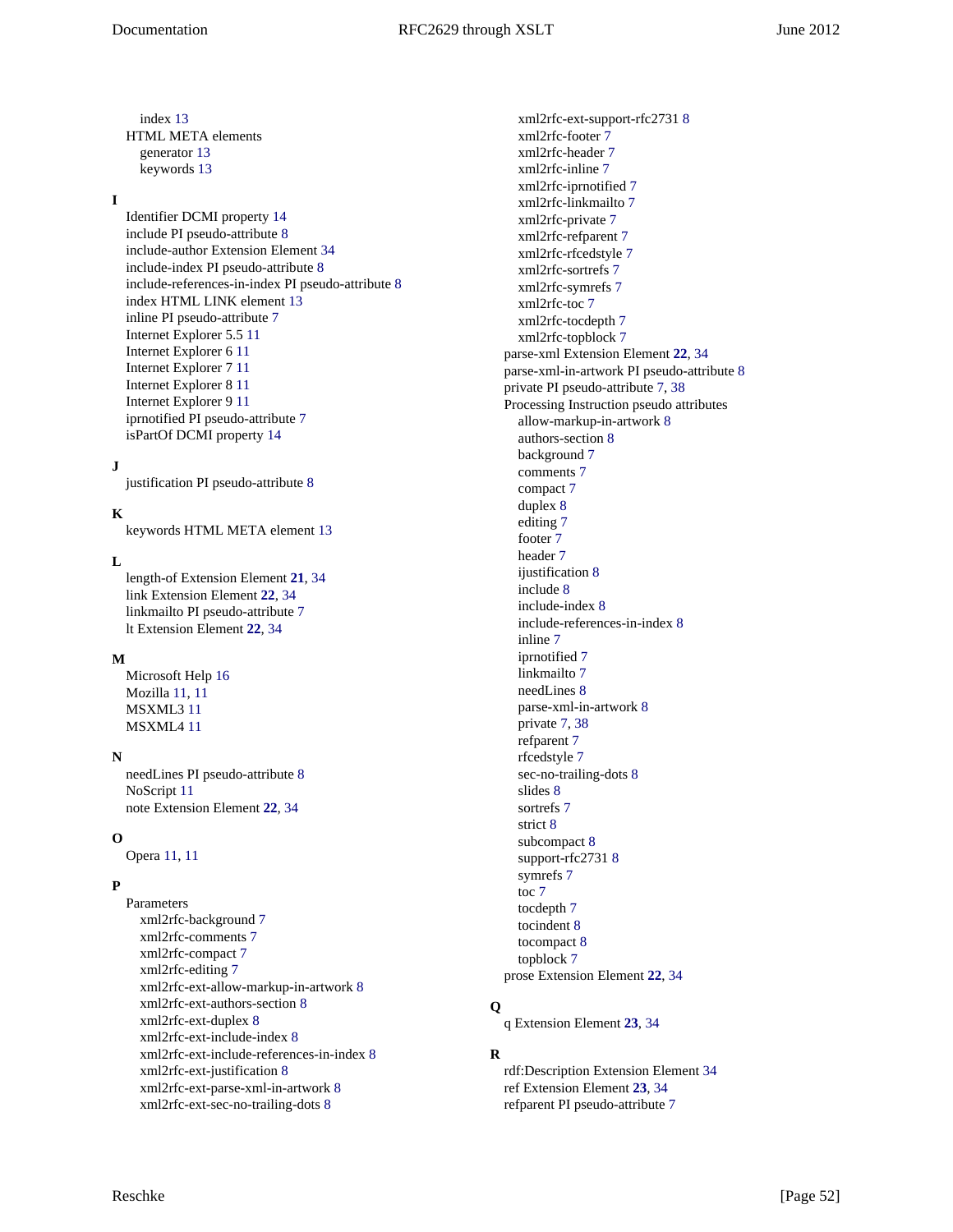index 13
  HTML META elements
   generator 13
   keywords 13

**I**

  Identifier DCMI property 14
  include PI pseudo-attribute 8
  include-author Extension Element 34
  include-index PI pseudo-attribute 8
  include-references-in-index PI pseudo-attribute 8
  index HTML LINK element 13
  inline PI pseudo-attribute 7
  Internet Explorer 5.5 11
  Internet Explorer 6 11
  Internet Explorer 7 11
  Internet Explorer 8 11
  Internet Explorer 9 11
  iprnotified PI pseudo-attribute 7
  isPartOf DCMI property 14

**J**

  justification PI pseudo-attribute 8

**K**

  keywords HTML META element 13

**L**

  length-of Extension Element **21**, 34
  link Extension Element **22**, 34
  linkmailto PI pseudo-attribute 7
  lt Extension Element **22**, 34

**M**

  Microsoft Help 16
  Mozilla 11, 11
  MSXML3 11
  MSXML4 11

**N**

  needLines PI pseudo-attribute 8
  NoScript 11
  note Extension Element **22**, 34

**O**

  Opera 11, 11

**P**

  Parameters
   xml2rfc-background 7
   xml2rfc-comments 7
   xml2rfc-compact 7
   xml2rfc-editing 7
   xml2rfc-ext-allow-markup-in-artwork 8
   xml2rfc-ext-authors-section 8
   xml2rfc-ext-duplex 8
   xml2rfc-ext-include-index 8
   xml2rfc-ext-include-references-in-index 8
   xml2rfc-ext-justification 8
   xml2rfc-ext-parse-xml-in-artwork 8
   xml2rfc-ext-sec-no-trailing-dots 8
   xml2rfc-ext-support-rfc2731 8
   xml2rfc-footer 7
   xml2rfc-header 7
   xml2rfc-inline 7
   xml2rfc-iprnotified 7
   xml2rfc-linkmailto 7
   xml2rfc-private 7
   xml2rfc-refparent 7
   xml2rfc-rfcedstyle 7
   xml2rfc-sortrefs 7
   xml2rfc-symrefs 7
   xml2rfc-toc 7
   xml2rfc-tocdepth 7
   xml2rfc-topblock 7
  parse-xml Extension Element **22**, 34
  parse-xml-in-artwork PI pseudo-attribute 8
  private PI pseudo-attribute 7, 38
  Processing Instruction pseudo attributes
   allow-markup-in-artwork 8
   authors-section 8
   background 7
   comments 7
   compact 7
   duplex 8
   editing 7
   footer 7
   header 7
   ijustification 8
   include 8
   include-index 8
   include-references-in-index 8
   inline 7
   iprnotified 7
   linkmailto 7
   needLines 8
   parse-xml-in-artwork 8
   private 7, 38
   refparent 7
   rfcedstyle 7
   sec-no-trailing-dots 8
   slides 8
   sortrefs 7
   strict 8
   subcompact 8
   support-rfc2731 8
   symrefs 7
   toc 7
   tocdepth 7
   tocindent 8
   tocompact 8
   topblock 7
  prose Extension Element **22**, 34

**Q**

  q Extension Element **23**, 34

**R**

  rdf:Description Extension Element 34
  ref Extension Element **23**, 34
  refparent PI pseudo-attribute 7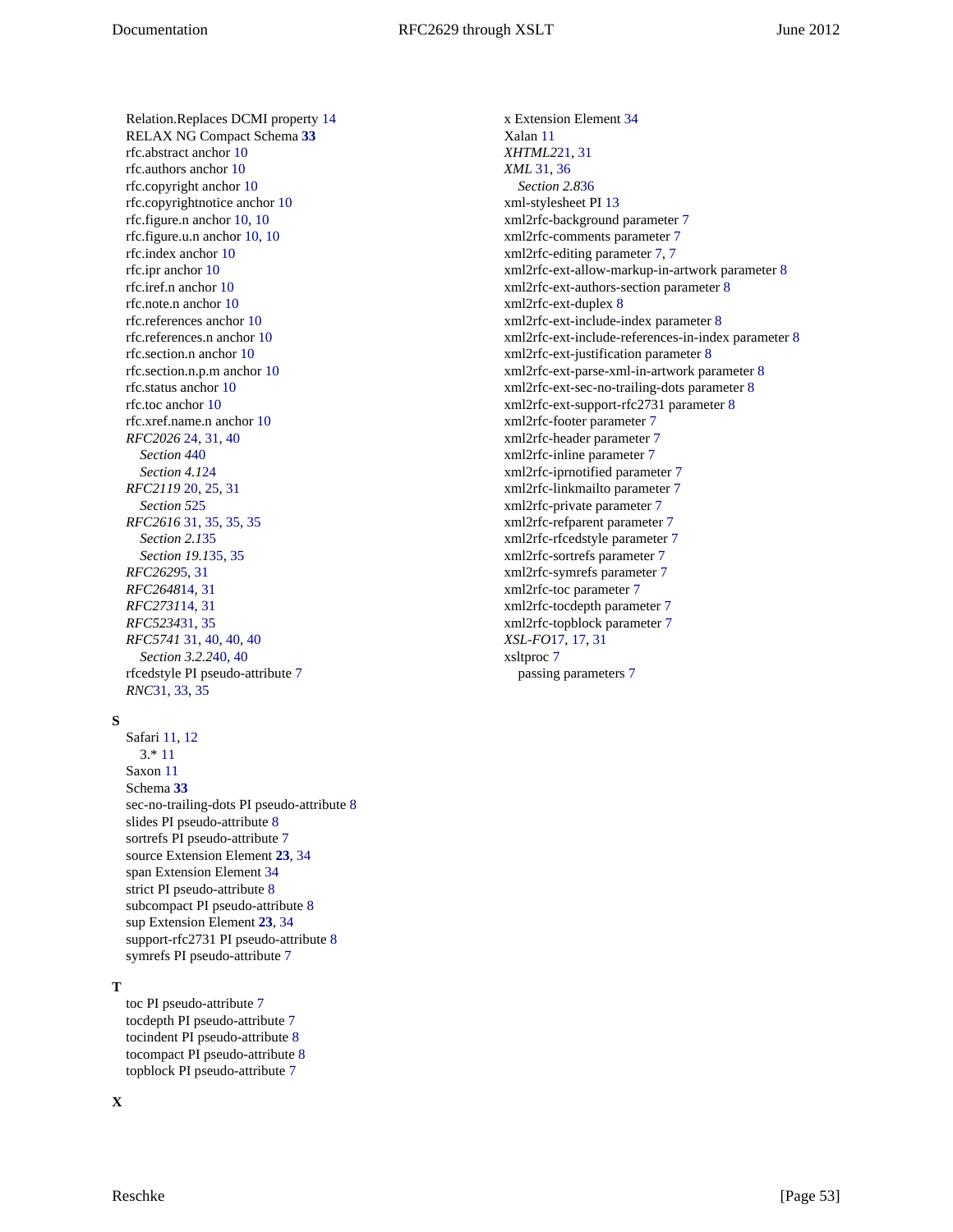Relation.Replaces DCMI property 14
RELAX NG Compact Schema **33**
rfc.abstract anchor 10
rfc.authors anchor 10
rfc.copyright anchor 10
rfc.copyrightnotice anchor 10
rfc.figure.n anchor 10, 10
rfc.figure.u.n anchor 10, 10
rfc.index anchor 10
rfc.ipr anchor 10
rfc.iref.n anchor 10
rfc.note.n anchor 10
rfc.references anchor 10
rfc.references.n anchor 10
rfc.section.n anchor 10
rfc.section.n.p.m anchor 10
rfc.status anchor 10
rfc.toc anchor 10
rfc.xref.name.n anchor 10
*RFC2026* 24, 31, 40
  *Section 4*40
  *Section 4.1*24
*RFC2119* 20, 25, 31
  *Section 5*25
*RFC2616* 31, 35, 35, 35
  *Section 2.1*35
  *Section 19.1*35, 35
*RFC2629*5, 31
*RFC2648*14, 31
*RFC2731*14, 31
*RFC5234*31, 35
*RFC5741* 31, 40, 40, 40
  *Section 3.2.2*40, 40
rfcedstyle PI pseudo-attribute 7
*RNC*31, 33, 35

**S**

Safari 11, 12
  3.* 11
Saxon 11
Schema **33**
sec-no-trailing-dots PI pseudo-attribute 8
slides PI pseudo-attribute 8
sortrefs PI pseudo-attribute 7
source Extension Element **23**, 34
span Extension Element 34
strict PI pseudo-attribute 8
subcompact PI pseudo-attribute 8
sup Extension Element **23**, 34
support-rfc2731 PI pseudo-attribute 8
symrefs PI pseudo-attribute 7

**T**

toc PI pseudo-attribute 7
tocdepth PI pseudo-attribute 7
tocindent PI pseudo-attribute 8
tocompact PI pseudo-attribute 8
topblock PI pseudo-attribute 7

**X**

x Extension Element 34
Xalan 11
*XHTML2*21, 31
*XML* 31, 36
  *Section 2.8*36
xml-stylesheet PI 13
xml2rfc-background parameter 7
xml2rfc-comments parameter 7
xml2rfc-editing parameter 7, 7
xml2rfc-ext-allow-markup-in-artwork parameter 8
xml2rfc-ext-authors-section parameter 8
xml2rfc-ext-duplex 8
xml2rfc-ext-include-index parameter 8
xml2rfc-ext-include-references-in-index parameter 8
xml2rfc-ext-justification parameter 8
xml2rfc-ext-parse-xml-in-artwork parameter 8
xml2rfc-ext-sec-no-trailing-dots parameter 8
xml2rfc-ext-support-rfc2731 parameter 8
xml2rfc-footer parameter 7
xml2rfc-header parameter 7
xml2rfc-inline parameter 7
xml2rfc-iprnotified parameter 7
xml2rfc-linkmailto parameter 7
xml2rfc-private parameter 7
xml2rfc-refparent parameter 7
xml2rfc-rfcedstyle parameter 7
xml2rfc-sortrefs parameter 7
xml2rfc-symrefs parameter 7
xml2rfc-toc parameter 7
xml2rfc-tocdepth parameter 7
xml2rfc-topblock parameter 7
*XSL-FO*17, 17, 31
xsltproc 7
  passing parameters 7